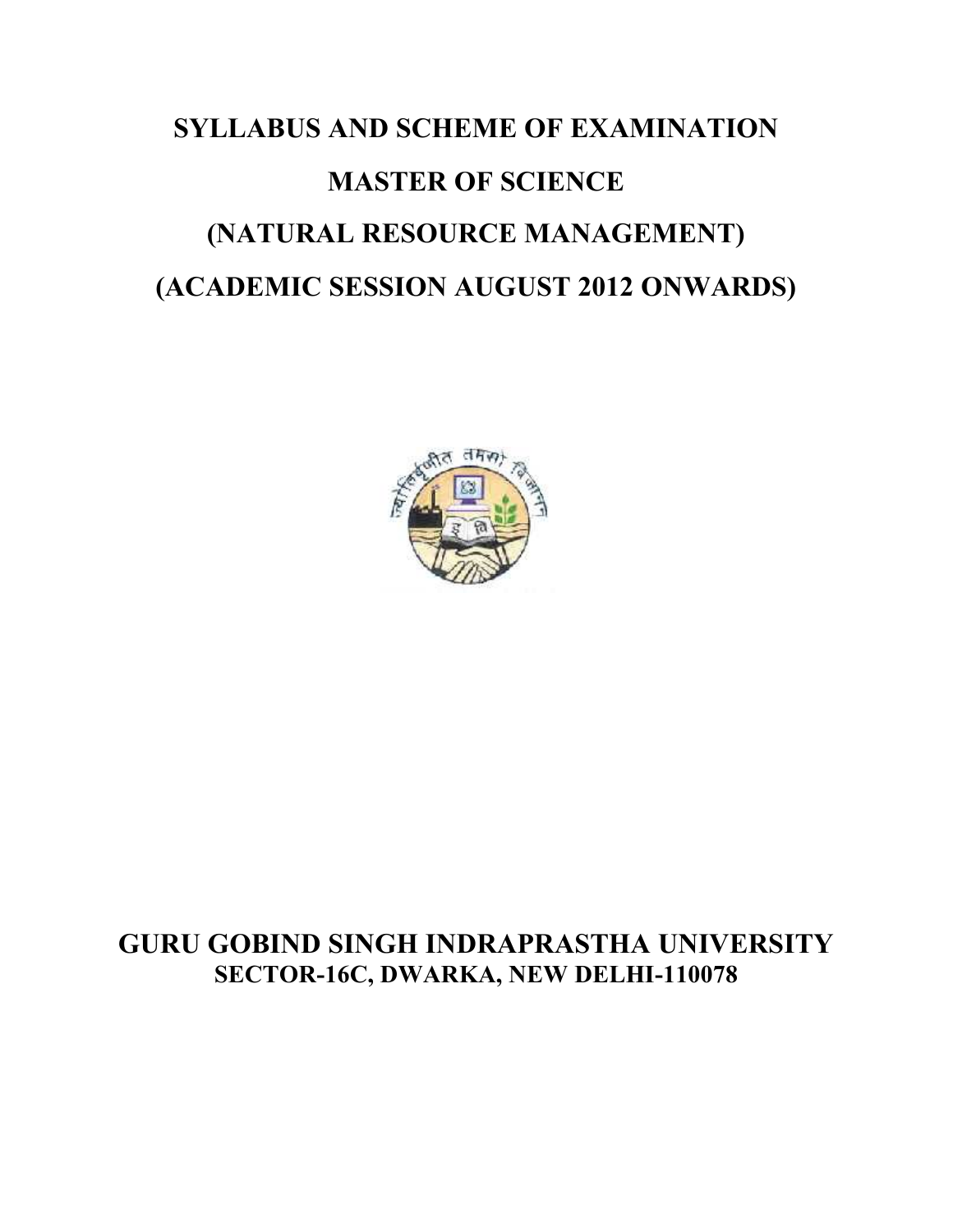# SYLLABUS AND SCHEME OF EXAMINATION

# MASTER OF SCIENCE

# (NATURAL RESOURCE MANAGEMENT)

# (ACADEMIC SESSION AUGUST 2012 ONWARDS)

## GURU GOBIND SINGH INDRAPRASTHA UNIVERSITY

### SECTOR-16C, DWARKA, NEW DELHI-110078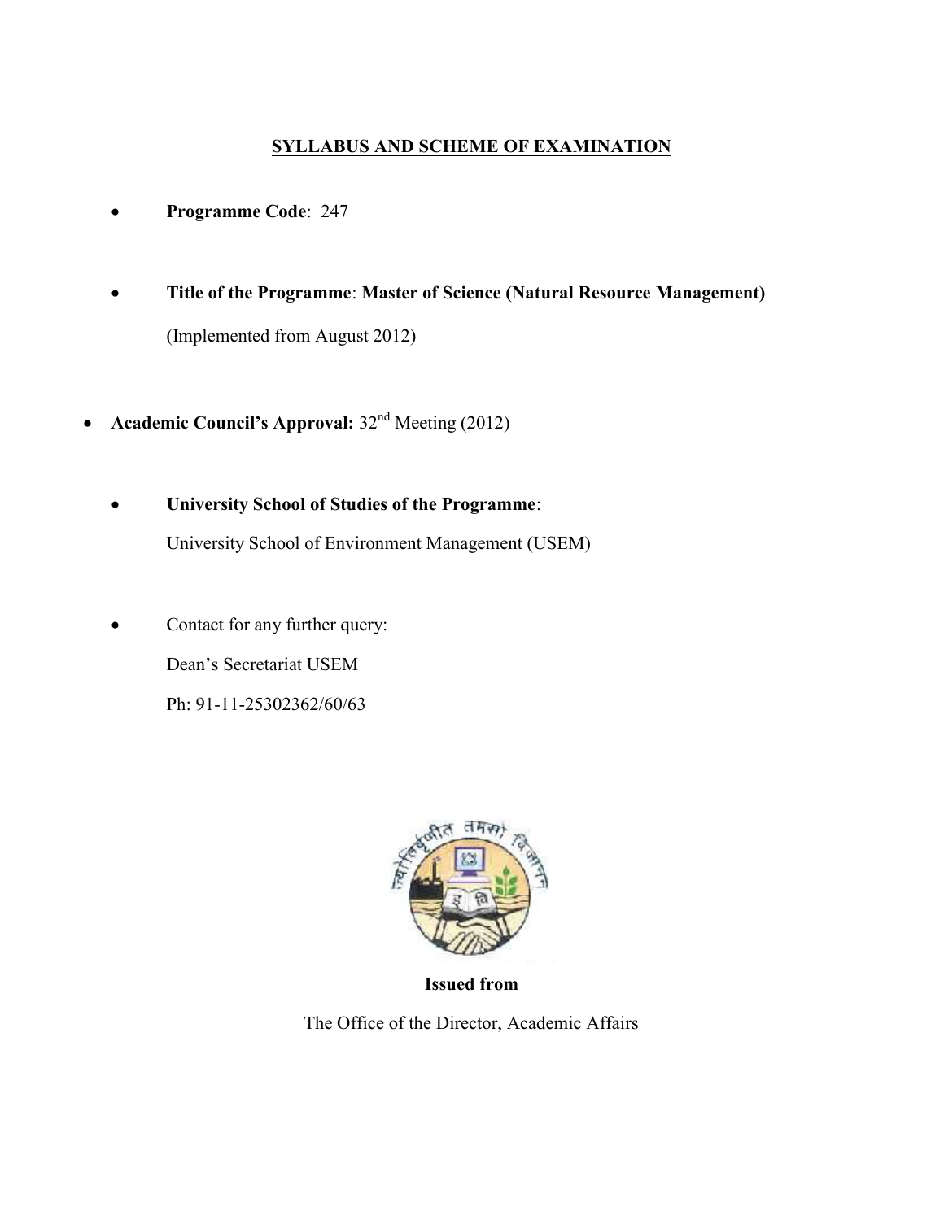## SYLLABUS AND SCHEME OF EXAMINATION

- **Programme Code**: 247

- **Title of the Programme**: **Master of Science (Natural Resource Management)**

  (Implemented from August 2012)

- **Academic Council's Approval:** 32nd Meeting (2012)

- **University School of Studies of the Programme**:

  University School of Environment Management (USEM)

- Contact for any further query:

  Dean's Secretariat USEM

  Ph: 91-11-25302362/60/63

**Issued from**

The Office of the Director, Academic Affairs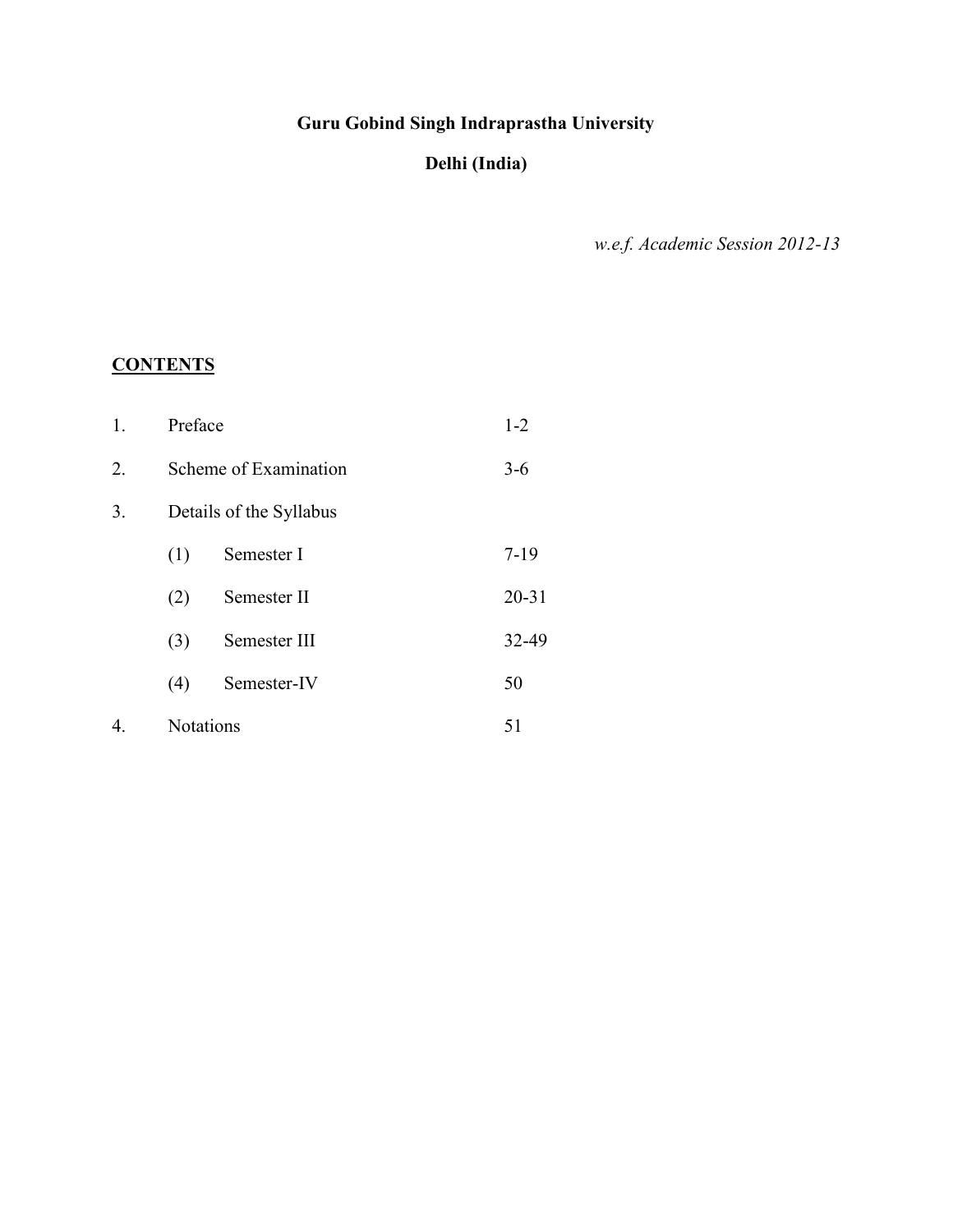**Guru Gobind Singh Indraprastha University**

**Delhi (India)**

*w.e.f. Academic Session 2012-13*

## CONTENTS

| | | | |
|---|---|---|---|
| 1. | Preface | | 1-2 |
| 2. | Scheme of Examination | | 3-6 |
| 3. | Details of the Syllabus | | |
| | (1) | Semester I | 7-19 |
| | (2) | Semester II | 20-31 |
| | (3) | Semester III | 32-49 |
| | (4) | Semester-IV | 50 |
| 4. | Notations | | 51 |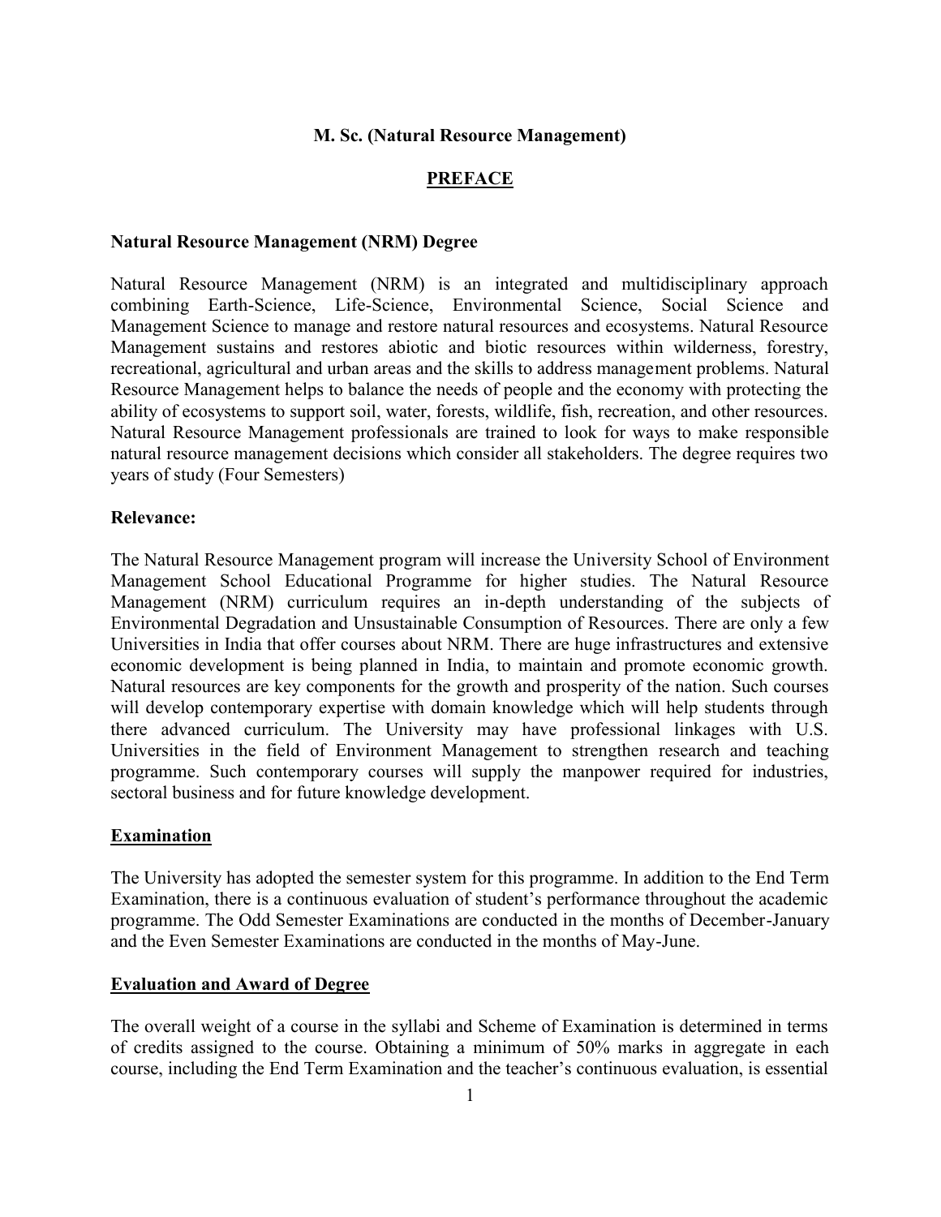**M. Sc. (Natural Resource Management)**

## PREFACE

### Natural Resource Management (NRM) Degree

Natural Resource Management (NRM) is an integrated and multidisciplinary approach combining Earth-Science, Life-Science, Environmental Science, Social Science and Management Science to manage and restore natural resources and ecosystems. Natural Resource Management sustains and restores abiotic and biotic resources within wilderness, forestry, recreational, agricultural and urban areas and the skills to address management problems. Natural Resource Management helps to balance the needs of people and the economy with protecting the ability of ecosystems to support soil, water, forests, wildlife, fish, recreation, and other resources. Natural Resource Management professionals are trained to look for ways to make responsible natural resource management decisions which consider all stakeholders. The degree requires two years of study (Four Semesters)

### Relevance:

The Natural Resource Management program will increase the University School of Environment Management School Educational Programme for higher studies. The Natural Resource Management (NRM) curriculum requires an in-depth understanding of the subjects of Environmental Degradation and Unsustainable Consumption of Resources. There are only a few Universities in India that offer courses about NRM. There are huge infrastructures and extensive economic development is being planned in India, to maintain and promote economic growth. Natural resources are key components for the growth and prosperity of the nation. Such courses will develop contemporary expertise with domain knowledge which will help students through there advanced curriculum. The University may have professional linkages with U.S. Universities in the field of Environment Management to strengthen research and teaching programme. Such contemporary courses will supply the manpower required for industries, sectoral business and for future knowledge development.

### Examination

The University has adopted the semester system for this programme. In addition to the End Term Examination, there is a continuous evaluation of student's performance throughout the academic programme. The Odd Semester Examinations are conducted in the months of December-January and the Even Semester Examinations are conducted in the months of May-June.

### Evaluation and Award of Degree

The overall weight of a course in the syllabi and Scheme of Examination is determined in terms of credits assigned to the course. Obtaining a minimum of 50% marks in aggregate in each course, including the End Term Examination and the teacher's continuous evaluation, is essential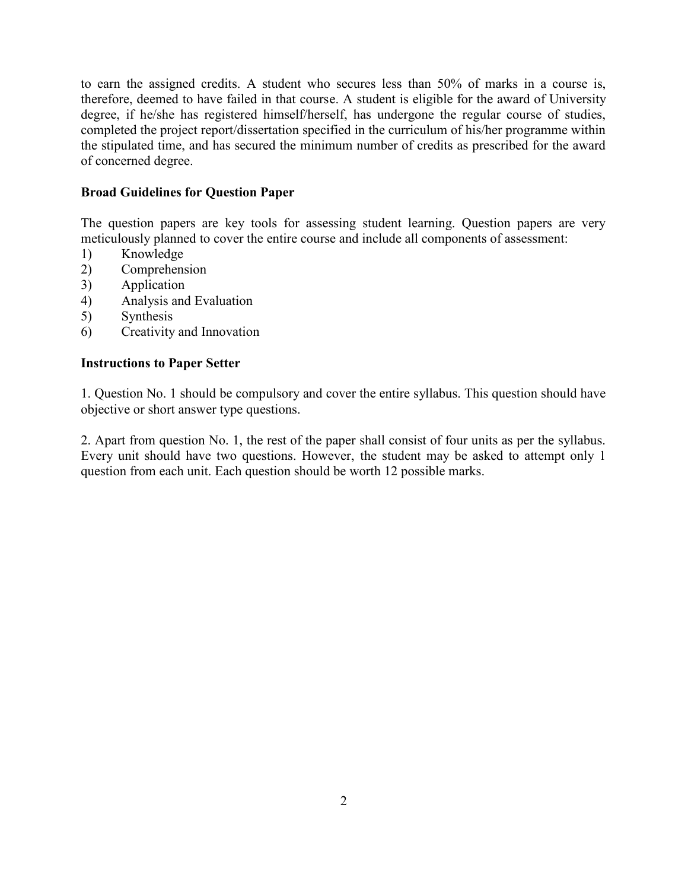to earn the assigned credits. A student who secures less than 50% of marks in a course is, therefore, deemed to have failed in that course. A student is eligible for the award of University degree, if he/she has registered himself/herself, has undergone the regular course of studies, completed the project report/dissertation specified in the curriculum of his/her programme within the stipulated time, and has secured the minimum number of credits as prescribed for the award of concerned degree.

**Broad Guidelines for Question Paper**

The question papers are key tools for assessing student learning. Question papers are very meticulously planned to cover the entire course and include all components of assessment:

1) Knowledge
2) Comprehension
3) Application
4) Analysis and Evaluation
5) Synthesis
6) Creativity and Innovation

**Instructions to Paper Setter**

1. Question No. 1 should be compulsory and cover the entire syllabus. This question should have objective or short answer type questions.

2. Apart from question No. 1, the rest of the paper shall consist of four units as per the syllabus. Every unit should have two questions. However, the student may be asked to attempt only 1 question from each unit. Each question should be worth 12 possible marks.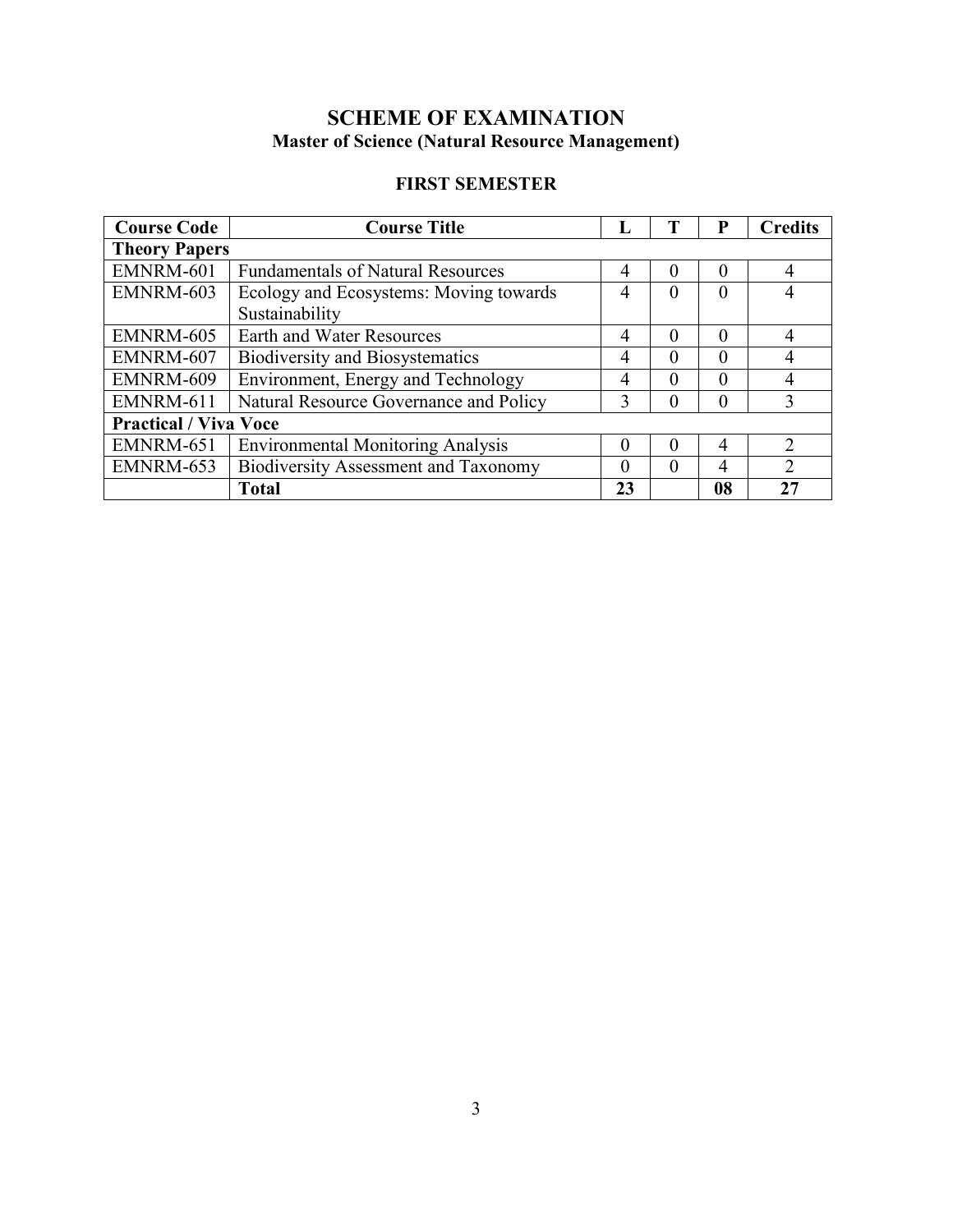# SCHEME OF EXAMINATION

## Master of Science (Natural Resource Management)

### FIRST SEMESTER

| Course Code | Course Title | L | T | P | Credits |
|---|---|---|---|---|---|
| **Theory Papers** | | | | | |
| EMNRM-601 | Fundamentals of Natural Resources | 4 | 0 | 0 | 4 |
| EMNRM-603 | Ecology and Ecosystems: Moving towards Sustainability | 4 | 0 | 0 | 4 |
| EMNRM-605 | Earth and Water Resources | 4 | 0 | 0 | 4 |
| EMNRM-607 | Biodiversity and Biosystematics | 4 | 0 | 0 | 4 |
| EMNRM-609 | Environment, Energy and Technology | 4 | 0 | 0 | 4 |
| EMNRM-611 | Natural Resource Governance and Policy | 3 | 0 | 0 | 3 |
| **Practical / Viva Voce** | | | | | |
| EMNRM-651 | Environmental Monitoring Analysis | 0 | 0 | 4 | 2 |
| EMNRM-653 | Biodiversity Assessment and Taxonomy | 0 | 0 | 4 | 2 |
| | **Total** | **23** | | **08** | **27** |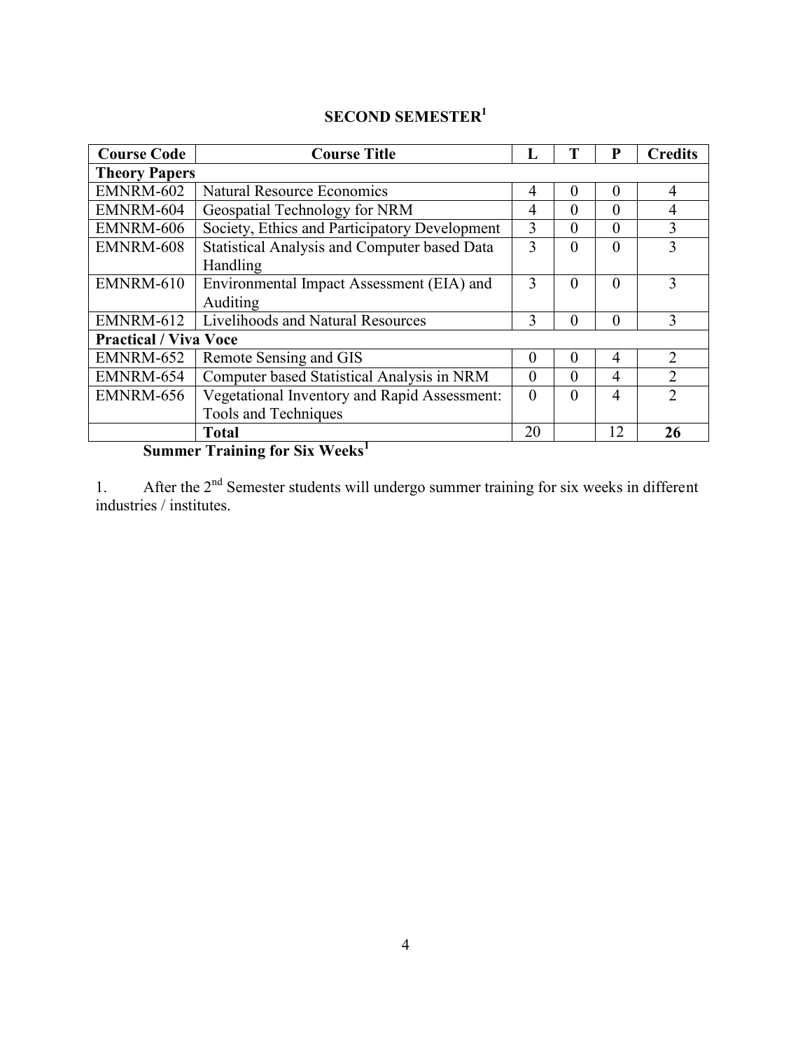## SECOND SEMESTER[1]

| Course Code | Course Title | L | T | P | Credits |
|---|---|---|---|---|---|
| **Theory Papers** | | | | | |
| EMNRM-602 | Natural Resource Economics | 4 | 0 | 0 | 4 |
| EMNRM-604 | Geospatial Technology for NRM | 4 | 0 | 0 | 4 |
| EMNRM-606 | Society, Ethics and Participatory Development | 3 | 0 | 0 | 3 |
| EMNRM-608 | Statistical Analysis and Computer based Data Handling | 3 | 0 | 0 | 3 |
| EMNRM-610 | Environmental Impact Assessment (EIA) and Auditing | 3 | 0 | 0 | 3 |
| EMNRM-612 | Livelihoods and Natural Resources | 3 | 0 | 0 | 3 |
| **Practical / Viva Voce** | | | | | |
| EMNRM-652 | Remote Sensing and GIS | 0 | 0 | 4 | 2 |
| EMNRM-654 | Computer based Statistical Analysis in NRM | 0 | 0 | 4 | 2 |
| EMNRM-656 | Vegetational Inventory and Rapid Assessment: Tools and Techniques | 0 | 0 | 4 | 2 |
| | **Total** | 20 | | 12 | **26** |

**Summer Training for Six Weeks[1]**

1. After the 2nd Semester students will undergo summer training for six weeks in different industries / institutes.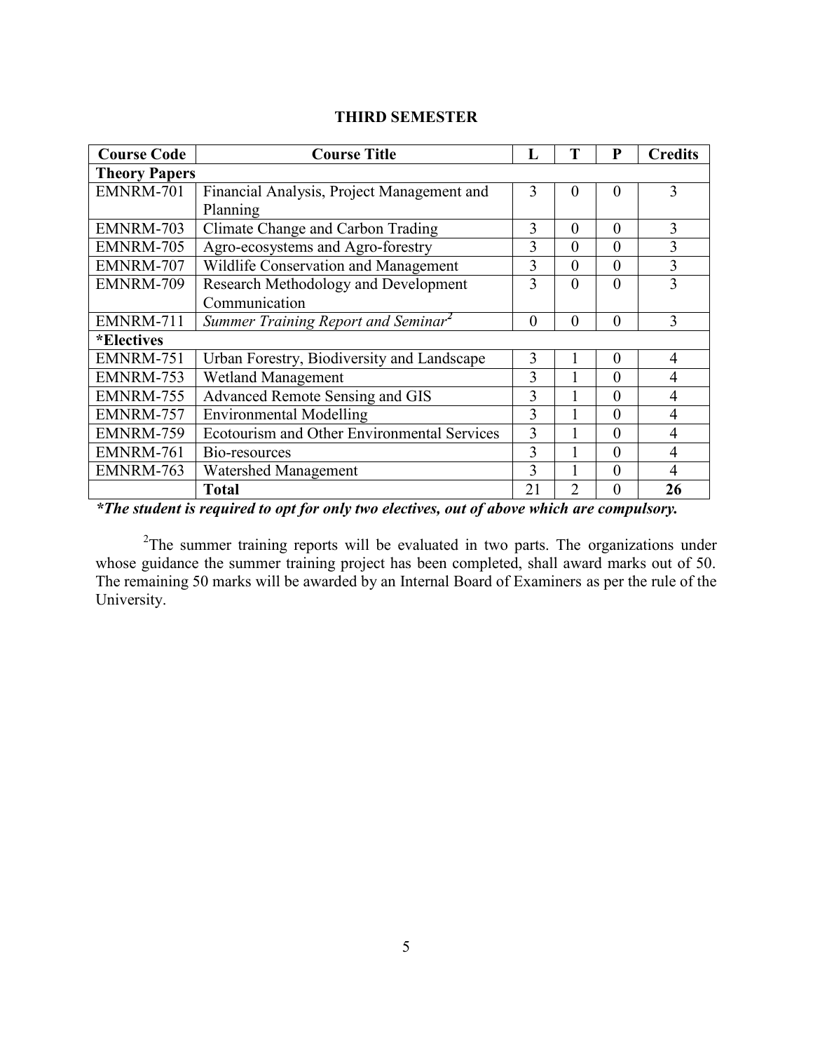## THIRD SEMESTER

| Course Code | Course Title | L | T | P | Credits |
|---|---|---|---|---|---|
| **Theory Papers** | | | | | |
| EMNRM-701 | Financial Analysis, Project Management and Planning | 3 | 0 | 0 | 3 |
| EMNRM-703 | Climate Change and Carbon Trading | 3 | 0 | 0 | 3 |
| EMNRM-705 | Agro-ecosystems and Agro-forestry | 3 | 0 | 0 | 3 |
| EMNRM-707 | Wildlife Conservation and Management | 3 | 0 | 0 | 3 |
| EMNRM-709 | Research Methodology and Development Communication | 3 | 0 | 0 | 3 |
| EMNRM-711 | *Summer Training Report and Seminar*[2] | 0 | 0 | 0 | 3 |
| ***Electives** | | | | | |
| EMNRM-751 | Urban Forestry, Biodiversity and Landscape | 3 | 1 | 0 | 4 |
| EMNRM-753 | Wetland Management | 3 | 1 | 0 | 4 |
| EMNRM-755 | Advanced Remote Sensing and GIS | 3 | 1 | 0 | 4 |
| EMNRM-757 | Environmental Modelling | 3 | 1 | 0 | 4 |
| EMNRM-759 | Ecotourism and Other Environmental Services | 3 | 1 | 0 | 4 |
| EMNRM-761 | Bio-resources | 3 | 1 | 0 | 4 |
| EMNRM-763 | Watershed Management | 3 | 1 | 0 | 4 |
| | **Total** | 21 | 2 | 0 | **26** |

***The student is required to opt for only two electives, out of above which are compulsory.***

[2]The summer training reports will be evaluated in two parts. The organizations under whose guidance the summer training project has been completed, shall award marks out of 50. The remaining 50 marks will be awarded by an Internal Board of Examiners as per the rule of the University.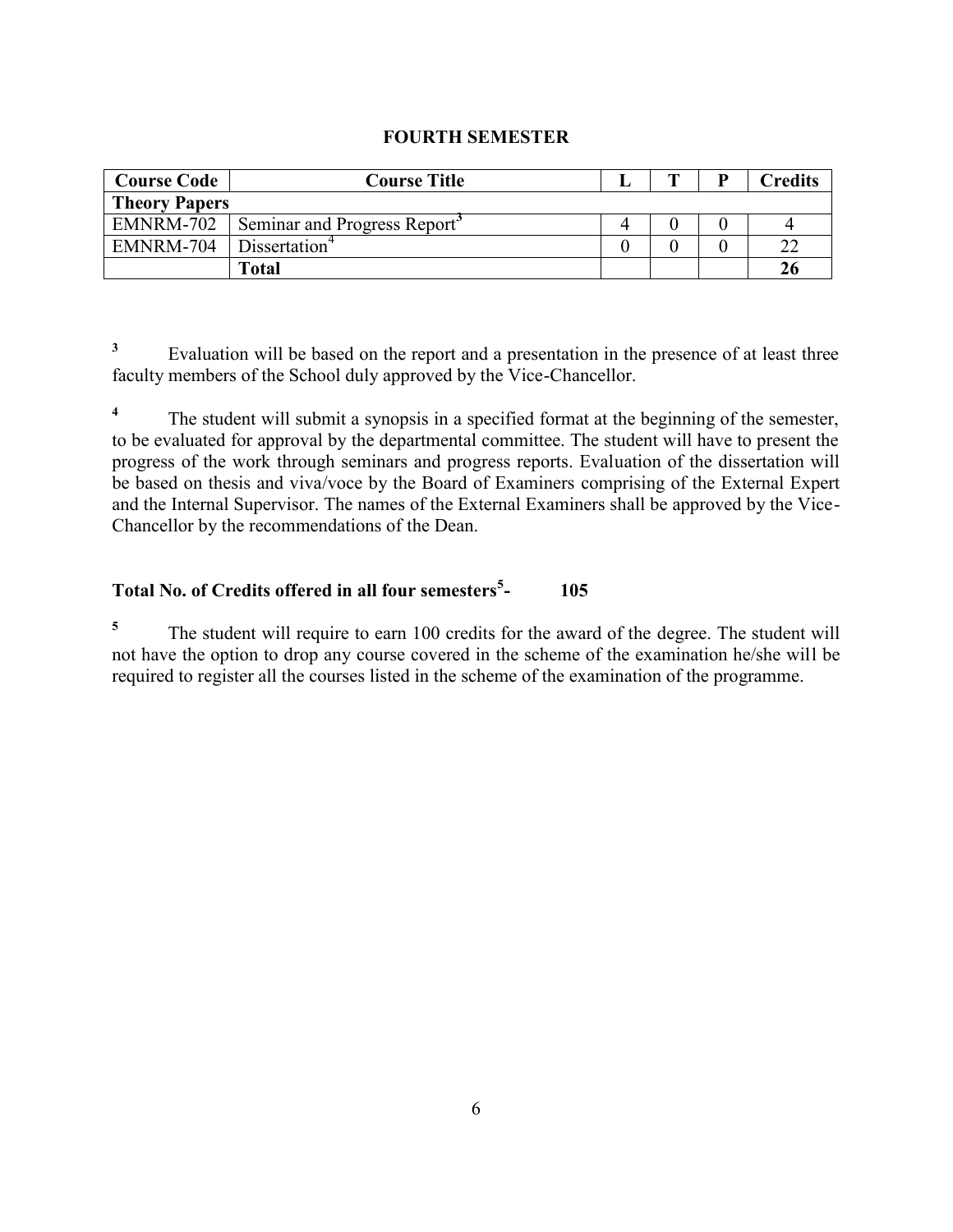**FOURTH SEMESTER**

| Course Code | Course Title | L | T | P | Credits |
|---|---|---|---|---|---|
| **Theory Papers** | | | | | |
| EMNRM-702 | Seminar and Progress Report[3] | 4 | 0 | 0 | 4 |
| EMNRM-704 | Dissertation[4] | 0 | 0 | 0 | 22 |
| | **Total** | | | | **26** |

[3] Evaluation will be based on the report and a presentation in the presence of at least three faculty members of the School duly approved by the Vice-Chancellor.

[4] The student will submit a synopsis in a specified format at the beginning of the semester, to be evaluated for approval by the departmental committee. The student will have to present the progress of the work through seminars and progress reports. Evaluation of the dissertation will be based on thesis and viva/voce by the Board of Examiners comprising of the External Expert and the Internal Supervisor. The names of the External Examiners shall be approved by the Vice-Chancellor by the recommendations of the Dean.

**Total No. of Credits offered in all four semesters[5]- 105**

[5] The student will require to earn 100 credits for the award of the degree. The student will not have the option to drop any course covered in the scheme of the examination he/she will be required to register all the courses listed in the scheme of the examination of the programme.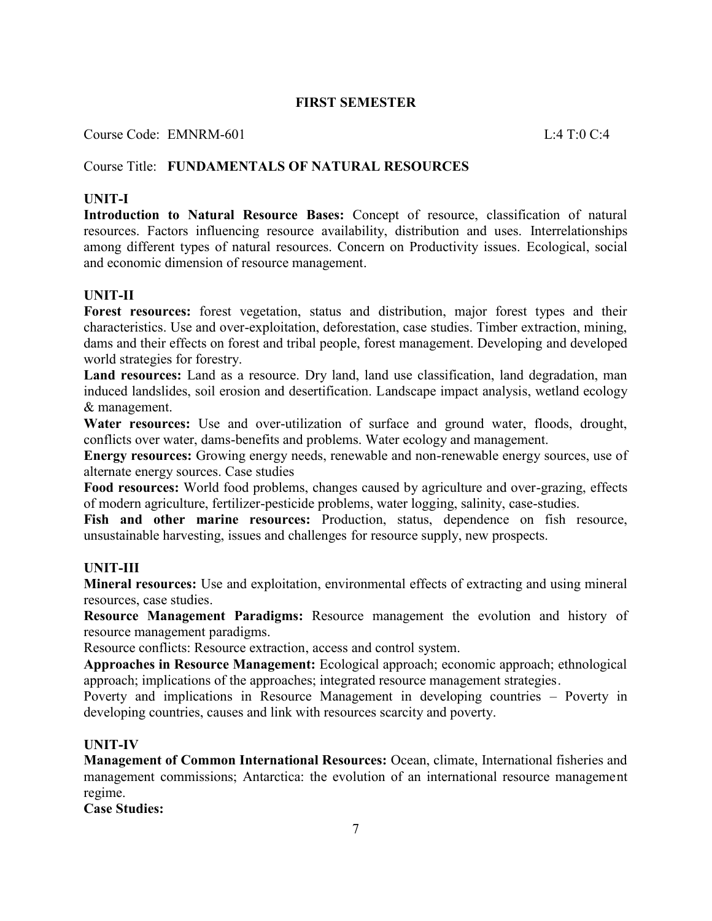## FIRST SEMESTER

Course Code: EMNRM-601 L:4 T:0 C:4

Course Title: **FUNDAMENTALS OF NATURAL RESOURCES**

### UNIT-I

**Introduction to Natural Resource Bases:** Concept of resource, classification of natural resources. Factors influencing resource availability, distribution and uses. Interrelationships among different types of natural resources. Concern on Productivity issues. Ecological, social and economic dimension of resource management.

### UNIT-II

**Forest resources:** forest vegetation, status and distribution, major forest types and their characteristics. Use and over-exploitation, deforestation, case studies. Timber extraction, mining, dams and their effects on forest and tribal people, forest management. Developing and developed world strategies for forestry.

**Land resources:** Land as a resource. Dry land, land use classification, land degradation, man induced landslides, soil erosion and desertification. Landscape impact analysis, wetland ecology & management.

**Water resources:** Use and over-utilization of surface and ground water, floods, drought, conflicts over water, dams-benefits and problems. Water ecology and management.

**Energy resources:** Growing energy needs, renewable and non-renewable energy sources, use of alternate energy sources. Case studies

**Food resources:** World food problems, changes caused by agriculture and over-grazing, effects of modern agriculture, fertilizer-pesticide problems, water logging, salinity, case-studies.

**Fish and other marine resources:** Production, status, dependence on fish resource, unsustainable harvesting, issues and challenges for resource supply, new prospects.

### UNIT-III

**Mineral resources:** Use and exploitation, environmental effects of extracting and using mineral resources, case studies.

**Resource Management Paradigms:** Resource management the evolution and history of resource management paradigms.

Resource conflicts: Resource extraction, access and control system.

**Approaches in Resource Management:** Ecological approach; economic approach; ethnological approach; implications of the approaches; integrated resource management strategies.

Poverty and implications in Resource Management in developing countries – Poverty in developing countries, causes and link with resources scarcity and poverty.

### UNIT-IV

**Management of Common International Resources:** Ocean, climate, International fisheries and management commissions; Antarctica: the evolution of an international resource management regime.

**Case Studies:**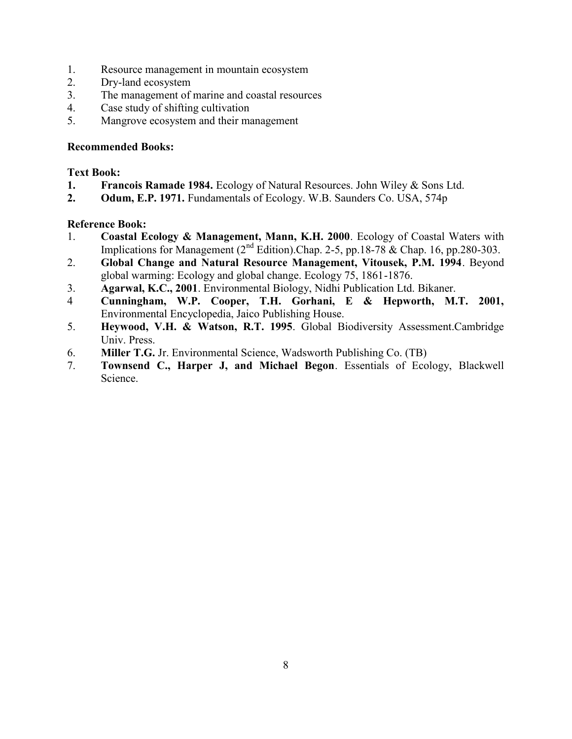1. Resource management in mountain ecosystem
2. Dry-land ecosystem
3. The management of marine and coastal resources
4. Case study of shifting cultivation
5. Mangrove ecosystem and their management

**Recommended Books:**

**Text Book:**

1. **Francois Ramade 1984.** Ecology of Natural Resources. John Wiley & Sons Ltd.
2. **Odum, E.P. 1971.** Fundamentals of Ecology. W.B. Saunders Co. USA, 574p

**Reference Book:**

1. **Coastal Ecology & Management, Mann, K.H. 2000**. Ecology of Coastal Waters with Implications for Management (2nd Edition).Chap. 2-5, pp.18-78 & Chap. 16, pp.280-303.
2. **Global Change and Natural Resource Management, Vitousek, P.M. 1994**. Beyond global warming: Ecology and global change. Ecology 75, 1861-1876.
3. **Agarwal, K.C., 2001**. Environmental Biology, Nidhi Publication Ltd. Bikaner.
4. **Cunningham, W.P. Cooper, T.H. Gorhani, E & Hepworth, M.T. 2001,** Environmental Encyclopedia, Jaico Publishing House.
5. **Heywood, V.H. & Watson, R.T. 1995**. Global Biodiversity Assessment.Cambridge Univ. Press.
6. **Miller T.G.** Jr. Environmental Science, Wadsworth Publishing Co. (TB)
7. **Townsend C., Harper J, and Michael Begon**. Essentials of Ecology, Blackwell Science.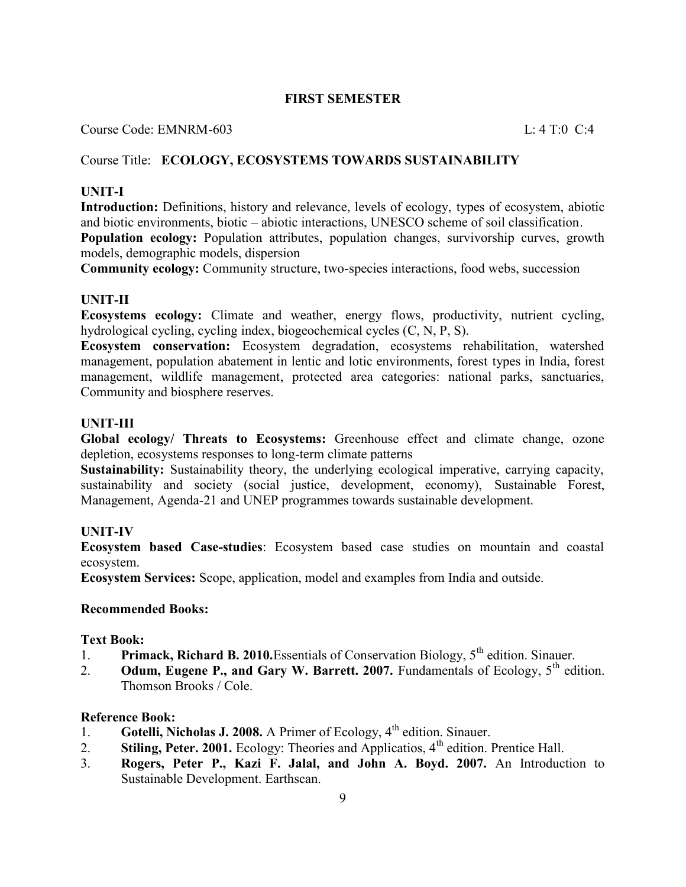## FIRST SEMESTER

Course Code: EMNRM-603 L: 4 T:0 C:4

Course Title: **ECOLOGY, ECOSYSTEMS TOWARDS SUSTAINABILITY**

### UNIT-I

**Introduction:** Definitions, history and relevance, levels of ecology, types of ecosystem, abiotic and biotic environments, biotic – abiotic interactions, UNESCO scheme of soil classification.

**Population ecology:** Population attributes, population changes, survivorship curves, growth models, demographic models, dispersion

**Community ecology:** Community structure, two-species interactions, food webs, succession

### UNIT-II

**Ecosystems ecology:** Climate and weather, energy flows, productivity, nutrient cycling, hydrological cycling, cycling index, biogeochemical cycles (C, N, P, S).

**Ecosystem conservation:** Ecosystem degradation, ecosystems rehabilitation, watershed management, population abatement in lentic and lotic environments, forest types in India, forest management, wildlife management, protected area categories: national parks, sanctuaries, Community and biosphere reserves.

### UNIT-III

**Global ecology/ Threats to Ecosystems:** Greenhouse effect and climate change, ozone depletion, ecosystems responses to long-term climate patterns

**Sustainability:** Sustainability theory, the underlying ecological imperative, carrying capacity, sustainability and society (social justice, development, economy), Sustainable Forest, Management, Agenda-21 and UNEP programmes towards sustainable development.

### UNIT-IV

**Ecosystem based Case-studies**: Ecosystem based case studies on mountain and coastal ecosystem.

**Ecosystem Services:** Scope, application, model and examples from India and outside.

### Recommended Books:

**Text Book:**

1. **Primack, Richard B. 2010.** Essentials of Conservation Biology, 5th edition. Sinauer.
2. **Odum, Eugene P., and Gary W. Barrett. 2007.** Fundamentals of Ecology, 5th edition. Thomson Brooks / Cole.

**Reference Book:**

1. **Gotelli, Nicholas J. 2008.** A Primer of Ecology, 4th edition. Sinauer.
2. **Stiling, Peter. 2001.** Ecology: Theories and Applicatios, 4th edition. Prentice Hall.
3. **Rogers, Peter P., Kazi F. Jalal, and John A. Boyd. 2007.** An Introduction to Sustainable Development. Earthscan.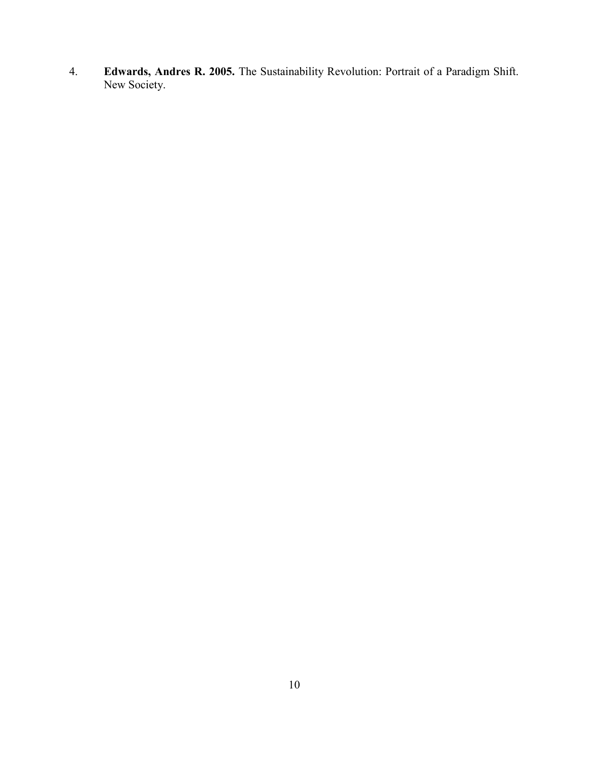4. **Edwards, Andres R. 2005.** The Sustainability Revolution: Portrait of a Paradigm Shift. New Society.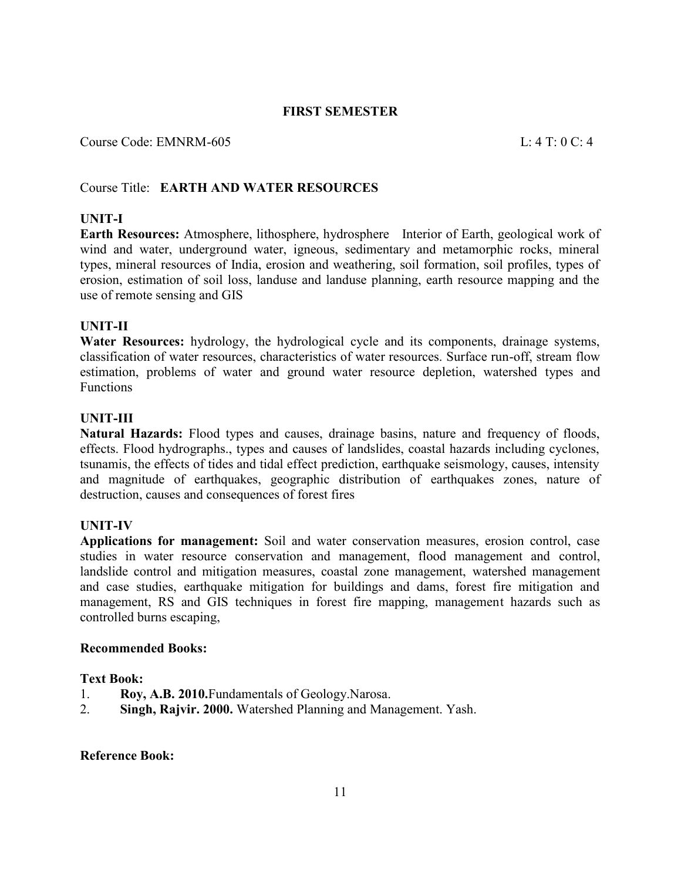## FIRST SEMESTER

Course Code: EMNRM-605 L: 4 T: 0 C: 4

Course Title: **EARTH AND WATER RESOURCES**

### UNIT-I

**Earth Resources:** Atmosphere, lithosphere, hydrosphere Interior of Earth, geological work of wind and water, underground water, igneous, sedimentary and metamorphic rocks, mineral types, mineral resources of India, erosion and weathering, soil formation, soil profiles, types of erosion, estimation of soil loss, landuse and landuse planning, earth resource mapping and the use of remote sensing and GIS

### UNIT-II

**Water Resources:** hydrology, the hydrological cycle and its components, drainage systems, classification of water resources, characteristics of water resources. Surface run-off, stream flow estimation, problems of water and ground water resource depletion, watershed types and Functions

### UNIT-III

**Natural Hazards:** Flood types and causes, drainage basins, nature and frequency of floods, effects. Flood hydrographs., types and causes of landslides, coastal hazards including cyclones, tsunamis, the effects of tides and tidal effect prediction, earthquake seismology, causes, intensity and magnitude of earthquakes, geographic distribution of earthquakes zones, nature of destruction, causes and consequences of forest fires

### UNIT-IV

**Applications for management:** Soil and water conservation measures, erosion control, case studies in water resource conservation and management, flood management and control, landslide control and mitigation measures, coastal zone management, watershed management and case studies, earthquake mitigation for buildings and dams, forest fire mitigation and management, RS and GIS techniques in forest fire mapping, management hazards such as controlled burns escaping,

**Recommended Books:**

**Text Book:**

1. **Roy, A.B. 2010.**Fundamentals of Geology.Narosa.
2. **Singh, Rajvir. 2000.** Watershed Planning and Management. Yash.

**Reference Book:**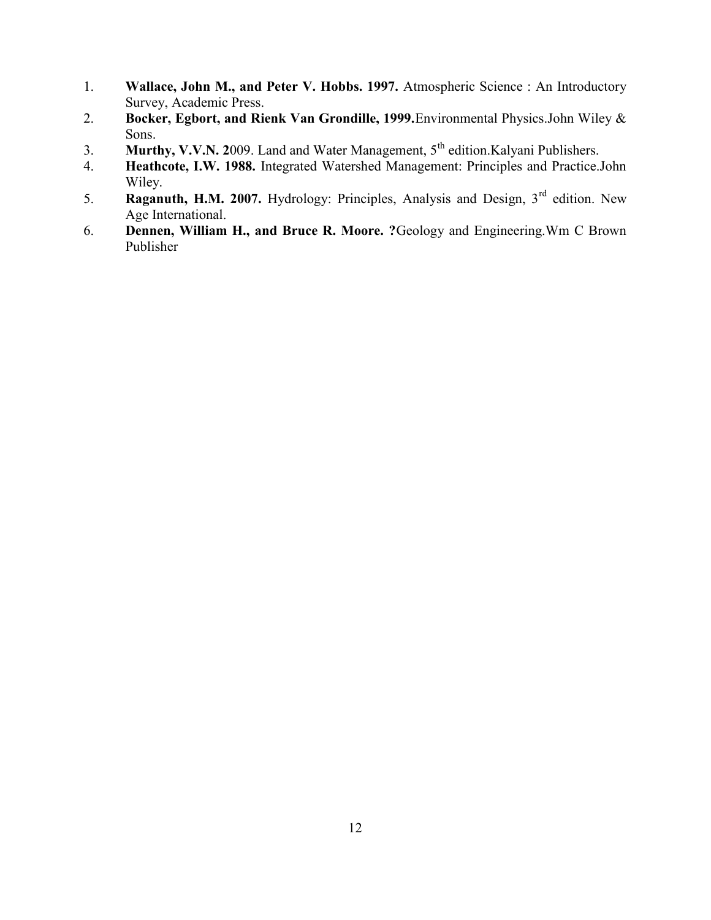1. **Wallace, John M., and Peter V. Hobbs. 1997.** Atmospheric Science : An Introductory Survey, Academic Press.
2. **Bocker, Egbort, and Rienk Van Grondille, 1999.**Environmental Physics.John Wiley & Sons.
3. **Murthy, V.V.N. 2**009. Land and Water Management, 5th edition.Kalyani Publishers.
4. **Heathcote, I.W. 1988.** Integrated Watershed Management: Principles and Practice.John Wiley.
5. **Raganuth, H.M. 2007.** Hydrology: Principles, Analysis and Design, 3rd edition. New Age International.
6. **Dennen, William H., and Bruce R. Moore. ?**Geology and Engineering.Wm C Brown Publisher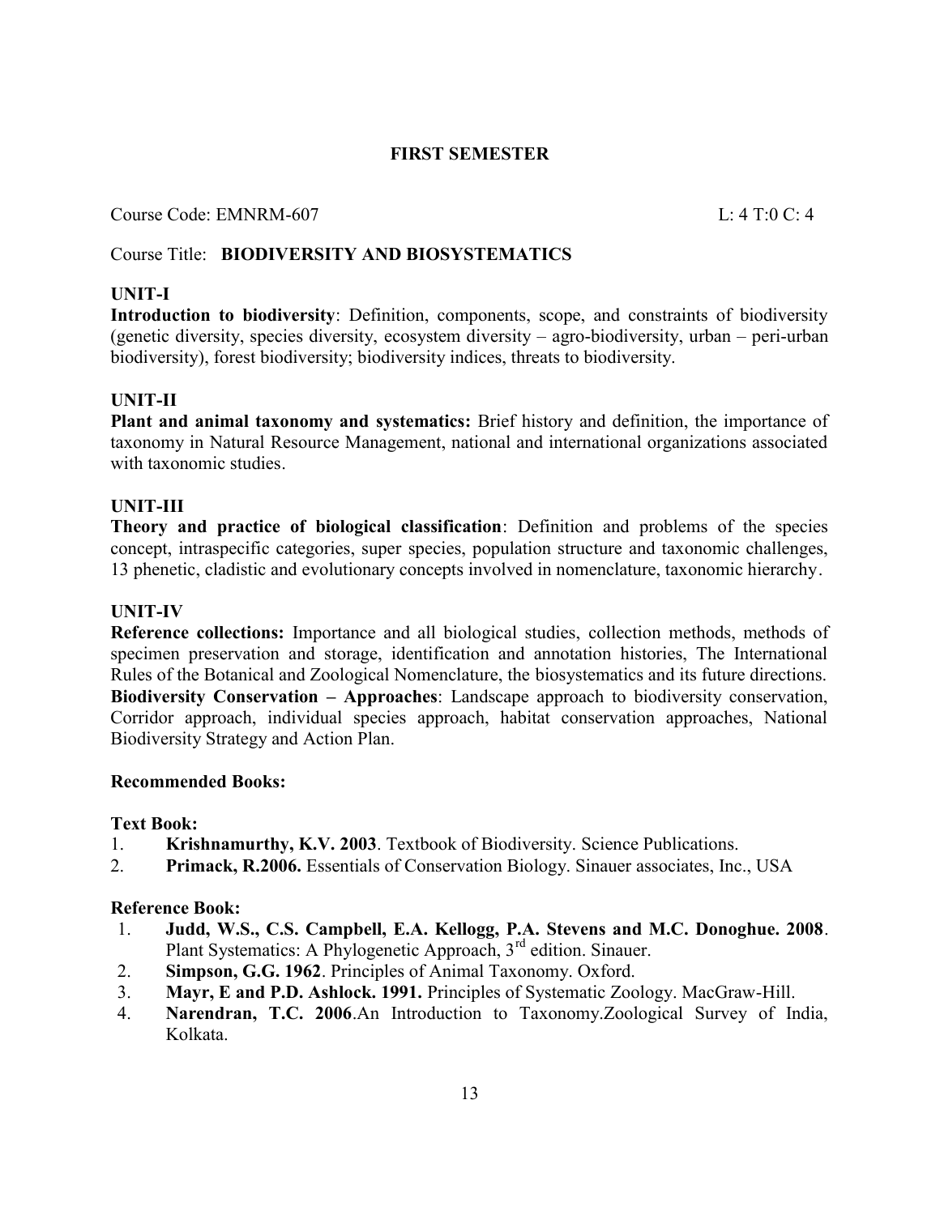## FIRST SEMESTER

Course Code: EMNRM-607 L: 4 T:0 C: 4

Course Title: **BIODIVERSITY AND BIOSYSTEMATICS**

### UNIT-I

**Introduction to biodiversity**: Definition, components, scope, and constraints of biodiversity (genetic diversity, species diversity, ecosystem diversity – agro-biodiversity, urban – peri-urban biodiversity), forest biodiversity; biodiversity indices, threats to biodiversity.

### UNIT-II

**Plant and animal taxonomy and systematics:** Brief history and definition, the importance of taxonomy in Natural Resource Management, national and international organizations associated with taxonomic studies.

### UNIT-III

**Theory and practice of biological classification**: Definition and problems of the species concept, intraspecific categories, super species, population structure and taxonomic challenges, 13 phenetic, cladistic and evolutionary concepts involved in nomenclature, taxonomic hierarchy.

### UNIT-IV

**Reference collections:** Importance and all biological studies, collection methods, methods of specimen preservation and storage, identification and annotation histories, The International Rules of the Botanical and Zoological Nomenclature, the biosystematics and its future directions.
**Biodiversity Conservation – Approaches**: Landscape approach to biodiversity conservation, Corridor approach, individual species approach, habitat conservation approaches, National Biodiversity Strategy and Action Plan.

### Recommended Books:

**Text Book:**

1. **Krishnamurthy, K.V. 2003**. Textbook of Biodiversity. Science Publications.
2. **Primack, R.2006.** Essentials of Conservation Biology. Sinauer associates, Inc., USA

**Reference Book:**

1. **Judd, W.S., C.S. Campbell, E.A. Kellogg, P.A. Stevens and M.C. Donoghue. 2008**. Plant Systematics: A Phylogenetic Approach, 3rd edition. Sinauer.
2. **Simpson, G.G. 1962**. Principles of Animal Taxonomy. Oxford.
3. **Mayr, E and P.D. Ashlock. 1991.** Principles of Systematic Zoology. MacGraw-Hill.
4. **Narendran, T.C. 2006**.An Introduction to Taxonomy.Zoological Survey of India, Kolkata.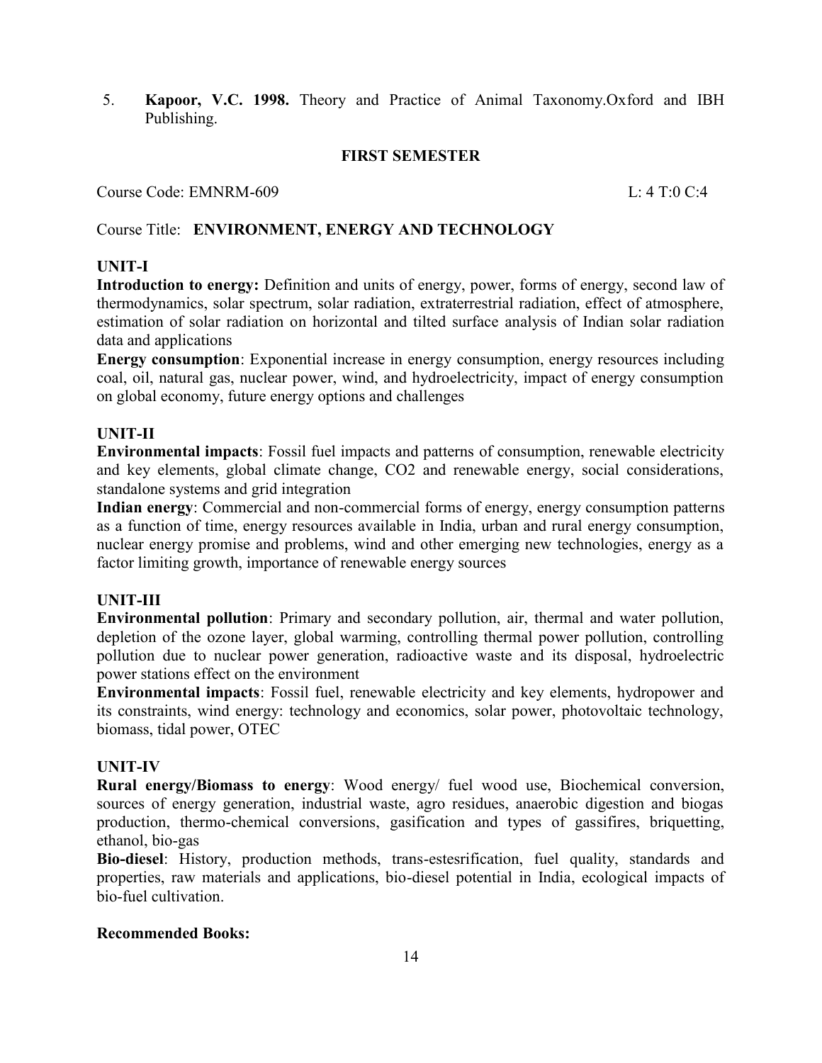5. **Kapoor, V.C. 1998.** Theory and Practice of Animal Taxonomy.Oxford and IBH Publishing.

## FIRST SEMESTER

Course Code: EMNRM-609 L: 4 T:0 C:4

Course Title: **ENVIRONMENT, ENERGY AND TECHNOLOGY**

### UNIT-I

**Introduction to energy:** Definition and units of energy, power, forms of energy, second law of thermodynamics, solar spectrum, solar radiation, extraterrestrial radiation, effect of atmosphere, estimation of solar radiation on horizontal and tilted surface analysis of Indian solar radiation data and applications

**Energy consumption**: Exponential increase in energy consumption, energy resources including coal, oil, natural gas, nuclear power, wind, and hydroelectricity, impact of energy consumption on global economy, future energy options and challenges

### UNIT-II

**Environmental impacts**: Fossil fuel impacts and patterns of consumption, renewable electricity and key elements, global climate change, CO2 and renewable energy, social considerations, standalone systems and grid integration

**Indian energy**: Commercial and non-commercial forms of energy, energy consumption patterns as a function of time, energy resources available in India, urban and rural energy consumption, nuclear energy promise and problems, wind and other emerging new technologies, energy as a factor limiting growth, importance of renewable energy sources

### UNIT-III

**Environmental pollution**: Primary and secondary pollution, air, thermal and water pollution, depletion of the ozone layer, global warming, controlling thermal power pollution, controlling pollution due to nuclear power generation, radioactive waste and its disposal, hydroelectric power stations effect on the environment

**Environmental impacts**: Fossil fuel, renewable electricity and key elements, hydropower and its constraints, wind energy: technology and economics, solar power, photovoltaic technology, biomass, tidal power, OTEC

### UNIT-IV

**Rural energy/Biomass to energy**: Wood energy/ fuel wood use, Biochemical conversion, sources of energy generation, industrial waste, agro residues, anaerobic digestion and biogas production, thermo-chemical conversions, gasification and types of gassifires, briquetting, ethanol, bio-gas

**Bio-diesel**: History, production methods, trans-estesrification, fuel quality, standards and properties, raw materials and applications, bio-diesel potential in India, ecological impacts of bio-fuel cultivation.

**Recommended Books:**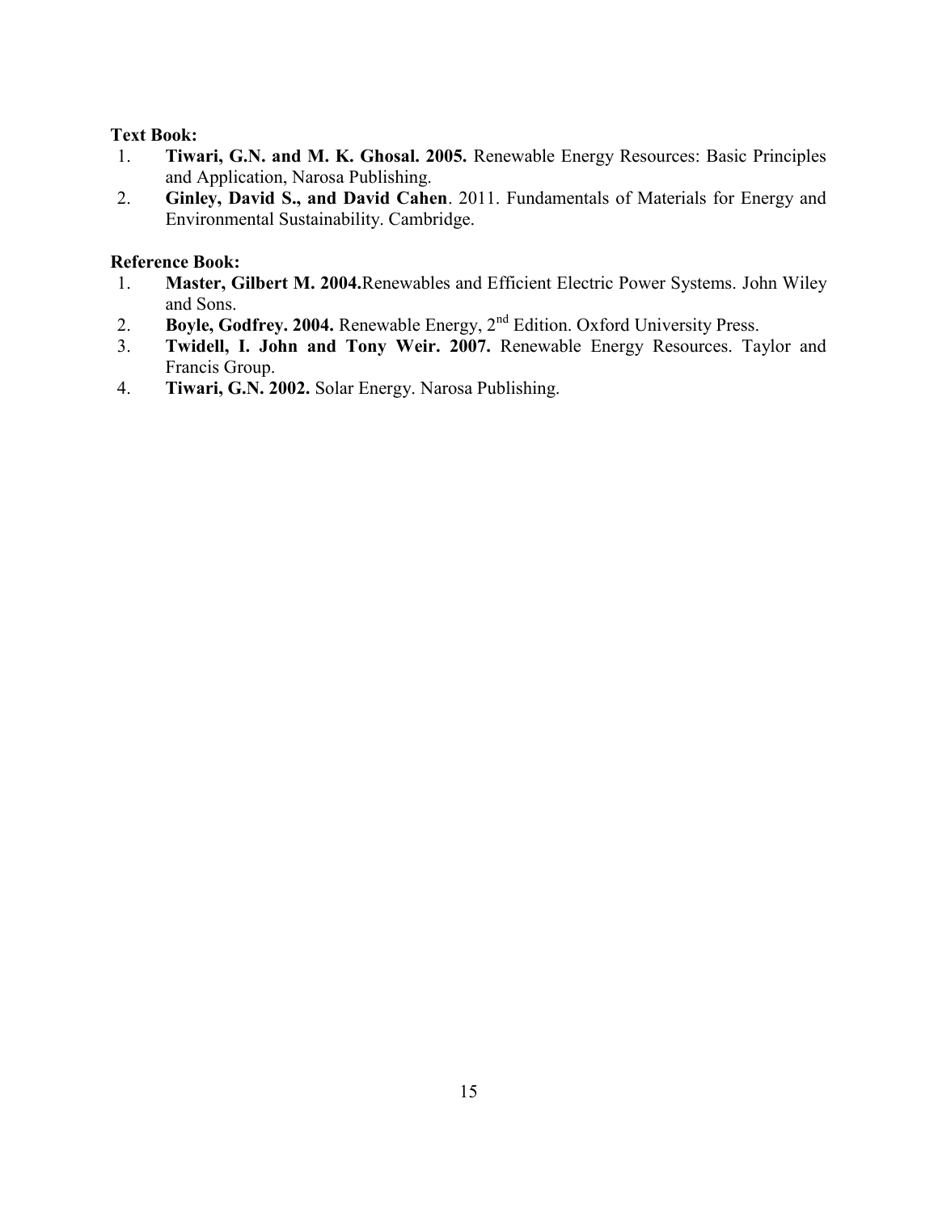**Text Book:**

1. **Tiwari, G.N. and M. K. Ghosal. 2005.** Renewable Energy Resources: Basic Principles and Application, Narosa Publishing.
2. **Ginley, David S., and David Cahen**. 2011. Fundamentals of Materials for Energy and Environmental Sustainability. Cambridge.

**Reference Book:**

1. **Master, Gilbert M. 2004.**Renewables and Efficient Electric Power Systems. John Wiley and Sons.
2. **Boyle, Godfrey. 2004.** Renewable Energy, 2nd Edition. Oxford University Press.
3. **Twidell, I. John and Tony Weir. 2007.** Renewable Energy Resources. Taylor and Francis Group.
4. **Tiwari, G.N. 2002.** Solar Energy. Narosa Publishing.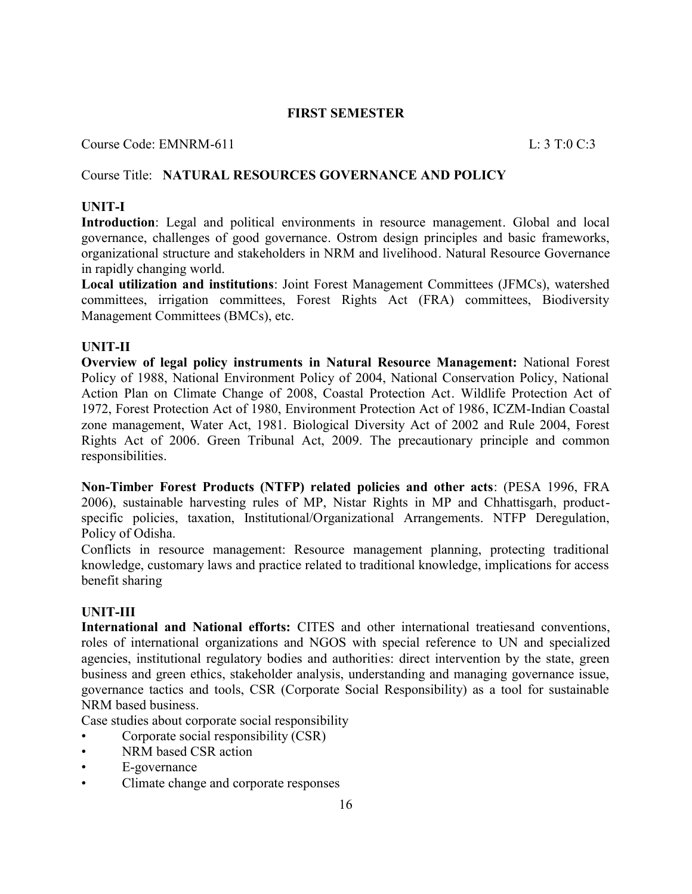## FIRST SEMESTER

Course Code: EMNRM-611 L: 3 T:0 C:3

Course Title: **NATURAL RESOURCES GOVERNANCE AND POLICY**

### UNIT-I

**Introduction**: Legal and political environments in resource management. Global and local governance, challenges of good governance. Ostrom design principles and basic frameworks, organizational structure and stakeholders in NRM and livelihood. Natural Resource Governance in rapidly changing world.

**Local utilization and institutions**: Joint Forest Management Committees (JFMCs), watershed committees, irrigation committees, Forest Rights Act (FRA) committees, Biodiversity Management Committees (BMCs), etc.

### UNIT-II

**Overview of legal policy instruments in Natural Resource Management:** National Forest Policy of 1988, National Environment Policy of 2004, National Conservation Policy, National Action Plan on Climate Change of 2008, Coastal Protection Act. Wildlife Protection Act of 1972, Forest Protection Act of 1980, Environment Protection Act of 1986, ICZM-Indian Coastal zone management, Water Act, 1981. Biological Diversity Act of 2002 and Rule 2004, Forest Rights Act of 2006. Green Tribunal Act, 2009. The precautionary principle and common responsibilities.

**Non-Timber Forest Products (NTFP) related policies and other acts**: (PESA 1996, FRA 2006), sustainable harvesting rules of MP, Nistar Rights in MP and Chhattisgarh, product-specific policies, taxation, Institutional/Organizational Arrangements. NTFP Deregulation, Policy of Odisha.

Conflicts in resource management: Resource management planning, protecting traditional knowledge, customary laws and practice related to traditional knowledge, implications for access benefit sharing

### UNIT-III

**International and National efforts:** CITES and other international treatiesand conventions, roles of international organizations and NGOS with special reference to UN and specialized agencies, institutional regulatory bodies and authorities: direct intervention by the state, green business and green ethics, stakeholder analysis, understanding and managing governance issue, governance tactics and tools, CSR (Corporate Social Responsibility) as a tool for sustainable NRM based business.

Case studies about corporate social responsibility

- Corporate social responsibility (CSR)
- NRM based CSR action
- E-governance
- Climate change and corporate responses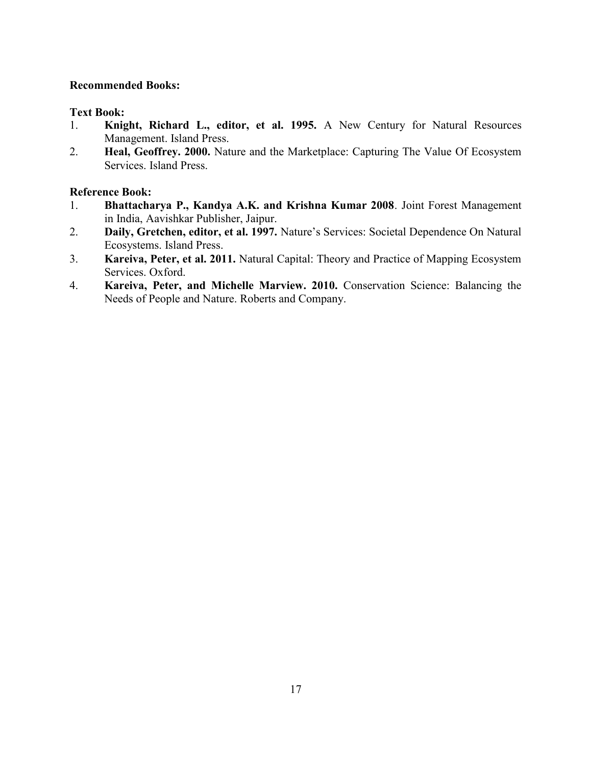**Recommended Books:**

**Text Book:**

1. **Knight, Richard L., editor, et al. 1995.** A New Century for Natural Resources Management. Island Press.
2. **Heal, Geoffrey. 2000.** Nature and the Marketplace: Capturing The Value Of Ecosystem Services. Island Press.

**Reference Book:**

1. **Bhattacharya P., Kandya A.K. and Krishna Kumar 2008**. Joint Forest Management in India, Aavishkar Publisher, Jaipur.
2. **Daily, Gretchen, editor, et al. 1997.** Nature's Services: Societal Dependence On Natural Ecosystems. Island Press.
3. **Kareiva, Peter, et al. 2011.** Natural Capital: Theory and Practice of Mapping Ecosystem Services. Oxford.
4. **Kareiva, Peter, and Michelle Marview. 2010.** Conservation Science: Balancing the Needs of People and Nature. Roberts and Company.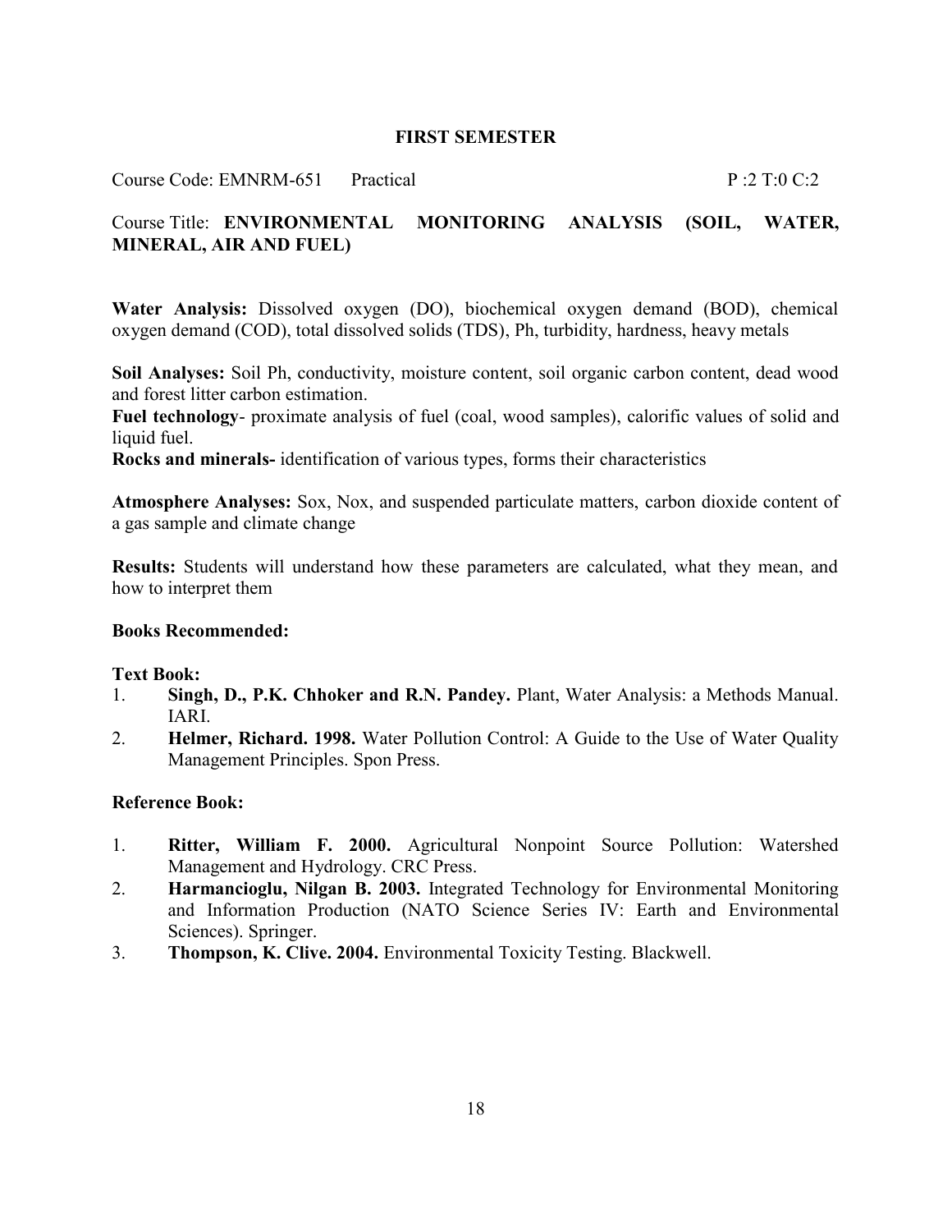## FIRST SEMESTER

Course Code: EMNRM-651 Practical P :2 T:0 C:2

Course Title: **ENVIRONMENTAL MONITORING ANALYSIS (SOIL, WATER, MINERAL, AIR AND FUEL)**

**Water Analysis:** Dissolved oxygen (DO), biochemical oxygen demand (BOD), chemical oxygen demand (COD), total dissolved solids (TDS), Ph, turbidity, hardness, heavy metals

**Soil Analyses:** Soil Ph, conductivity, moisture content, soil organic carbon content, dead wood and forest litter carbon estimation.

**Fuel technology**- proximate analysis of fuel (coal, wood samples), calorific values of solid and liquid fuel.

**Rocks and minerals-** identification of various types, forms their characteristics

**Atmosphere Analyses:** Sox, Nox, and suspended particulate matters, carbon dioxide content of a gas sample and climate change

**Results:** Students will understand how these parameters are calculated, what they mean, and how to interpret them

**Books Recommended:**

**Text Book:**

1. **Singh, D., P.K. Chhoker and R.N. Pandey.** Plant, Water Analysis: a Methods Manual. IARI.
2. **Helmer, Richard. 1998.** Water Pollution Control: A Guide to the Use of Water Quality Management Principles. Spon Press.

**Reference Book:**

1. **Ritter, William F. 2000.** Agricultural Nonpoint Source Pollution: Watershed Management and Hydrology. CRC Press.
2. **Harmancioglu, Nilgan B. 2003.** Integrated Technology for Environmental Monitoring and Information Production (NATO Science Series IV: Earth and Environmental Sciences). Springer.
3. **Thompson, K. Clive. 2004.** Environmental Toxicity Testing. Blackwell.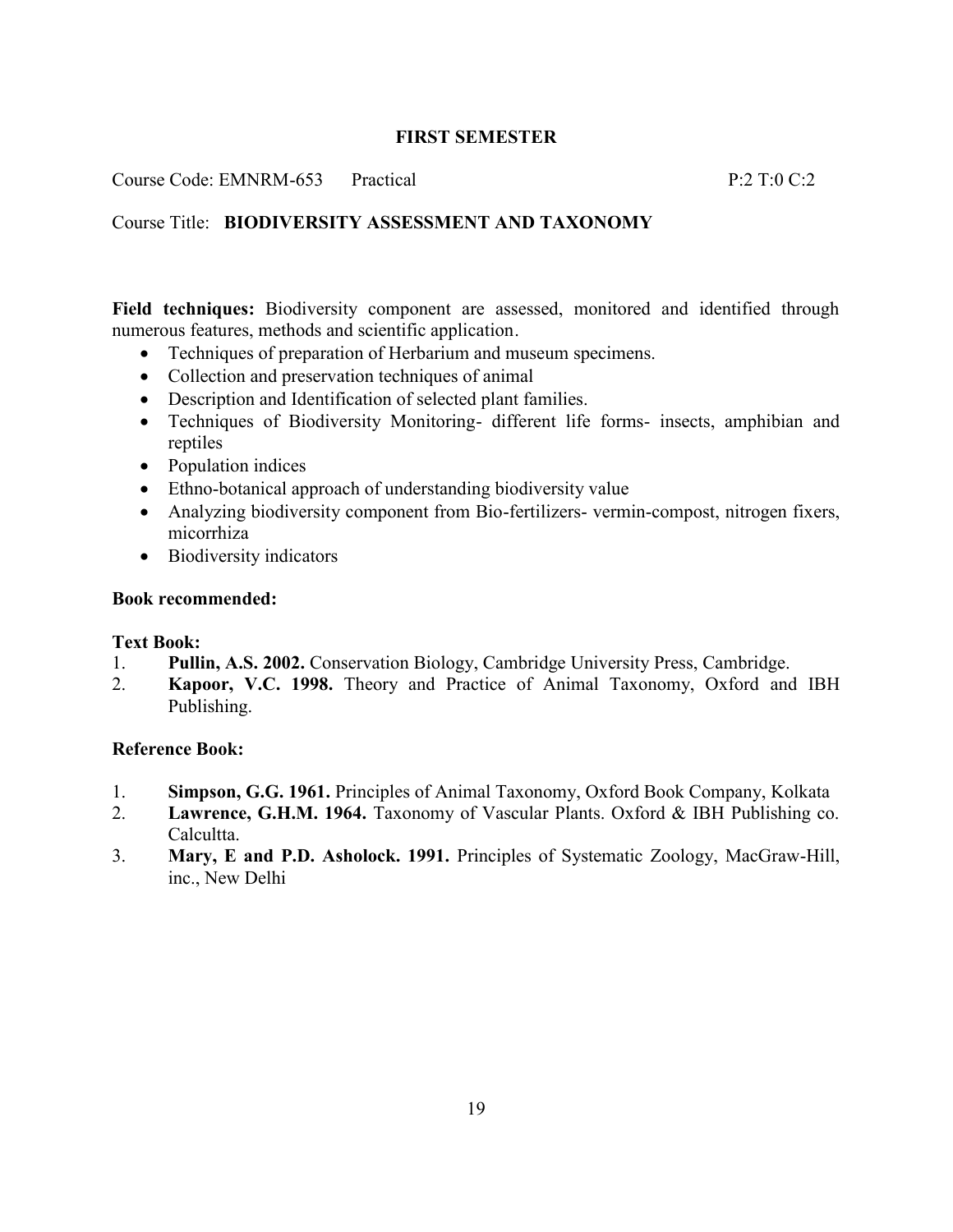## FIRST SEMESTER

Course Code: EMNRM-653 Practical P:2 T:0 C:2

Course Title: **BIODIVERSITY ASSESSMENT AND TAXONOMY**

**Field techniques:** Biodiversity component are assessed, monitored and identified through numerous features, methods and scientific application.

- Techniques of preparation of Herbarium and museum specimens.
- Collection and preservation techniques of animal
- Description and Identification of selected plant families.
- Techniques of Biodiversity Monitoring- different life forms- insects, amphibian and reptiles
- Population indices
- Ethno-botanical approach of understanding biodiversity value
- Analyzing biodiversity component from Bio-fertilizers- vermin-compost, nitrogen fixers, micorrhiza
- Biodiversity indicators

**Book recommended:**

**Text Book:**

1. **Pullin, A.S. 2002.** Conservation Biology, Cambridge University Press, Cambridge.
2. **Kapoor, V.C. 1998.** Theory and Practice of Animal Taxonomy, Oxford and IBH Publishing.

**Reference Book:**

1. **Simpson, G.G. 1961.** Principles of Animal Taxonomy, Oxford Book Company, Kolkata
2. **Lawrence, G.H.M. 1964.** Taxonomy of Vascular Plants. Oxford & IBH Publishing co. Calcultta.
3. **Mary, E and P.D. Asholock. 1991.** Principles of Systematic Zoology, MacGraw-Hill, inc., New Delhi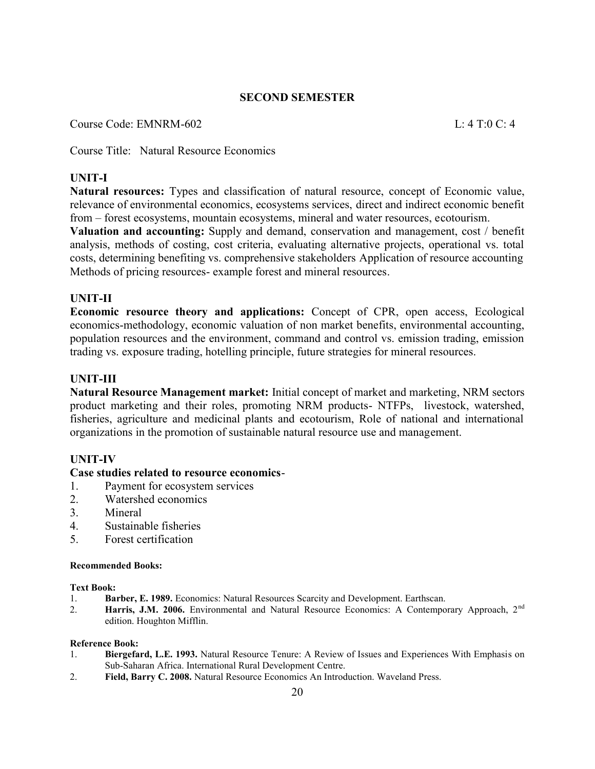## SECOND SEMESTER

Course Code: EMNRM-602 L: 4 T:0 C: 4

Course Title: Natural Resource Economics

### UNIT-I

**Natural resources:** Types and classification of natural resource, concept of Economic value, relevance of environmental economics, ecosystems services, direct and indirect economic benefit from – forest ecosystems, mountain ecosystems, mineral and water resources, ecotourism.

**Valuation and accounting:** Supply and demand, conservation and management, cost / benefit analysis, methods of costing, cost criteria, evaluating alternative projects, operational vs. total costs, determining benefiting vs. comprehensive stakeholders Application of resource accounting Methods of pricing resources- example forest and mineral resources.

### UNIT-II

**Economic resource theory and applications:** Concept of CPR, open access, Ecological economics-methodology, economic valuation of non market benefits, environmental accounting, population resources and the environment, command and control vs. emission trading, emission trading vs. exposure trading, hotelling principle, future strategies for mineral resources.

### UNIT-III

**Natural Resource Management market:** Initial concept of market and marketing, NRM sectors product marketing and their roles, promoting NRM products- NTFPs, livestock, watershed, fisheries, agriculture and medicinal plants and ecotourism, Role of national and international organizations in the promotion of sustainable natural resource use and management.

### UNIT-IV

**Case studies related to resource economics**-

1. Payment for ecosystem services
2. Watershed economics
3. Mineral
4. Sustainable fisheries
5. Forest certification

#### Recommended Books:

**Text Book:**

1. **Barber, E. 1989.** Economics: Natural Resources Scarcity and Development. Earthscan.
2. **Harris, J.M. 2006.** Environmental and Natural Resource Economics: A Contemporary Approach, 2nd edition. Houghton Mifflin.

**Reference Book:**

1. **Biergefard, L.E. 1993.** Natural Resource Tenure: A Review of Issues and Experiences With Emphasis on Sub-Saharan Africa. International Rural Development Centre.
2. **Field, Barry C. 2008.** Natural Resource Economics An Introduction. Waveland Press.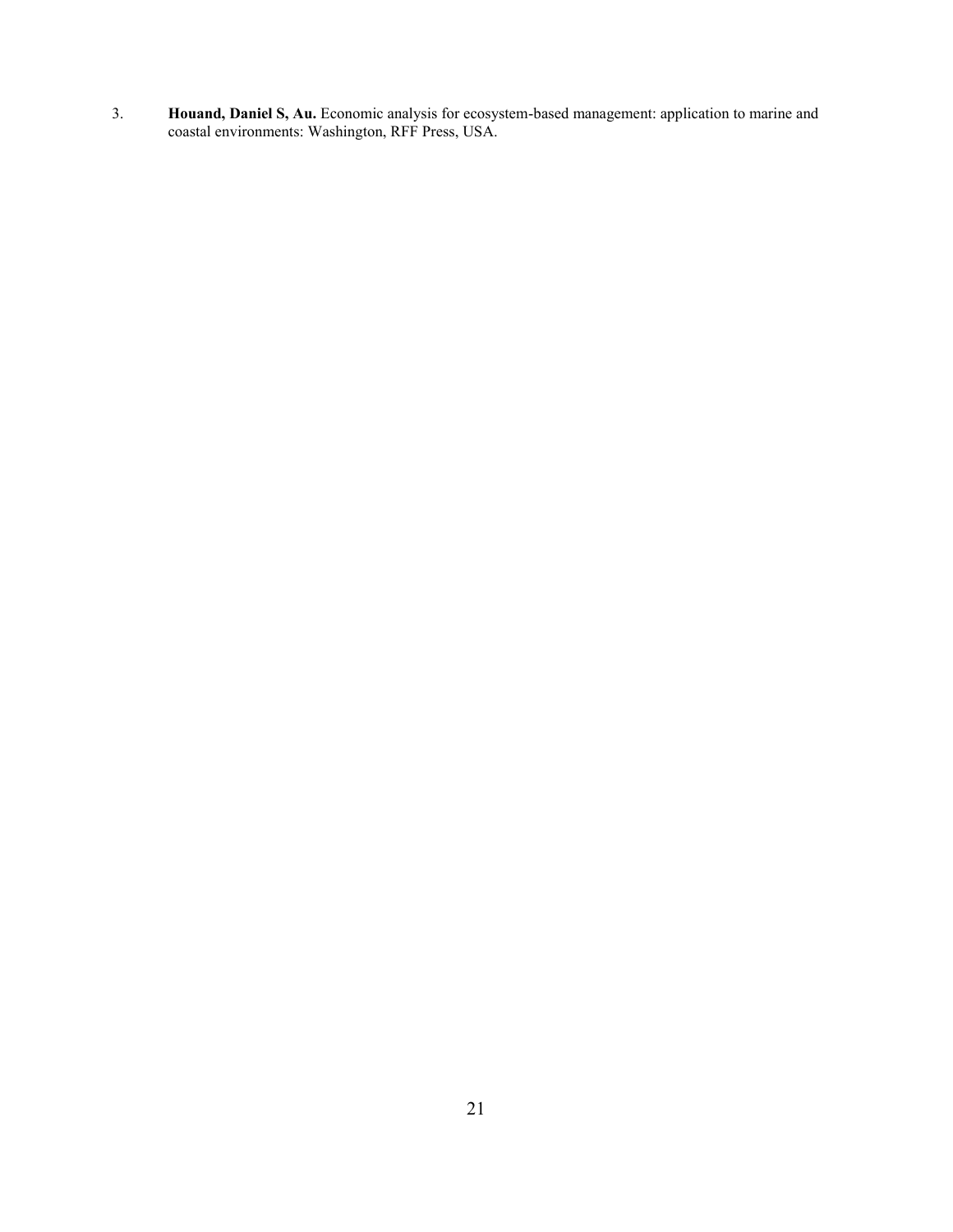3. **Houand, Daniel S, Au.** Economic analysis for ecosystem-based management: application to marine and coastal environments: Washington, RFF Press, USA.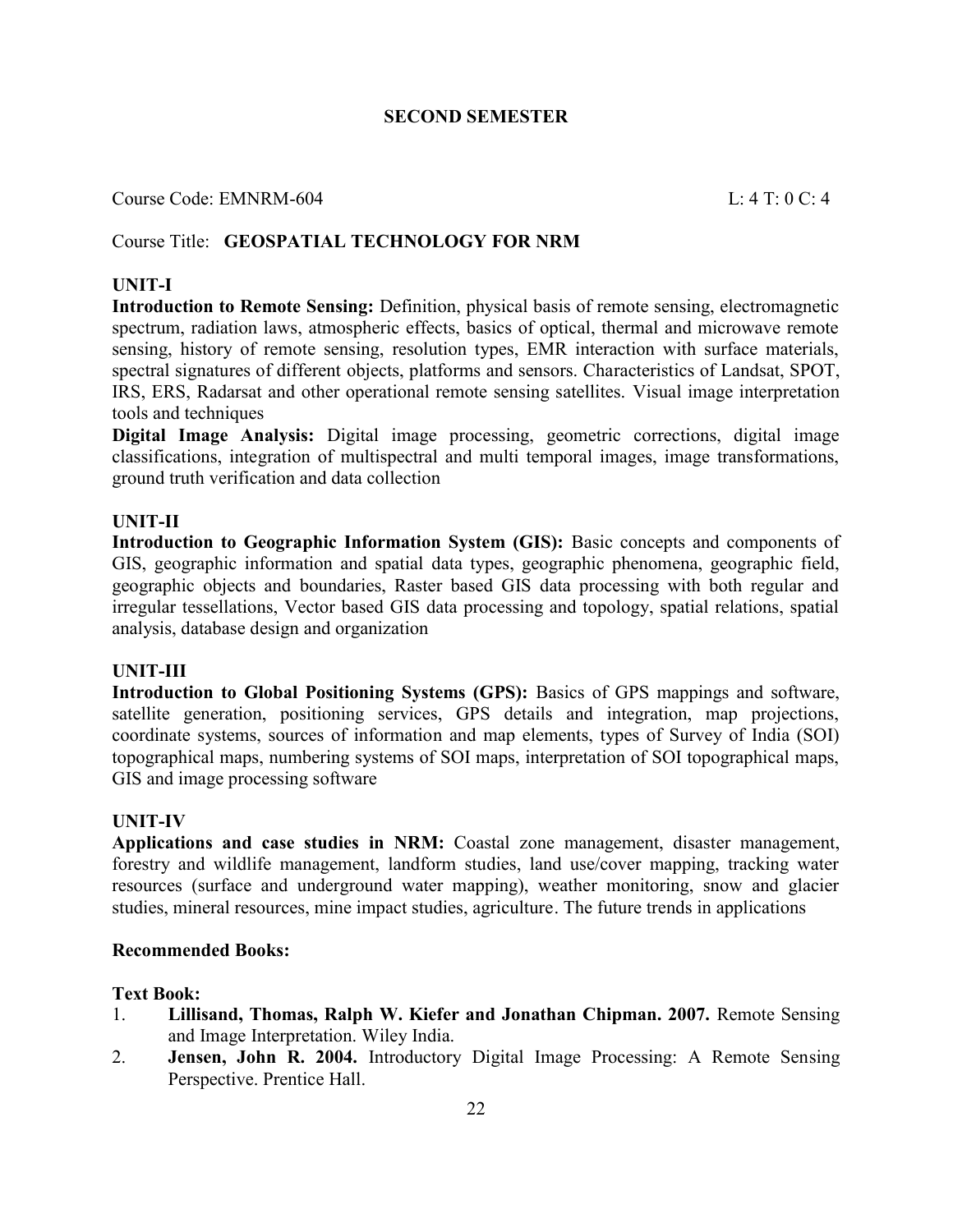## SECOND SEMESTER

Course Code: EMNRM-604 L: 4 T: 0 C: 4

Course Title: **GEOSPATIAL TECHNOLOGY FOR NRM**

### UNIT-I

**Introduction to Remote Sensing:** Definition, physical basis of remote sensing, electromagnetic spectrum, radiation laws, atmospheric effects, basics of optical, thermal and microwave remote sensing, history of remote sensing, resolution types, EMR interaction with surface materials, spectral signatures of different objects, platforms and sensors. Characteristics of Landsat, SPOT, IRS, ERS, Radarsat and other operational remote sensing satellites. Visual image interpretation tools and techniques

**Digital Image Analysis:** Digital image processing, geometric corrections, digital image classifications, integration of multispectral and multi temporal images, image transformations, ground truth verification and data collection

### UNIT-II

**Introduction to Geographic Information System (GIS):** Basic concepts and components of GIS, geographic information and spatial data types, geographic phenomena, geographic field, geographic objects and boundaries, Raster based GIS data processing with both regular and irregular tessellations, Vector based GIS data processing and topology, spatial relations, spatial analysis, database design and organization

### UNIT-III

**Introduction to Global Positioning Systems (GPS):** Basics of GPS mappings and software, satellite generation, positioning services, GPS details and integration, map projections, coordinate systems, sources of information and map elements, types of Survey of India (SOI) topographical maps, numbering systems of SOI maps, interpretation of SOI topographical maps, GIS and image processing software

### UNIT-IV

**Applications and case studies in NRM:** Coastal zone management, disaster management, forestry and wildlife management, landform studies, land use/cover mapping, tracking water resources (surface and underground water mapping), weather monitoring, snow and glacier studies, mineral resources, mine impact studies, agriculture. The future trends in applications

**Recommended Books:**

**Text Book:**

1. **Lillisand, Thomas, Ralph W. Kiefer and Jonathan Chipman. 2007.** Remote Sensing and Image Interpretation. Wiley India.
2. **Jensen, John R. 2004.** Introductory Digital Image Processing: A Remote Sensing Perspective. Prentice Hall.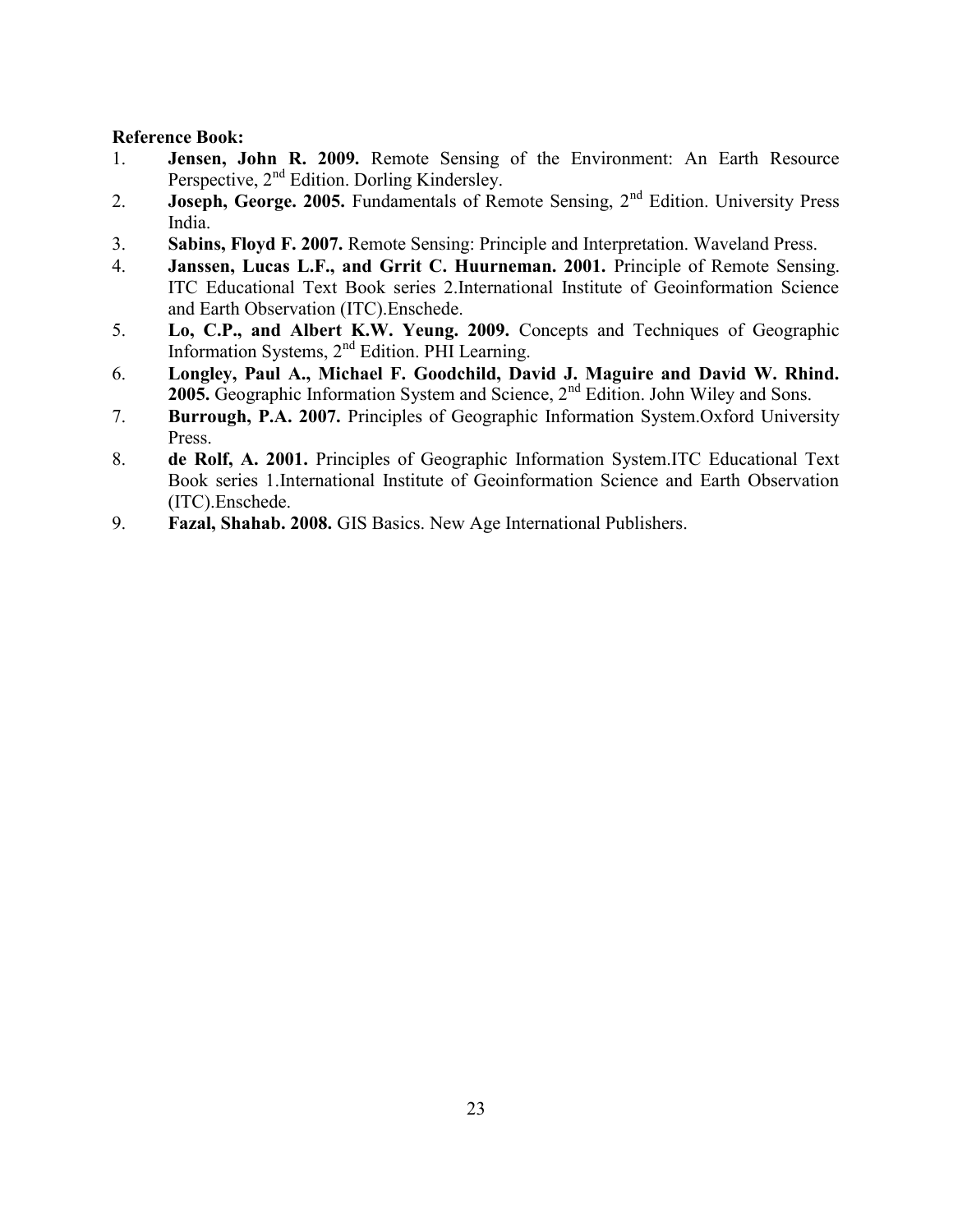**Reference Book:**

1. **Jensen, John R. 2009.** Remote Sensing of the Environment: An Earth Resource Perspective, 2nd Edition. Dorling Kindersley.
2. **Joseph, George. 2005.** Fundamentals of Remote Sensing, 2nd Edition. University Press India.
3. **Sabins, Floyd F. 2007.** Remote Sensing: Principle and Interpretation. Waveland Press.
4. **Janssen, Lucas L.F., and Grrit C. Huurneman. 2001.** Principle of Remote Sensing. ITC Educational Text Book series 2.International Institute of Geoinformation Science and Earth Observation (ITC).Enschede.
5. **Lo, C.P., and Albert K.W. Yeung. 2009.** Concepts and Techniques of Geographic Information Systems, 2nd Edition. PHI Learning.
6. **Longley, Paul A., Michael F. Goodchild, David J. Maguire and David W. Rhind. 2005.** Geographic Information System and Science, 2nd Edition. John Wiley and Sons.
7. **Burrough, P.A. 2007.** Principles of Geographic Information System.Oxford University Press.
8. **de Rolf, A. 2001.** Principles of Geographic Information System.ITC Educational Text Book series 1.International Institute of Geoinformation Science and Earth Observation (ITC).Enschede.
9. **Fazal, Shahab. 2008.** GIS Basics. New Age International Publishers.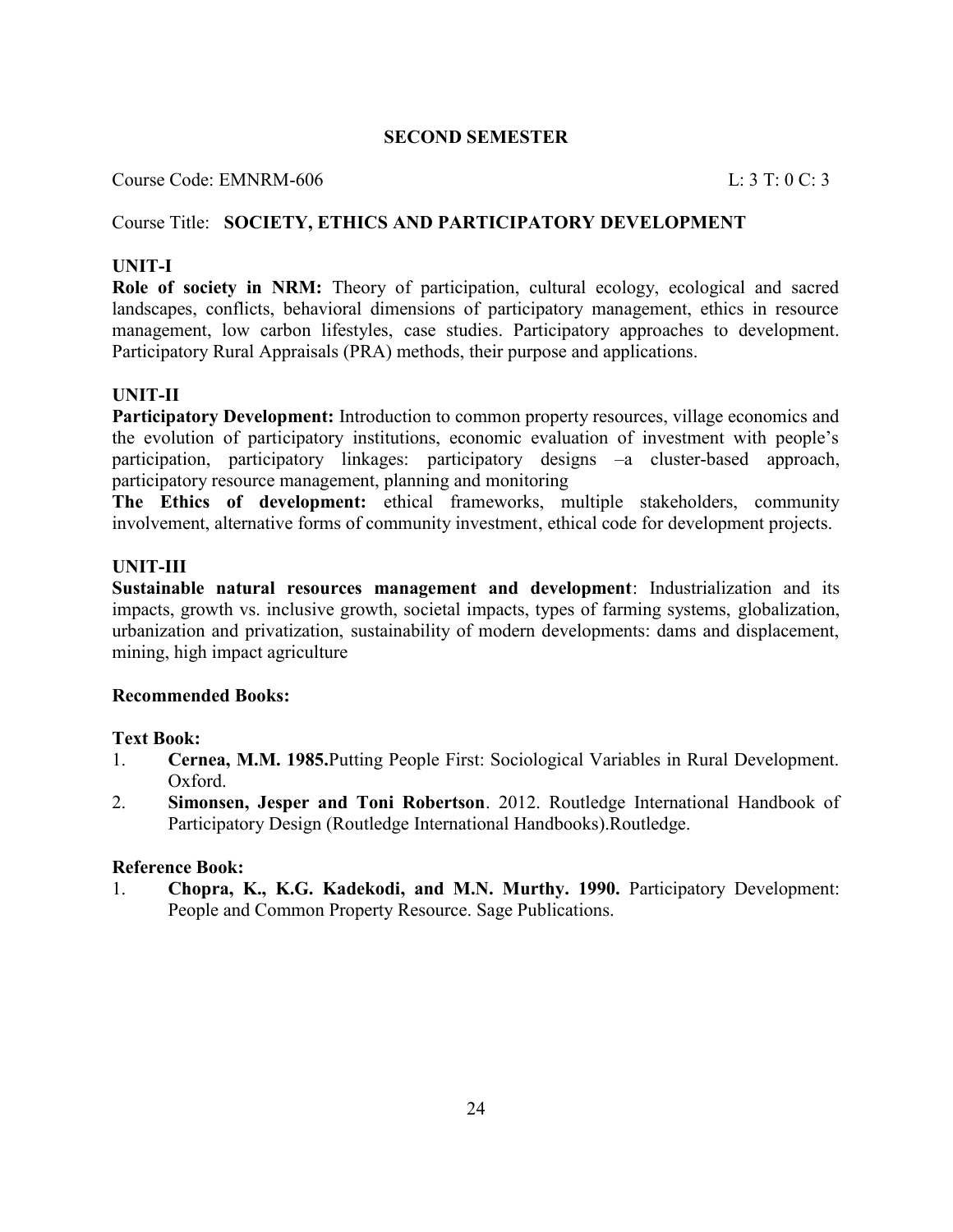## SECOND SEMESTER

Course Code: EMNRM-606 L: 3 T: 0 C: 3

Course Title: **SOCIETY, ETHICS AND PARTICIPATORY DEVELOPMENT**

### UNIT-I

**Role of society in NRM:** Theory of participation, cultural ecology, ecological and sacred landscapes, conflicts, behavioral dimensions of participatory management, ethics in resource management, low carbon lifestyles, case studies. Participatory approaches to development. Participatory Rural Appraisals (PRA) methods, their purpose and applications.

### UNIT-II

**Participatory Development:** Introduction to common property resources, village economics and the evolution of participatory institutions, economic evaluation of investment with people's participation, participatory linkages: participatory designs –a cluster-based approach, participatory resource management, planning and monitoring

**The Ethics of development:** ethical frameworks, multiple stakeholders, community involvement, alternative forms of community investment, ethical code for development projects.

### UNIT-III

**Sustainable natural resources management and development**: Industrialization and its impacts, growth vs. inclusive growth, societal impacts, types of farming systems, globalization, urbanization and privatization, sustainability of modern developments: dams and displacement, mining, high impact agriculture

**Recommended Books:**

**Text Book:**

1. **Cernea, M.M. 1985.**Putting People First: Sociological Variables in Rural Development. Oxford.
2. **Simonsen, Jesper and Toni Robertson**. 2012. Routledge International Handbook of Participatory Design (Routledge International Handbooks).Routledge.

**Reference Book:**

1. **Chopra, K., K.G. Kadekodi, and M.N. Murthy. 1990.** Participatory Development: People and Common Property Resource. Sage Publications.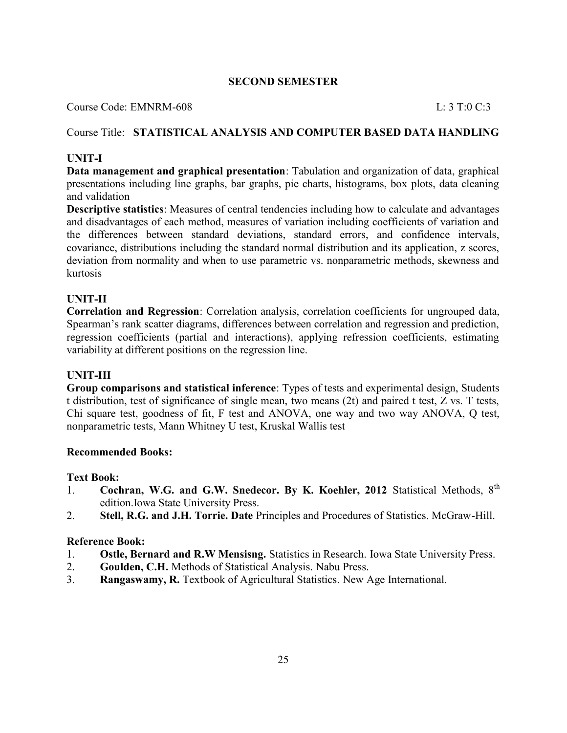## SECOND SEMESTER

Course Code: EMNRM-608 L: 3 T:0 C:3

Course Title: **STATISTICAL ANALYSIS AND COMPUTER BASED DATA HANDLING**

### UNIT-I

**Data management and graphical presentation**: Tabulation and organization of data, graphical presentations including line graphs, bar graphs, pie charts, histograms, box plots, data cleaning and validation

**Descriptive statistics**: Measures of central tendencies including how to calculate and advantages and disadvantages of each method, measures of variation including coefficients of variation and the differences between standard deviations, standard errors, and confidence intervals, covariance, distributions including the standard normal distribution and its application, z scores, deviation from normality and when to use parametric vs. nonparametric methods, skewness and kurtosis

### UNIT-II

**Correlation and Regression**: Correlation analysis, correlation coefficients for ungrouped data, Spearman's rank scatter diagrams, differences between correlation and regression and prediction, regression coefficients (partial and interactions), applying refression coefficients, estimating variability at different positions on the regression line.

### UNIT-III

**Group comparisons and statistical inference**: Types of tests and experimental design, Students t distribution, test of significance of single mean, two means (2t) and paired t test, Z vs. T tests, Chi square test, goodness of fit, F test and ANOVA, one way and two way ANOVA, Q test, nonparametric tests, Mann Whitney U test, Kruskal Wallis test

**Recommended Books:**

**Text Book:**

1. **Cochran, W.G. and G.W. Snedecor. By K. Koehler, 2012** Statistical Methods, 8th edition.Iowa State University Press.
2. **Stell, R.G. and J.H. Torrie. Date** Principles and Procedures of Statistics. McGraw-Hill.

**Reference Book:**

1. **Ostle, Bernard and R.W Mensisng.** Statistics in Research. Iowa State University Press.
2. **Goulden, C.H.** Methods of Statistical Analysis. Nabu Press.
3. **Rangaswamy, R.** Textbook of Agricultural Statistics. New Age International.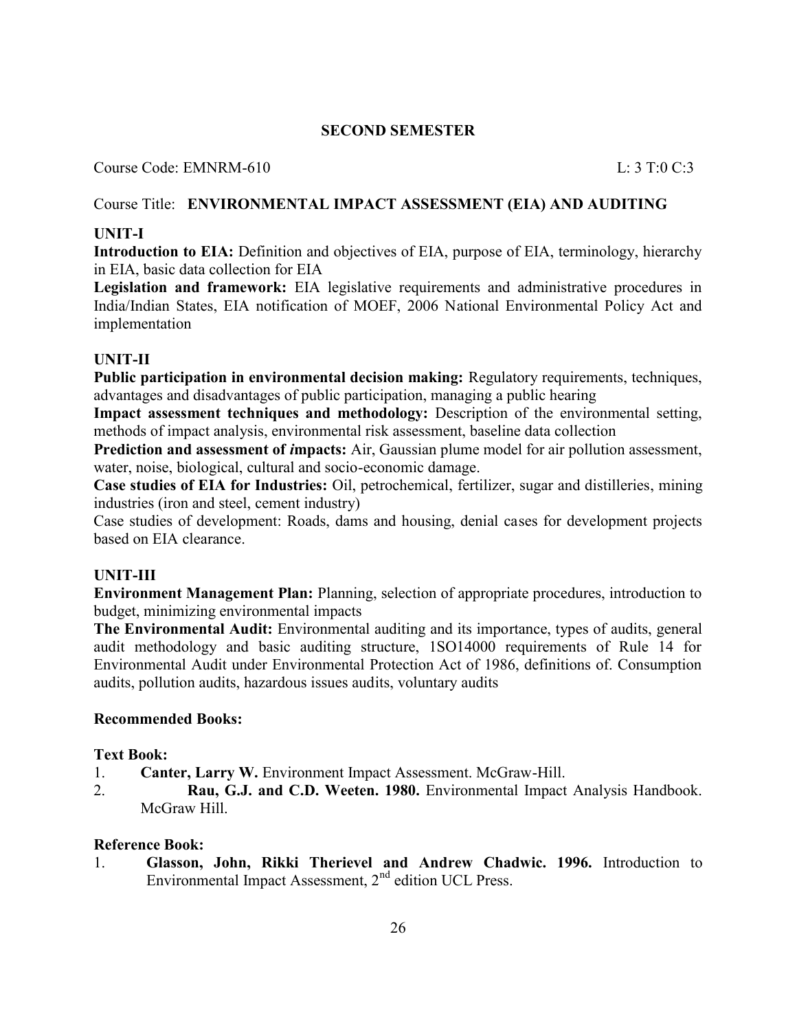## SECOND SEMESTER

Course Code: EMNRM-610 L: 3 T:0 C:3

Course Title: **ENVIRONMENTAL IMPACT ASSESSMENT (EIA) AND AUDITING**

### UNIT-I

**Introduction to EIA:** Definition and objectives of EIA, purpose of EIA, terminology, hierarchy in EIA, basic data collection for EIA

**Legislation and framework:** EIA legislative requirements and administrative procedures in India/Indian States, EIA notification of MOEF, 2006 National Environmental Policy Act and implementation

### UNIT-II

**Public participation in environmental decision making:** Regulatory requirements, techniques, advantages and disadvantages of public participation, managing a public hearing

**Impact assessment techniques and methodology:** Description of the environmental setting, methods of impact analysis, environmental risk assessment, baseline data collection

**Prediction and assessment of *i*mpacts:** Air, Gaussian plume model for air pollution assessment, water, noise, biological, cultural and socio-economic damage.

**Case studies of EIA for Industries:** Oil, petrochemical, fertilizer, sugar and distilleries, mining industries (iron and steel, cement industry)

Case studies of development: Roads, dams and housing, denial cases for development projects based on EIA clearance.

### UNIT-III

**Environment Management Plan:** Planning, selection of appropriate procedures, introduction to budget, minimizing environmental impacts

**The Environmental Audit:** Environmental auditing and its importance, types of audits, general audit methodology and basic auditing structure, 1SO14000 requirements of Rule 14 for Environmental Audit under Environmental Protection Act of 1986, definitions of. Consumption audits, pollution audits, hazardous issues audits, voluntary audits

**Recommended Books:**

**Text Book:**

1. **Canter, Larry W.** Environment Impact Assessment. McGraw-Hill.
2. **Rau, G.J. and C.D. Weeten. 1980.** Environmental Impact Analysis Handbook. McGraw Hill.

**Reference Book:**

1. **Glasson, John, Rikki Therievel and Andrew Chadwic. 1996.** Introduction to Environmental Impact Assessment, 2nd edition UCL Press.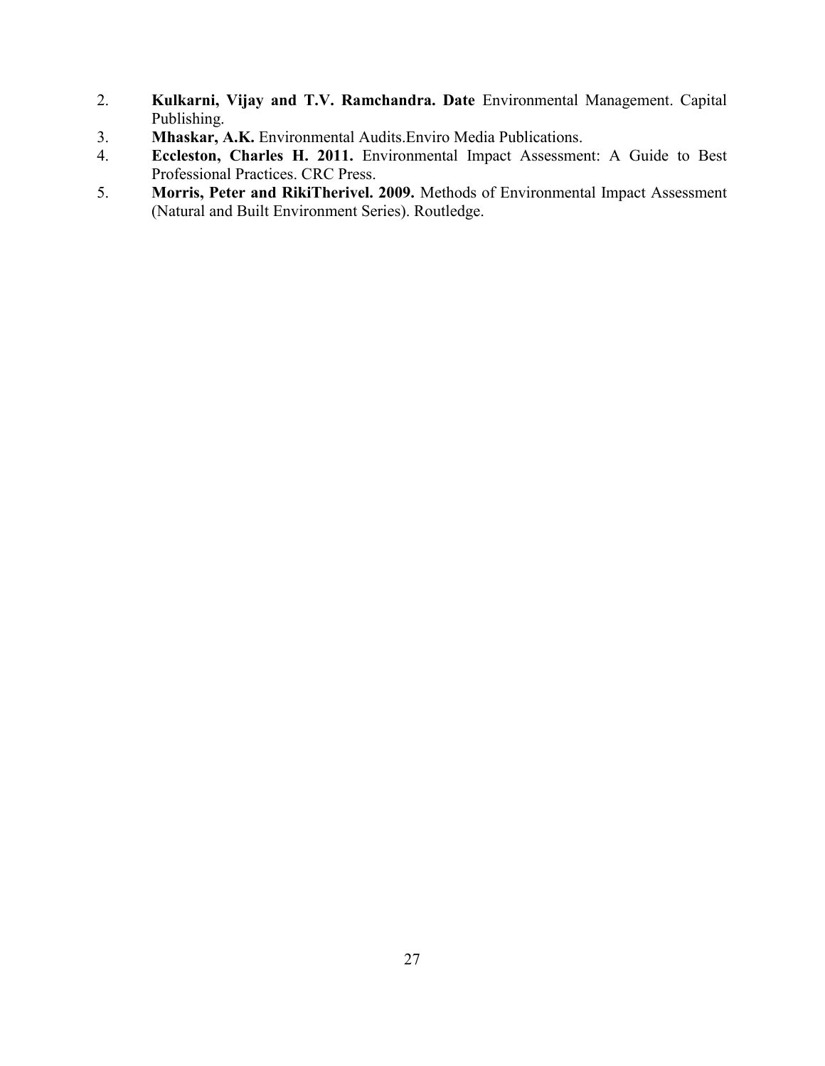2. **Kulkarni, Vijay and T.V. Ramchandra. Date** Environmental Management. Capital Publishing.
3. **Mhaskar, A.K.** Environmental Audits.Enviro Media Publications.
4. **Eccleston, Charles H. 2011.** Environmental Impact Assessment: A Guide to Best Professional Practices. CRC Press.
5. **Morris, Peter and RikiTherivel. 2009.** Methods of Environmental Impact Assessment (Natural and Built Environment Series). Routledge.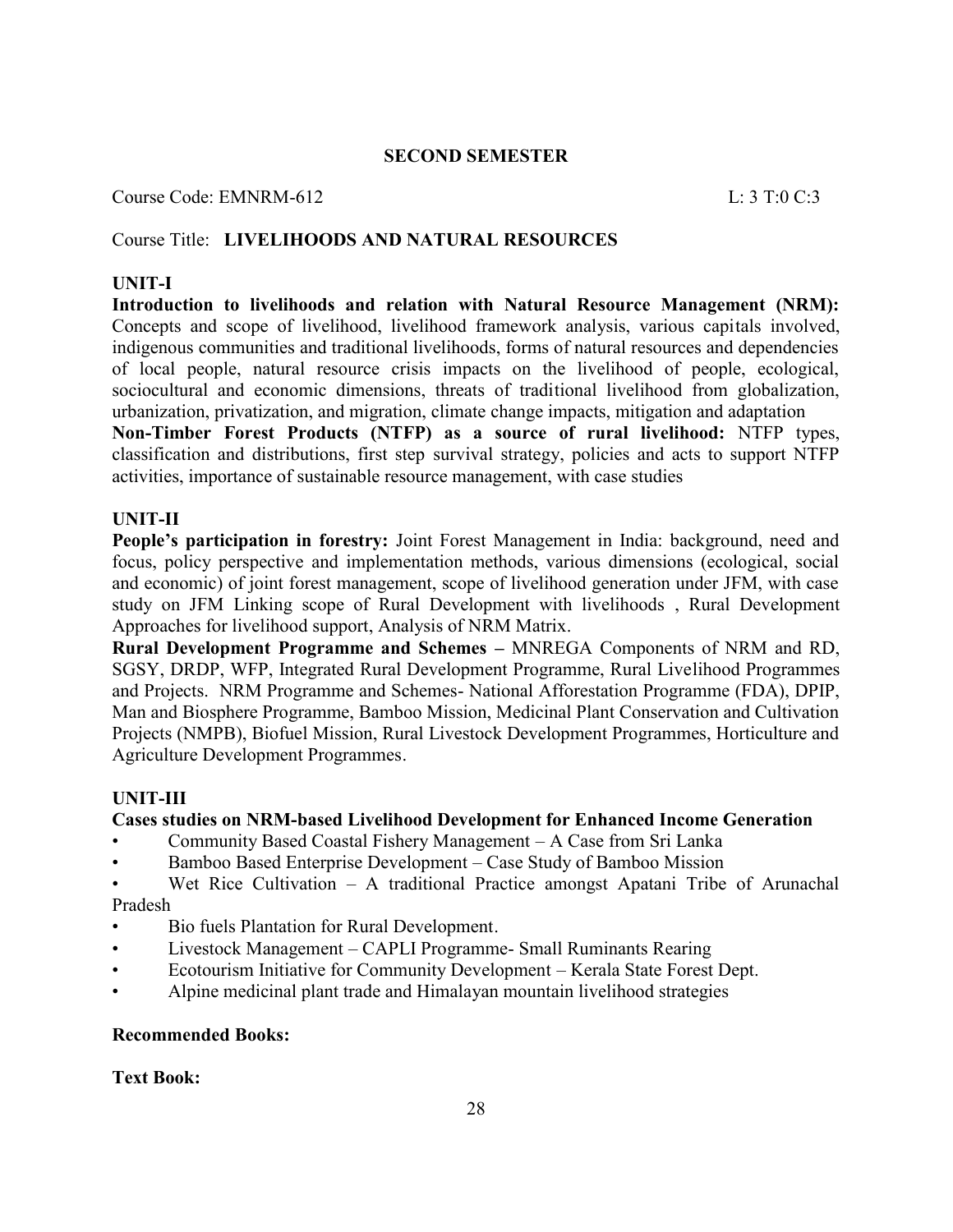## SECOND SEMESTER

Course Code: EMNRM-612 L: 3 T:0 C:3

Course Title: **LIVELIHOODS AND NATURAL RESOURCES**

### UNIT-I

**Introduction to livelihoods and relation with Natural Resource Management (NRM):** Concepts and scope of livelihood, livelihood framework analysis, various capitals involved, indigenous communities and traditional livelihoods, forms of natural resources and dependencies of local people, natural resource crisis impacts on the livelihood of people, ecological, sociocultural and economic dimensions, threats of traditional livelihood from globalization, urbanization, privatization, and migration, climate change impacts, mitigation and adaptation

**Non-Timber Forest Products (NTFP) as a source of rural livelihood:** NTFP types, classification and distributions, first step survival strategy, policies and acts to support NTFP activities, importance of sustainable resource management, with case studies

### UNIT-II

**People's participation in forestry:** Joint Forest Management in India: background, need and focus, policy perspective and implementation methods, various dimensions (ecological, social and economic) of joint forest management, scope of livelihood generation under JFM, with case study on JFM Linking scope of Rural Development with livelihoods , Rural Development Approaches for livelihood support, Analysis of NRM Matrix.

**Rural Development Programme and Schemes –** MNREGA Components of NRM and RD, SGSY, DRDP, WFP, Integrated Rural Development Programme, Rural Livelihood Programmes and Projects. NRM Programme and Schemes- National Afforestation Programme (FDA), DPIP, Man and Biosphere Programme, Bamboo Mission, Medicinal Plant Conservation and Cultivation Projects (NMPB), Biofuel Mission, Rural Livestock Development Programmes, Horticulture and Agriculture Development Programmes.

### UNIT-III

**Cases studies on NRM-based Livelihood Development for Enhanced Income Generation**

- Community Based Coastal Fishery Management – A Case from Sri Lanka
- Bamboo Based Enterprise Development – Case Study of Bamboo Mission
- Wet Rice Cultivation – A traditional Practice amongst Apatani Tribe of Arunachal Pradesh
- Bio fuels Plantation for Rural Development.
- Livestock Management – CAPLI Programme- Small Ruminants Rearing
- Ecotourism Initiative for Community Development – Kerala State Forest Dept.
- Alpine medicinal plant trade and Himalayan mountain livelihood strategies

**Recommended Books:**

**Text Book:**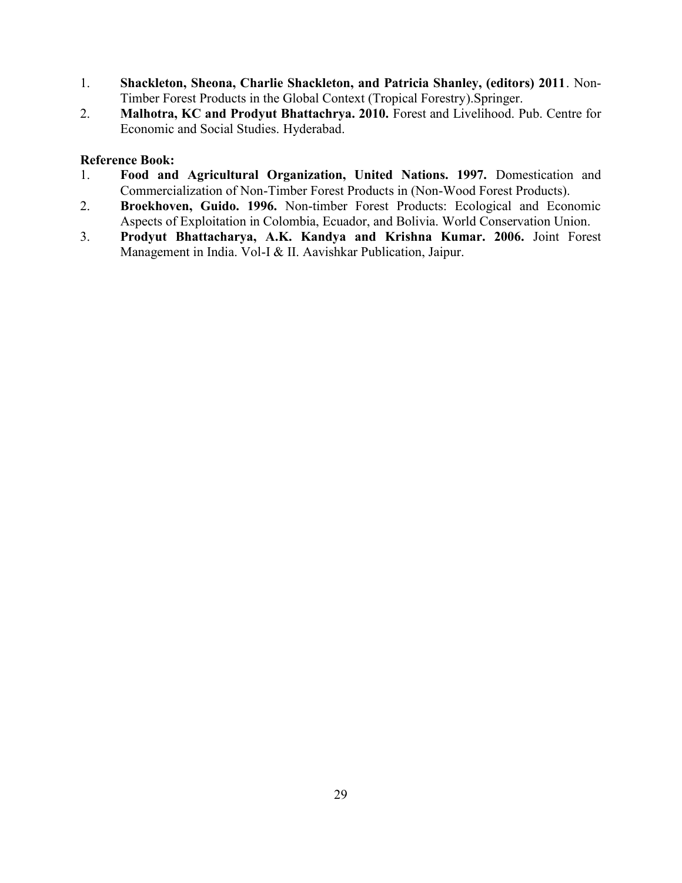1. **Shackleton, Sheona, Charlie Shackleton, and Patricia Shanley, (editors) 2011**. Non-Timber Forest Products in the Global Context (Tropical Forestry).Springer.
2. **Malhotra, KC and Prodyut Bhattachrya. 2010.** Forest and Livelihood. Pub. Centre for Economic and Social Studies. Hyderabad.

**Reference Book:**

1. **Food and Agricultural Organization, United Nations. 1997.** Domestication and Commercialization of Non-Timber Forest Products in (Non-Wood Forest Products).
2. **Broekhoven, Guido. 1996.** Non-timber Forest Products: Ecological and Economic Aspects of Exploitation in Colombia, Ecuador, and Bolivia. World Conservation Union.
3. **Prodyut Bhattacharya, A.K. Kandya and Krishna Kumar. 2006.** Joint Forest Management in India. Vol-I & II. Aavishkar Publication, Jaipur.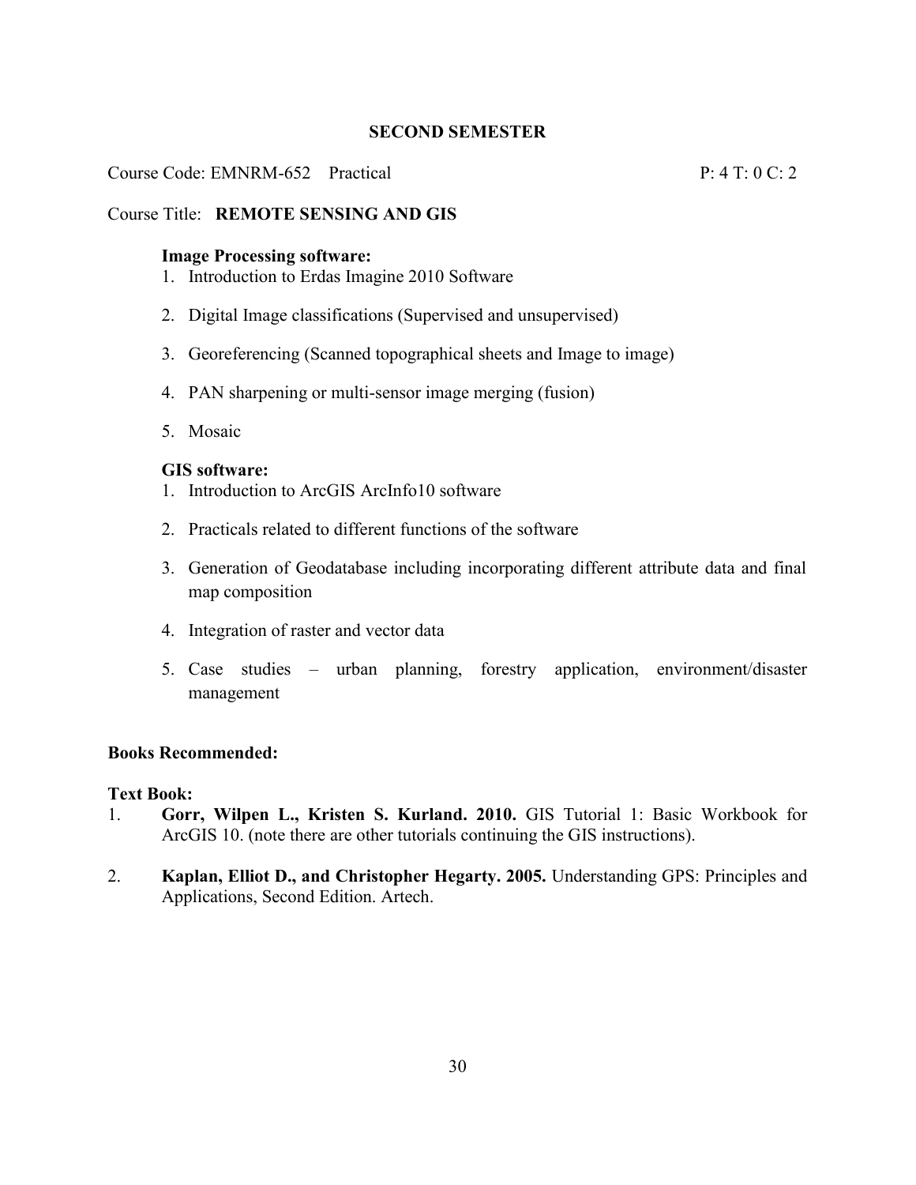## SECOND SEMESTER

Course Code: EMNRM-652 Practical P: 4 T: 0 C: 2

Course Title: **REMOTE SENSING AND GIS**

**Image Processing software:**

1. Introduction to Erdas Imagine 2010 Software
2. Digital Image classifications (Supervised and unsupervised)
3. Georeferencing (Scanned topographical sheets and Image to image)
4. PAN sharpening or multi-sensor image merging (fusion)
5. Mosaic

**GIS software:**

1. Introduction to ArcGIS ArcInfo10 software
2. Practicals related to different functions of the software
3. Generation of Geodatabase including incorporating different attribute data and final map composition
4. Integration of raster and vector data
5. Case studies – urban planning, forestry application, environment/disaster management

**Books Recommended:**

**Text Book:**

1. **Gorr, Wilpen L., Kristen S. Kurland. 2010.** GIS Tutorial 1: Basic Workbook for ArcGIS 10. (note there are other tutorials continuing the GIS instructions).
2. **Kaplan, Elliot D., and Christopher Hegarty. 2005.** Understanding GPS: Principles and Applications, Second Edition. Artech.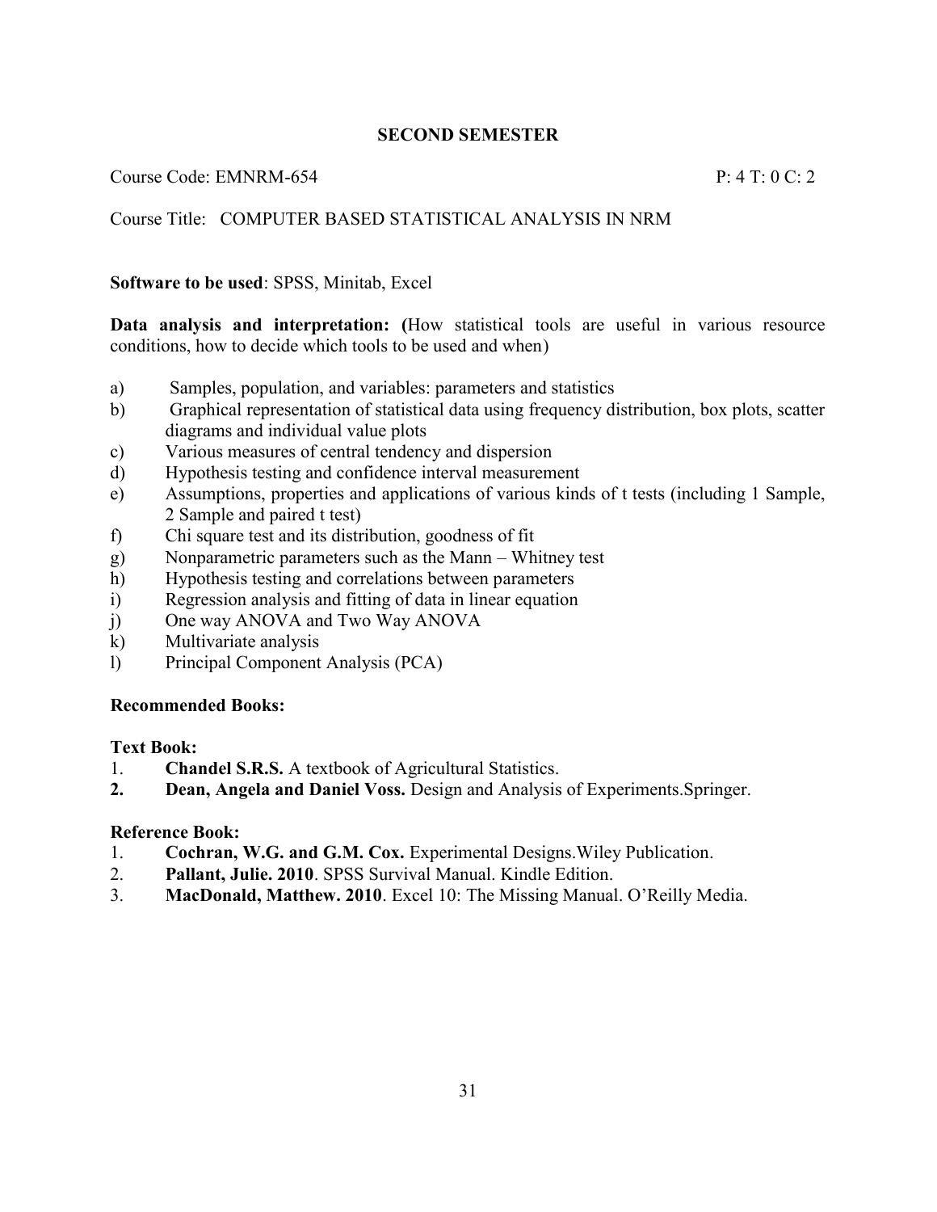## SECOND SEMESTER

Course Code: EMNRM-654 P: 4 T: 0 C: 2

Course Title: COMPUTER BASED STATISTICAL ANALYSIS IN NRM

**Software to be used**: SPSS, Minitab, Excel

**Data analysis and interpretation: (**How statistical tools are useful in various resource conditions, how to decide which tools to be used and when)

a) Samples, population, and variables: parameters and statistics
b) Graphical representation of statistical data using frequency distribution, box plots, scatter diagrams and individual value plots
c) Various measures of central tendency and dispersion
d) Hypothesis testing and confidence interval measurement
e) Assumptions, properties and applications of various kinds of t tests (including 1 Sample, 2 Sample and paired t test)
f) Chi square test and its distribution, goodness of fit
g) Nonparametric parameters such as the Mann – Whitney test
h) Hypothesis testing and correlations between parameters
i) Regression analysis and fitting of data in linear equation
j) One way ANOVA and Two Way ANOVA
k) Multivariate analysis
l) Principal Component Analysis (PCA)

**Recommended Books:**

**Text Book:**

1. **Chandel S.R.S.** A textbook of Agricultural Statistics.
2. **Dean, Angela and Daniel Voss.** Design and Analysis of Experiments.Springer.

**Reference Book:**

1. **Cochran, W.G. and G.M. Cox.** Experimental Designs.Wiley Publication.
2. **Pallant, Julie. 2010**. SPSS Survival Manual. Kindle Edition.
3. **MacDonald, Matthew. 2010**. Excel 10: The Missing Manual. O'Reilly Media.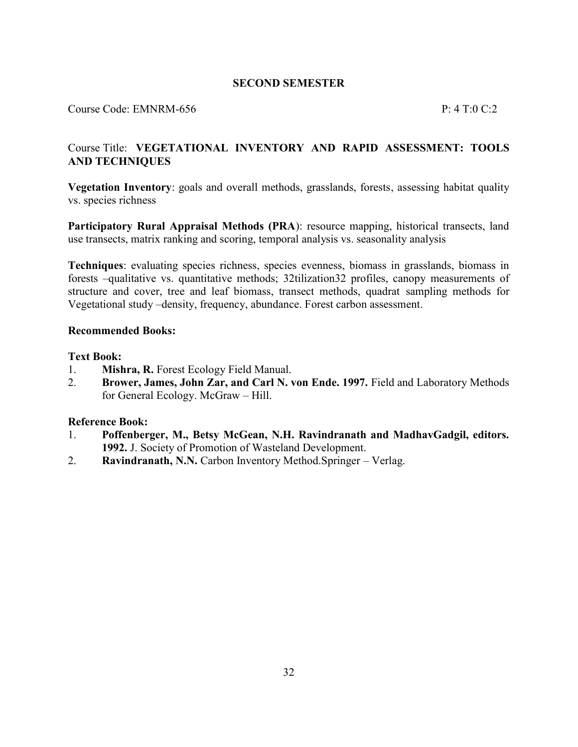## SECOND SEMESTER

Course Code: EMNRM-656 P: 4 T:0 C:2

Course Title: **VEGETATIONAL INVENTORY AND RAPID ASSESSMENT: TOOLS AND TECHNIQUES**

**Vegetation Inventory**: goals and overall methods, grasslands, forests, assessing habitat quality vs. species richness

**Participatory Rural Appraisal Methods (PRA**): resource mapping, historical transects, land use transects, matrix ranking and scoring, temporal analysis vs. seasonality analysis

**Techniques**: evaluating species richness, species evenness, biomass in grasslands, biomass in forests –qualitative vs. quantitative methods; 32tilization32 profiles, canopy measurements of structure and cover, tree and leaf biomass, transect methods, quadrat sampling methods for Vegetational study –density, frequency, abundance. Forest carbon assessment.

**Recommended Books:**

**Text Book:**

1. **Mishra, R.** Forest Ecology Field Manual.
2. **Brower, James, John Zar, and Carl N. von Ende. 1997.** Field and Laboratory Methods for General Ecology. McGraw – Hill.

**Reference Book:**

1. **Poffenberger, M., Betsy McGean, N.H. Ravindranath and MadhavGadgil, editors. 1992.** J. Society of Promotion of Wasteland Development.
2. **Ravindranath, N.N.** Carbon Inventory Method.Springer – Verlag.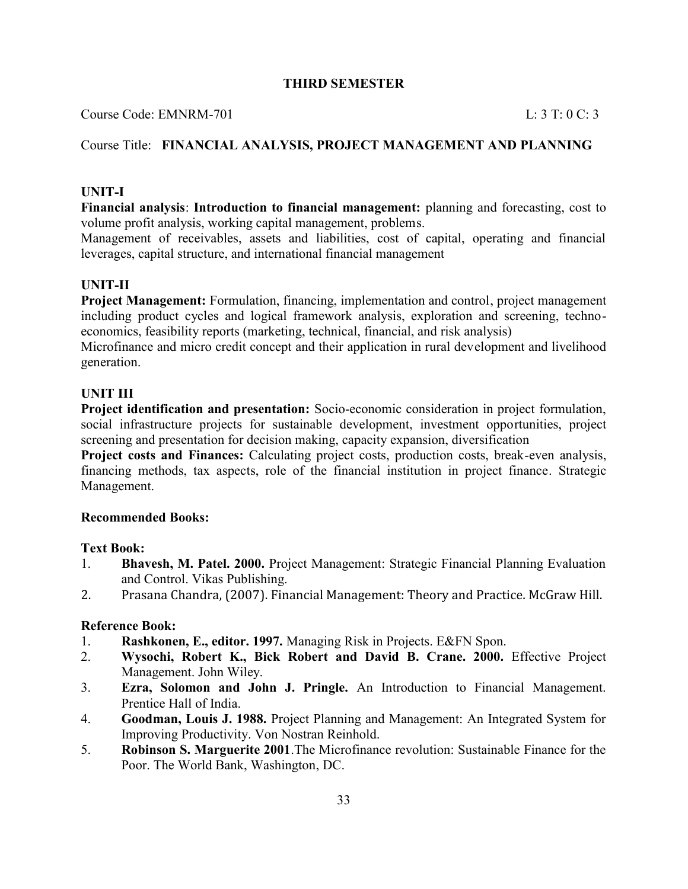## THIRD SEMESTER

Course Code: EMNRM-701 L: 3 T: 0 C: 3

Course Title: **FINANCIAL ANALYSIS, PROJECT MANAGEMENT AND PLANNING**

### UNIT-I

**Financial analysis**: **Introduction to financial management:** planning and forecasting, cost to volume profit analysis, working capital management, problems.

Management of receivables, assets and liabilities, cost of capital, operating and financial leverages, capital structure, and international financial management

### UNIT-II

**Project Management:** Formulation, financing, implementation and control, project management including product cycles and logical framework analysis, exploration and screening, techno-economics, feasibility reports (marketing, technical, financial, and risk analysis)

Microfinance and micro credit concept and their application in rural development and livelihood generation.

### UNIT III

**Project identification and presentation:** Socio-economic consideration in project formulation, social infrastructure projects for sustainable development, investment opportunities, project screening and presentation for decision making, capacity expansion, diversification

**Project costs and Finances:** Calculating project costs, production costs, break-even analysis, financing methods, tax aspects, role of the financial institution in project finance. Strategic Management.

**Recommended Books:**

**Text Book:**

1. **Bhavesh, M. Patel. 2000.** Project Management: Strategic Financial Planning Evaluation and Control. Vikas Publishing.
2. Prasana Chandra, (2007). Financial Management: Theory and Practice. McGraw Hill.

**Reference Book:**

1. **Rashkonen, E., editor. 1997.** Managing Risk in Projects. E&FN Spon.
2. **Wysochi, Robert K., Bick Robert and David B. Crane. 2000.** Effective Project Management. John Wiley.
3. **Ezra, Solomon and John J. Pringle.** An Introduction to Financial Management. Prentice Hall of India.
4. **Goodman, Louis J. 1988.** Project Planning and Management: An Integrated System for Improving Productivity. Von Nostran Reinhold.
5. **Robinson S. Marguerite 2001**.The Microfinance revolution: Sustainable Finance for the Poor. The World Bank, Washington, DC.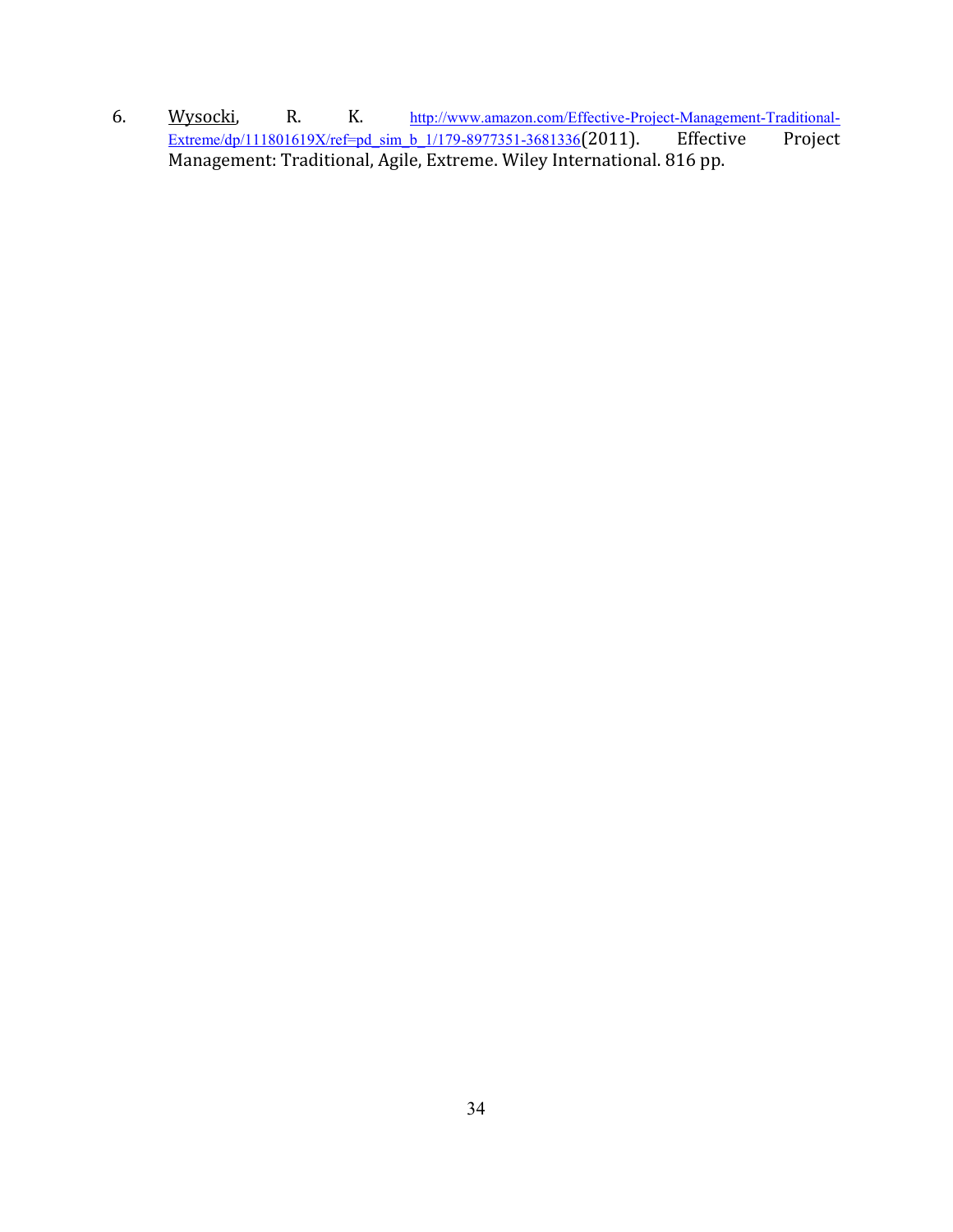6. Wysocki, R. K. http://www.amazon.com/Effective-Project-Management-Traditional-Extreme/dp/111801619X/ref=pd_sim_b_1/179-8977351-3681336(2011). Effective Project Management: Traditional, Agile, Extreme. Wiley International. 816 pp.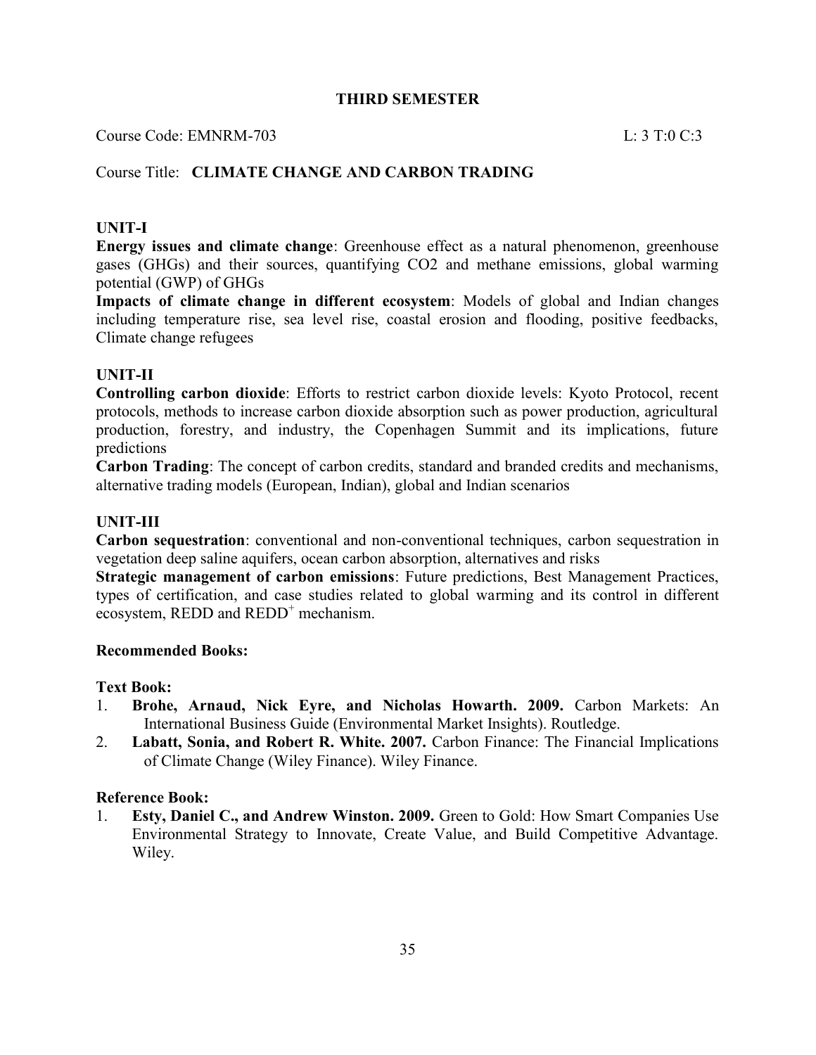## THIRD SEMESTER

Course Code: EMNRM-703 L: 3 T:0 C:3

Course Title: **CLIMATE CHANGE AND CARBON TRADING**

### UNIT-I

**Energy issues and climate change**: Greenhouse effect as a natural phenomenon, greenhouse gases (GHGs) and their sources, quantifying CO2 and methane emissions, global warming potential (GWP) of GHGs

**Impacts of climate change in different ecosystem**: Models of global and Indian changes including temperature rise, sea level rise, coastal erosion and flooding, positive feedbacks, Climate change refugees

### UNIT-II

**Controlling carbon dioxide**: Efforts to restrict carbon dioxide levels: Kyoto Protocol, recent protocols, methods to increase carbon dioxide absorption such as power production, agricultural production, forestry, and industry, the Copenhagen Summit and its implications, future predictions

**Carbon Trading**: The concept of carbon credits, standard and branded credits and mechanisms, alternative trading models (European, Indian), global and Indian scenarios

### UNIT-III

**Carbon sequestration**: conventional and non-conventional techniques, carbon sequestration in vegetation deep saline aquifers, ocean carbon absorption, alternatives and risks

**Strategic management of carbon emissions**: Future predictions, Best Management Practices, types of certification, and case studies related to global warming and its control in different ecosystem, REDD and $REDD^+$ mechanism.

**Recommended Books:**

**Text Book:**

1. **Brohe, Arnaud, Nick Eyre, and Nicholas Howarth. 2009.** Carbon Markets: An International Business Guide (Environmental Market Insights). Routledge.
2. **Labatt, Sonia, and Robert R. White. 2007.** Carbon Finance: The Financial Implications of Climate Change (Wiley Finance). Wiley Finance.

**Reference Book:**

1. **Esty, Daniel C., and Andrew Winston. 2009.** Green to Gold: How Smart Companies Use Environmental Strategy to Innovate, Create Value, and Build Competitive Advantage. Wiley.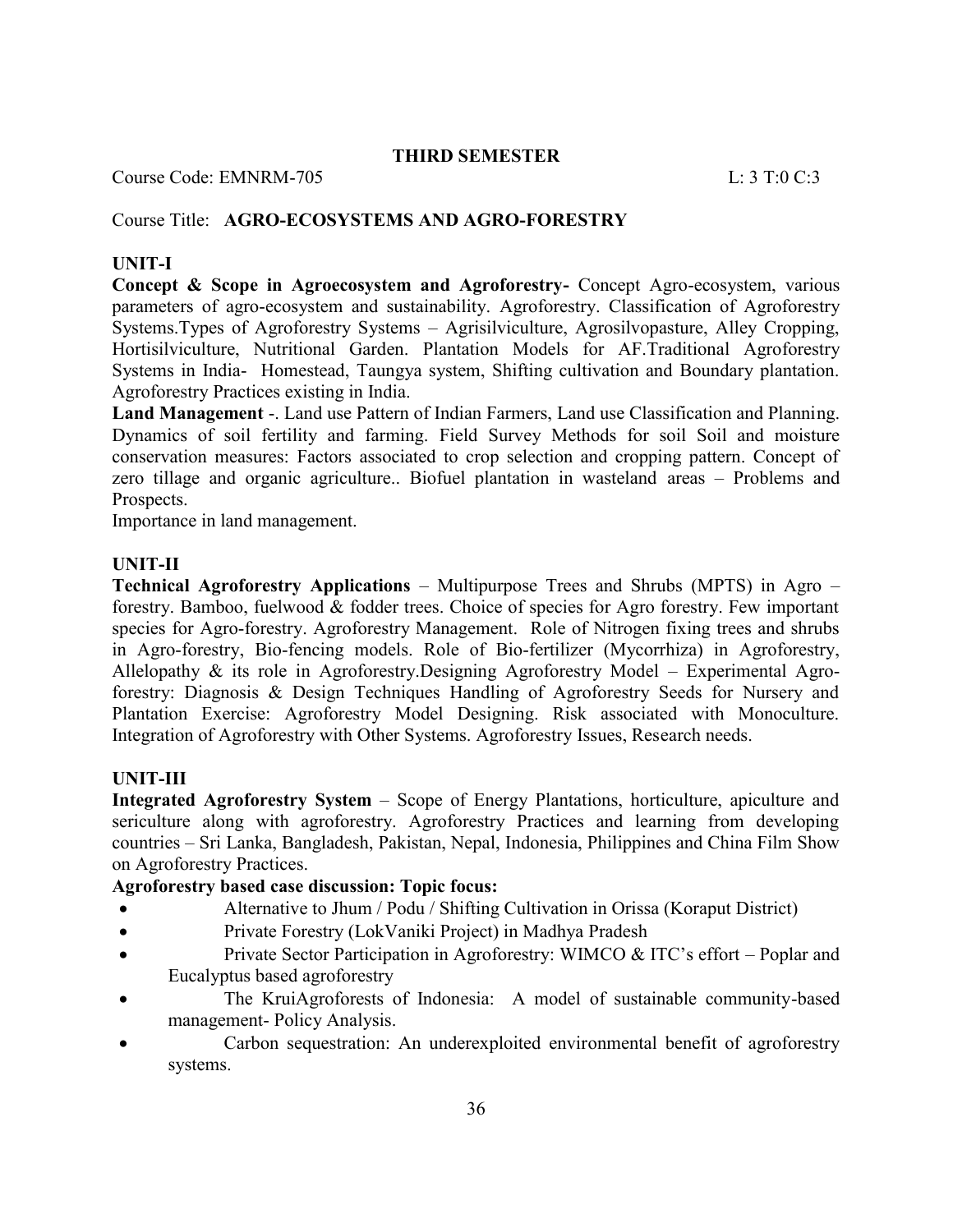## THIRD SEMESTER

Course Code: EMNRM-705 L: 3 T:0 C:3

Course Title: **AGRO-ECOSYSTEMS AND AGRO-FORESTRY**

### UNIT-I

**Concept & Scope in Agroecosystem and Agroforestry-** Concept Agro-ecosystem, various parameters of agro-ecosystem and sustainability. Agroforestry. Classification of Agroforestry Systems.Types of Agroforestry Systems – Agrisilviculture, Agrosilvopasture, Alley Cropping, Hortisilviculture, Nutritional Garden. Plantation Models for AF.Traditional Agroforestry Systems in India- Homestead, Taungya system, Shifting cultivation and Boundary plantation. Agroforestry Practices existing in India.

**Land Management** -. Land use Pattern of Indian Farmers, Land use Classification and Planning. Dynamics of soil fertility and farming. Field Survey Methods for soil Soil and moisture conservation measures: Factors associated to crop selection and cropping pattern. Concept of zero tillage and organic agriculture.. Biofuel plantation in wasteland areas – Problems and Prospects.

Importance in land management.

### UNIT-II

**Technical Agroforestry Applications** – Multipurpose Trees and Shrubs (MPTS) in Agro – forestry. Bamboo, fuelwood & fodder trees. Choice of species for Agro forestry. Few important species for Agro-forestry. Agroforestry Management. Role of Nitrogen fixing trees and shrubs in Agro-forestry, Bio-fencing models. Role of Bio-fertilizer (Mycorrhiza) in Agroforestry, Allelopathy & its role in Agroforestry.Designing Agroforestry Model – Experimental Agro-forestry: Diagnosis & Design Techniques Handling of Agroforestry Seeds for Nursery and Plantation Exercise: Agroforestry Model Designing. Risk associated with Monoculture. Integration of Agroforestry with Other Systems. Agroforestry Issues, Research needs.

### UNIT-III

**Integrated Agroforestry System** – Scope of Energy Plantations, horticulture, apiculture and sericulture along with agroforestry. Agroforestry Practices and learning from developing countries – Sri Lanka, Bangladesh, Pakistan, Nepal, Indonesia, Philippines and China Film Show on Agroforestry Practices.

**Agroforestry based case discussion: Topic focus:**

- Alternative to Jhum / Podu / Shifting Cultivation in Orissa (Koraput District)
- Private Forestry (LokVaniki Project) in Madhya Pradesh
- Private Sector Participation in Agroforestry: WIMCO & ITC's effort – Poplar and Eucalyptus based agroforestry
- The KruiAgroforests of Indonesia: A model of sustainable community-based management- Policy Analysis.
- Carbon sequestration: An underexploited environmental benefit of agroforestry systems.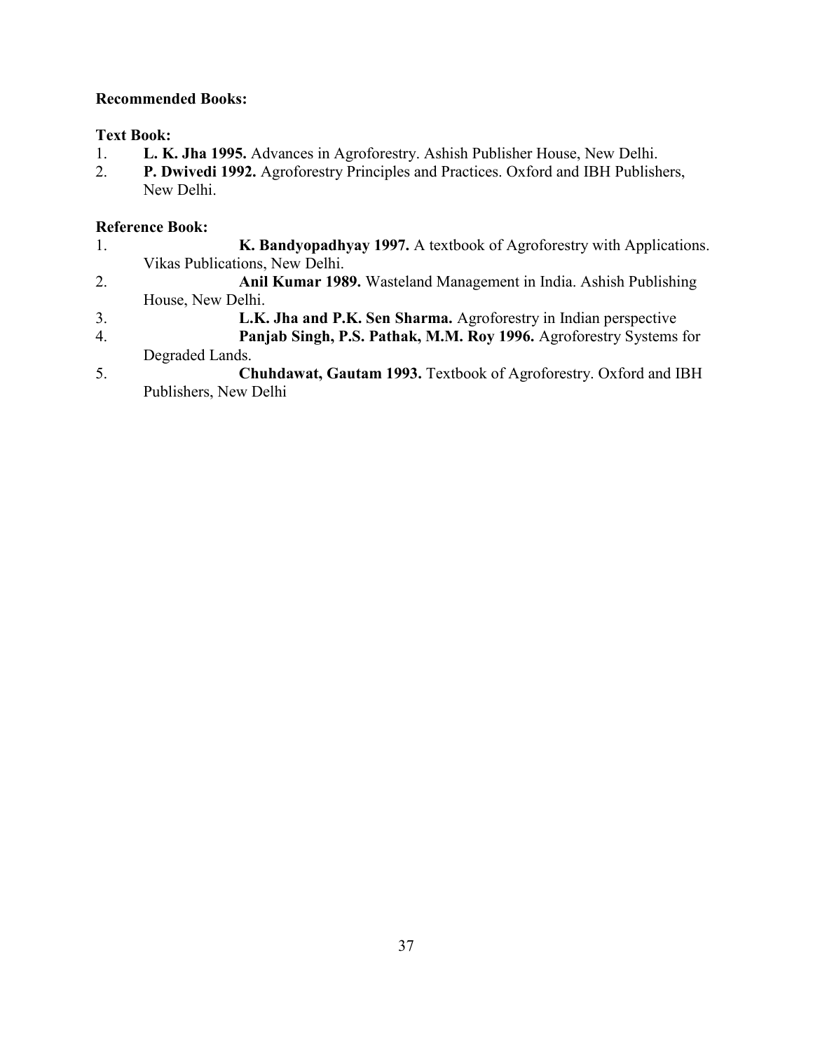**Recommended Books:**

**Text Book:**

1. **L. K. Jha 1995.** Advances in Agroforestry. Ashish Publisher House, New Delhi.
2. **P. Dwivedi 1992.** Agroforestry Principles and Practices. Oxford and IBH Publishers, New Delhi.

**Reference Book:**

1. **K. Bandyopadhyay 1997.** A textbook of Agroforestry with Applications. Vikas Publications, New Delhi.
2. **Anil Kumar 1989.** Wasteland Management in India. Ashish Publishing House, New Delhi.
3. **L.K. Jha and P.K. Sen Sharma.** Agroforestry in Indian perspective
4. **Panjab Singh, P.S. Pathak, M.M. Roy 1996.** Agroforestry Systems for Degraded Lands.
5. **Chuhdawat, Gautam 1993.** Textbook of Agroforestry. Oxford and IBH Publishers, New Delhi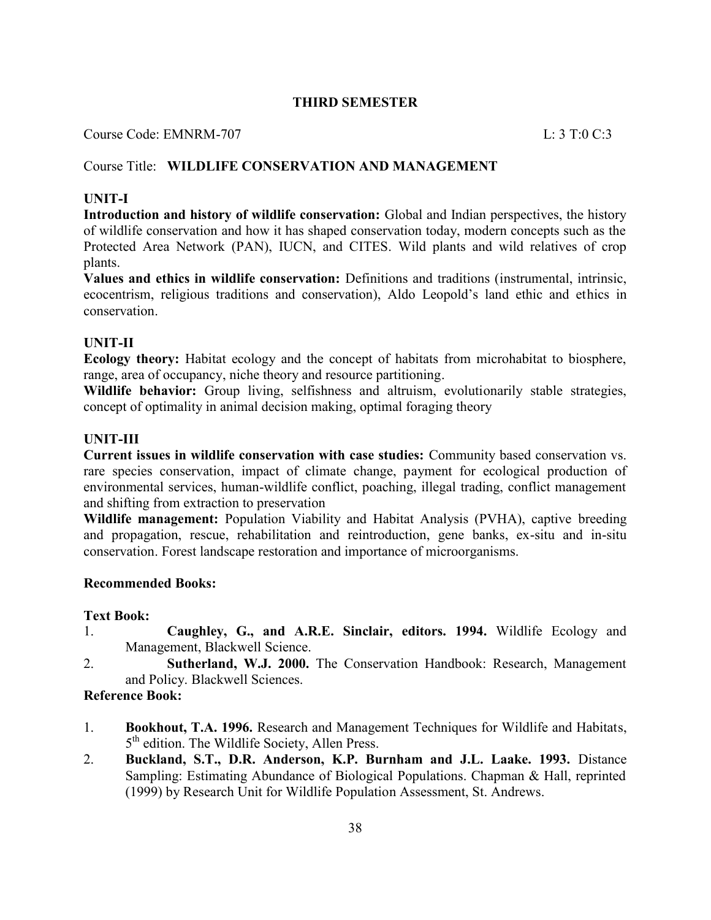## THIRD SEMESTER

Course Code: EMNRM-707 L: 3 T:0 C:3

Course Title: **WILDLIFE CONSERVATION AND MANAGEMENT**

### UNIT-I

**Introduction and history of wildlife conservation:** Global and Indian perspectives, the history of wildlife conservation and how it has shaped conservation today, modern concepts such as the Protected Area Network (PAN), IUCN, and CITES. Wild plants and wild relatives of crop plants.

**Values and ethics in wildlife conservation:** Definitions and traditions (instrumental, intrinsic, ecocentrism, religious traditions and conservation), Aldo Leopold's land ethic and ethics in conservation.

### UNIT-II

**Ecology theory:** Habitat ecology and the concept of habitats from microhabitat to biosphere, range, area of occupancy, niche theory and resource partitioning.

**Wildlife behavior:** Group living, selfishness and altruism, evolutionarily stable strategies, concept of optimality in animal decision making, optimal foraging theory

### UNIT-III

**Current issues in wildlife conservation with case studies:** Community based conservation vs. rare species conservation, impact of climate change, payment for ecological production of environmental services, human-wildlife conflict, poaching, illegal trading, conflict management and shifting from extraction to preservation

**Wildlife management:** Population Viability and Habitat Analysis (PVHA), captive breeding and propagation, rescue, rehabilitation and reintroduction, gene banks, ex-situ and in-situ conservation. Forest landscape restoration and importance of microorganisms.

### Recommended Books:

**Text Book:**

1. **Caughley, G., and A.R.E. Sinclair, editors. 1994.** Wildlife Ecology and Management, Blackwell Science.
2. **Sutherland, W.J. 2000.** The Conservation Handbook: Research, Management and Policy. Blackwell Sciences.

**Reference Book:**

1. **Bookhout, T.A. 1996.** Research and Management Techniques for Wildlife and Habitats, 5th edition. The Wildlife Society, Allen Press.
2. **Buckland, S.T., D.R. Anderson, K.P. Burnham and J.L. Laake. 1993.** Distance Sampling: Estimating Abundance of Biological Populations. Chapman & Hall, reprinted (1999) by Research Unit for Wildlife Population Assessment, St. Andrews.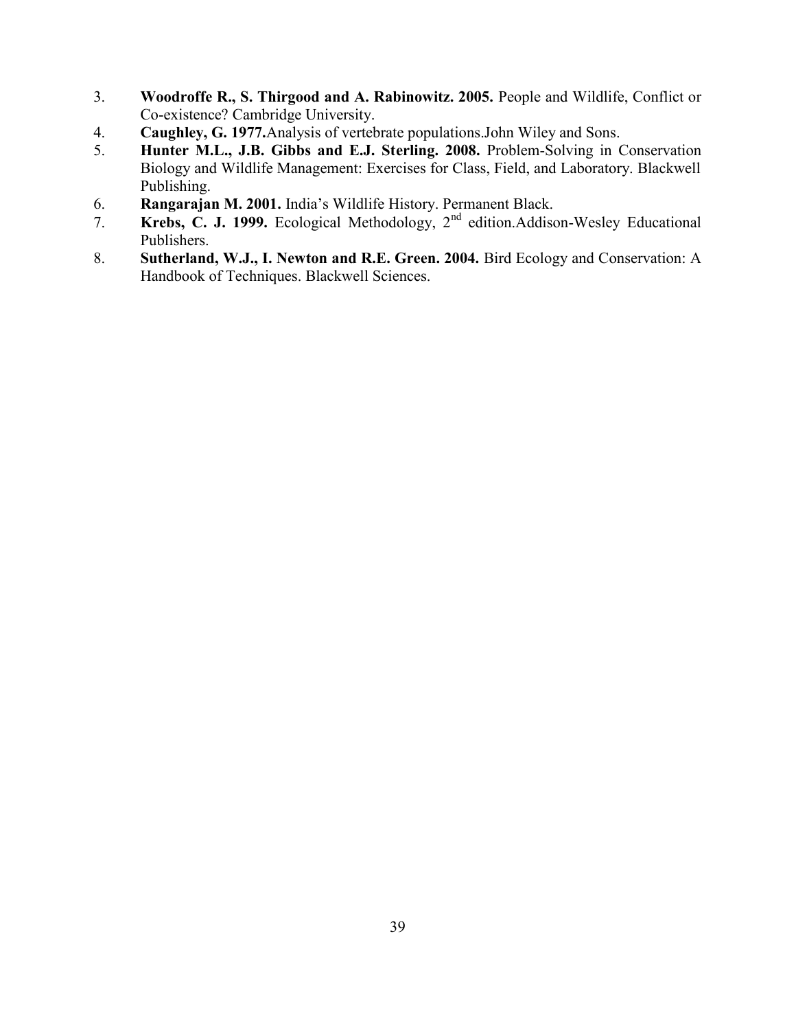3. **Woodroffe R., S. Thirgood and A. Rabinowitz. 2005.** People and Wildlife, Conflict or Co-existence? Cambridge University.
4. **Caughley, G. 1977.**Analysis of vertebrate populations.John Wiley and Sons.
5. **Hunter M.L., J.B. Gibbs and E.J. Sterling. 2008.** Problem-Solving in Conservation Biology and Wildlife Management: Exercises for Class, Field, and Laboratory. Blackwell Publishing.
6. **Rangarajan M. 2001.** India's Wildlife History. Permanent Black.
7. **Krebs, C. J. 1999.** Ecological Methodology, 2nd edition.Addison-Wesley Educational Publishers.
8. **Sutherland, W.J., I. Newton and R.E. Green. 2004.** Bird Ecology and Conservation: A Handbook of Techniques. Blackwell Sciences.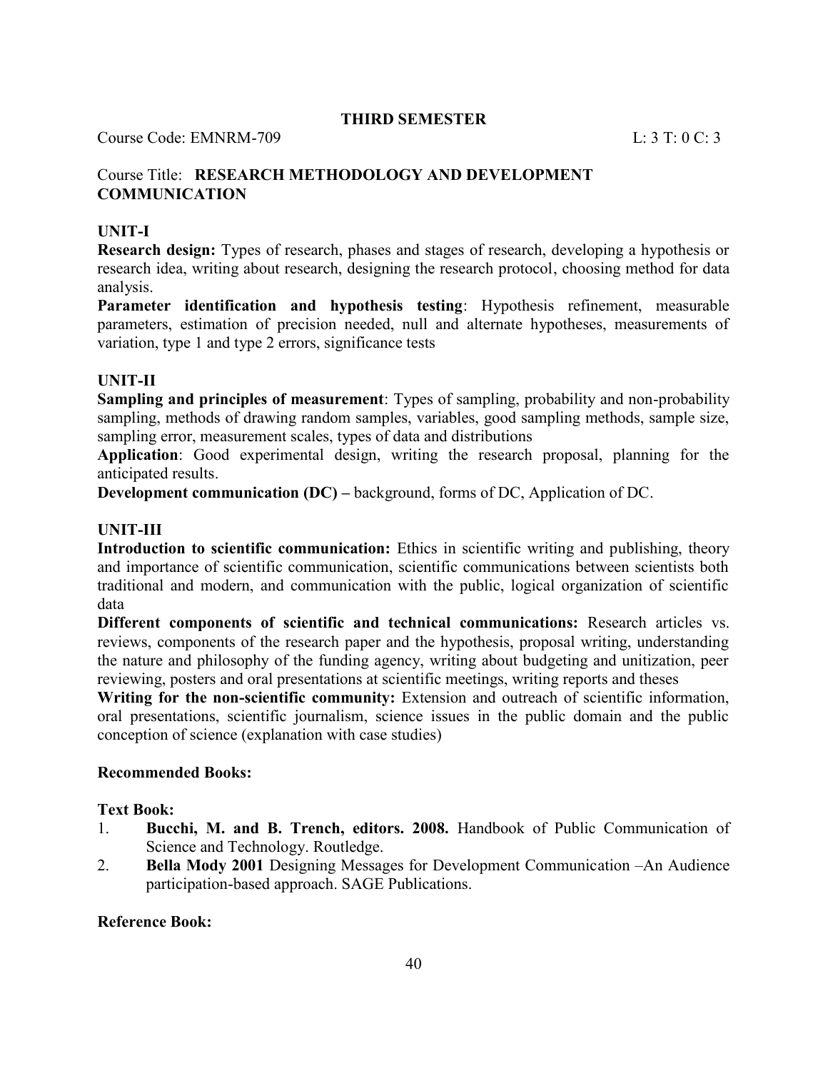## THIRD SEMESTER

Course Code: EMNRM-709 L: 3 T: 0 C: 3

Course Title: **RESEARCH METHODOLOGY AND DEVELOPMENT COMMUNICATION**

### UNIT-I

**Research design:** Types of research, phases and stages of research, developing a hypothesis or research idea, writing about research, designing the research protocol, choosing method for data analysis.

**Parameter identification and hypothesis testing**: Hypothesis refinement, measurable parameters, estimation of precision needed, null and alternate hypotheses, measurements of variation, type 1 and type 2 errors, significance tests

### UNIT-II

**Sampling and principles of measurement**: Types of sampling, probability and non-probability sampling, methods of drawing random samples, variables, good sampling methods, sample size, sampling error, measurement scales, types of data and distributions

**Application**: Good experimental design, writing the research proposal, planning for the anticipated results.

**Development communication (DC) –** background, forms of DC, Application of DC.

### UNIT-III

**Introduction to scientific communication:** Ethics in scientific writing and publishing, theory and importance of scientific communication, scientific communications between scientists both traditional and modern, and communication with the public, logical organization of scientific data

**Different components of scientific and technical communications:** Research articles vs. reviews, components of the research paper and the hypothesis, proposal writing, understanding the nature and philosophy of the funding agency, writing about budgeting and unitization, peer reviewing, posters and oral presentations at scientific meetings, writing reports and theses

**Writing for the non-scientific community:** Extension and outreach of scientific information, oral presentations, scientific journalism, science issues in the public domain and the public conception of science (explanation with case studies)

**Recommended Books:**

**Text Book:**

1. **Bucchi, M. and B. Trench, editors. 2008.** Handbook of Public Communication of Science and Technology. Routledge.
2. **Bella Mody 2001** Designing Messages for Development Communication –An Audience participation-based approach. SAGE Publications.

**Reference Book:**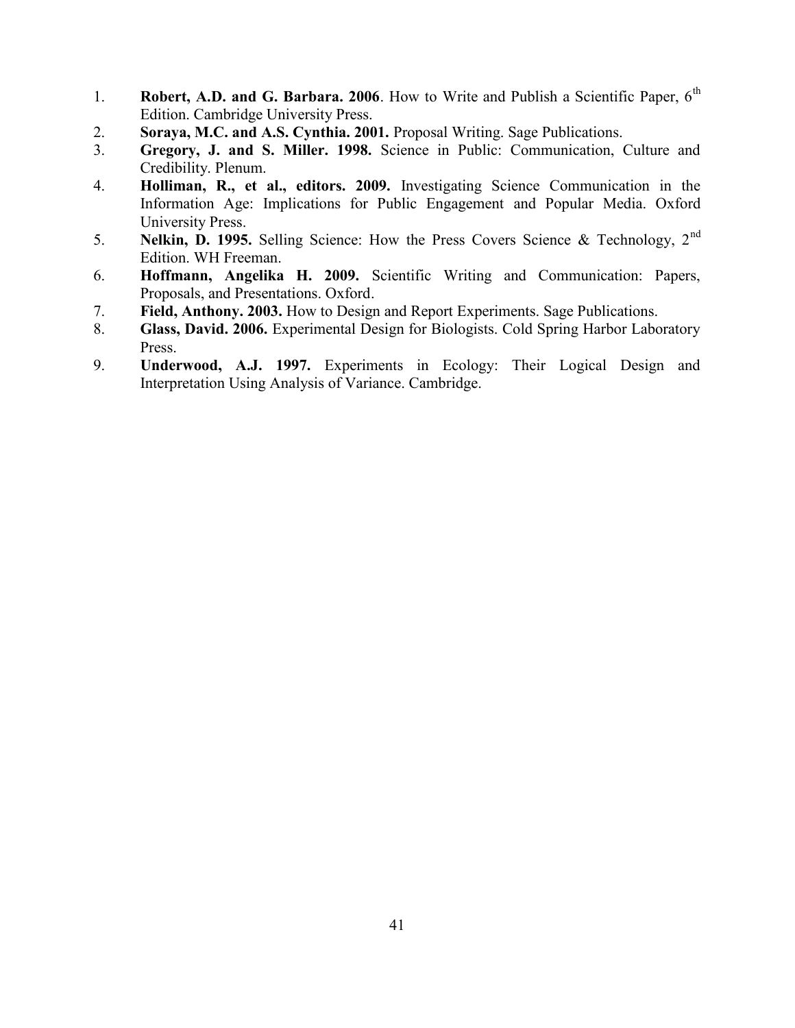1. **Robert, A.D. and G. Barbara. 2006**. How to Write and Publish a Scientific Paper, 6th Edition. Cambridge University Press.
2. **Soraya, M.C. and A.S. Cynthia. 2001.** Proposal Writing. Sage Publications.
3. **Gregory, J. and S. Miller. 1998.** Science in Public: Communication, Culture and Credibility. Plenum.
4. **Holliman, R., et al., editors. 2009.** Investigating Science Communication in the Information Age: Implications for Public Engagement and Popular Media. Oxford University Press.
5. **Nelkin, D. 1995.** Selling Science: How the Press Covers Science & Technology, 2nd Edition. WH Freeman.
6. **Hoffmann, Angelika H. 2009.** Scientific Writing and Communication: Papers, Proposals, and Presentations. Oxford.
7. **Field, Anthony. 2003.** How to Design and Report Experiments. Sage Publications.
8. **Glass, David. 2006.** Experimental Design for Biologists. Cold Spring Harbor Laboratory Press.
9. **Underwood, A.J. 1997.** Experiments in Ecology: Their Logical Design and Interpretation Using Analysis of Variance. Cambridge.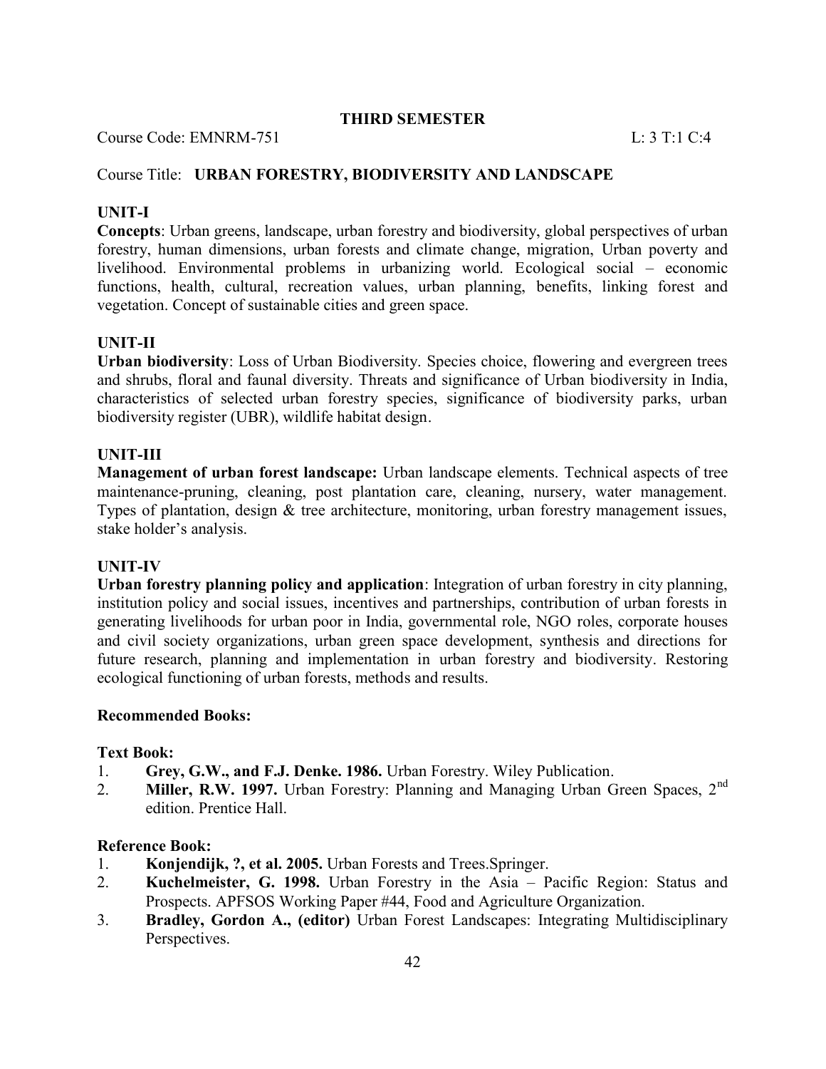## THIRD SEMESTER

Course Code: EMNRM-751 L: 3 T:1 C:4

Course Title: **URBAN FORESTRY, BIODIVERSITY AND LANDSCAPE**

### UNIT-I

**Concepts**: Urban greens, landscape, urban forestry and biodiversity, global perspectives of urban forestry, human dimensions, urban forests and climate change, migration, Urban poverty and livelihood. Environmental problems in urbanizing world. Ecological social – economic functions, health, cultural, recreation values, urban planning, benefits, linking forest and vegetation. Concept of sustainable cities and green space.

### UNIT-II

**Urban biodiversity**: Loss of Urban Biodiversity. Species choice, flowering and evergreen trees and shrubs, floral and faunal diversity. Threats and significance of Urban biodiversity in India, characteristics of selected urban forestry species, significance of biodiversity parks, urban biodiversity register (UBR), wildlife habitat design.

### UNIT-III

**Management of urban forest landscape:** Urban landscape elements. Technical aspects of tree maintenance-pruning, cleaning, post plantation care, cleaning, nursery, water management. Types of plantation, design & tree architecture, monitoring, urban forestry management issues, stake holder's analysis.

### UNIT-IV

**Urban forestry planning policy and application**: Integration of urban forestry in city planning, institution policy and social issues, incentives and partnerships, contribution of urban forests in generating livelihoods for urban poor in India, governmental role, NGO roles, corporate houses and civil society organizations, urban green space development, synthesis and directions for future research, planning and implementation in urban forestry and biodiversity. Restoring ecological functioning of urban forests, methods and results.

### Recommended Books:

**Text Book:**

1. **Grey, G.W., and F.J. Denke. 1986.** Urban Forestry. Wiley Publication.
2. **Miller, R.W. 1997.** Urban Forestry: Planning and Managing Urban Green Spaces, 2nd edition. Prentice Hall.

**Reference Book:**

1. **Konjendijk, ?, et al. 2005.** Urban Forests and Trees.Springer.
2. **Kuchelmeister, G. 1998.** Urban Forestry in the Asia – Pacific Region: Status and Prospects. APFSOS Working Paper #44, Food and Agriculture Organization.
3. **Bradley, Gordon A., (editor)** Urban Forest Landscapes: Integrating Multidisciplinary Perspectives.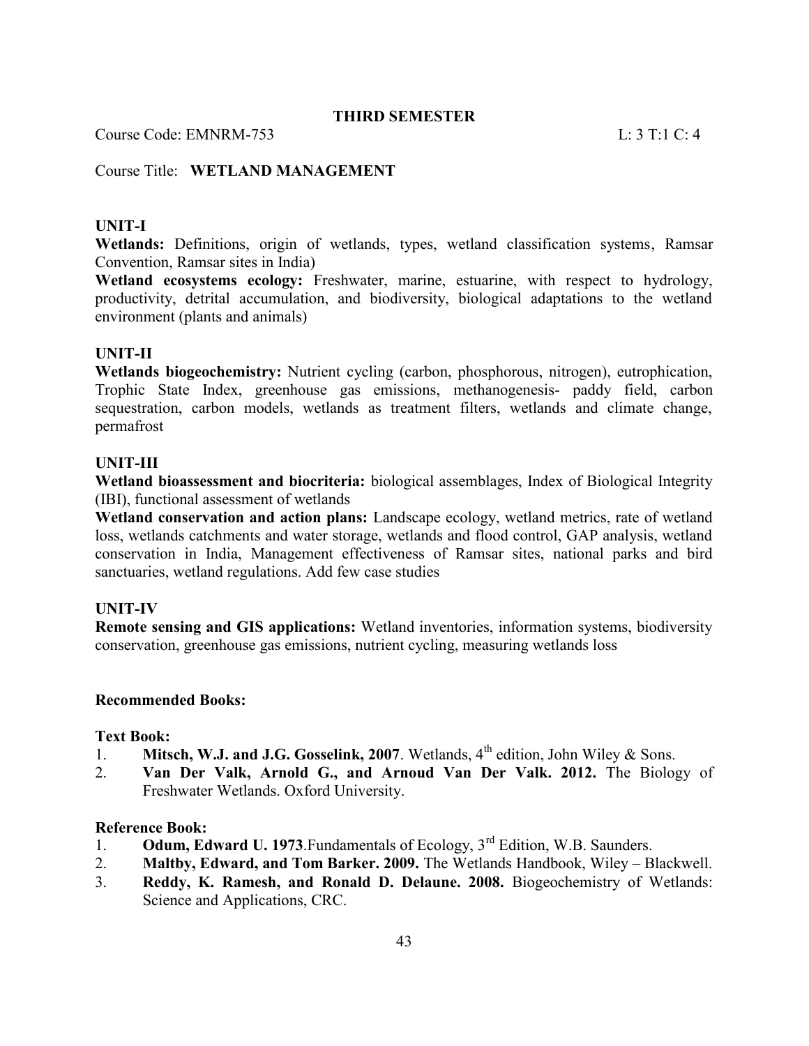## THIRD SEMESTER

Course Code: EMNRM-753 L: 3 T:1 C: 4

Course Title: **WETLAND MANAGEMENT**

### UNIT-I

**Wetlands:** Definitions, origin of wetlands, types, wetland classification systems, Ramsar Convention, Ramsar sites in India)

**Wetland ecosystems ecology:** Freshwater, marine, estuarine, with respect to hydrology, productivity, detrital accumulation, and biodiversity, biological adaptations to the wetland environment (plants and animals)

### UNIT-II

**Wetlands biogeochemistry:** Nutrient cycling (carbon, phosphorous, nitrogen), eutrophication, Trophic State Index, greenhouse gas emissions, methanogenesis- paddy field, carbon sequestration, carbon models, wetlands as treatment filters, wetlands and climate change, permafrost

### UNIT-III

**Wetland bioassessment and biocriteria:** biological assemblages, Index of Biological Integrity (IBI), functional assessment of wetlands

**Wetland conservation and action plans:** Landscape ecology, wetland metrics, rate of wetland loss, wetlands catchments and water storage, wetlands and flood control, GAP analysis, wetland conservation in India, Management effectiveness of Ramsar sites, national parks and bird sanctuaries, wetland regulations. Add few case studies

### UNIT-IV

**Remote sensing and GIS applications:** Wetland inventories, information systems, biodiversity conservation, greenhouse gas emissions, nutrient cycling, measuring wetlands loss

### Recommended Books:

**Text Book:**

1. **Mitsch, W.J. and J.G. Gosselink, 2007**. Wetlands, 4th edition, John Wiley & Sons.
2. **Van Der Valk, Arnold G., and Arnoud Van Der Valk. 2012.** The Biology of Freshwater Wetlands. Oxford University.

**Reference Book:**

1. **Odum, Edward U. 1973**.Fundamentals of Ecology, 3rd Edition, W.B. Saunders.
2. **Maltby, Edward, and Tom Barker. 2009.** The Wetlands Handbook, Wiley – Blackwell.
3. **Reddy, K. Ramesh, and Ronald D. Delaune. 2008.** Biogeochemistry of Wetlands: Science and Applications, CRC.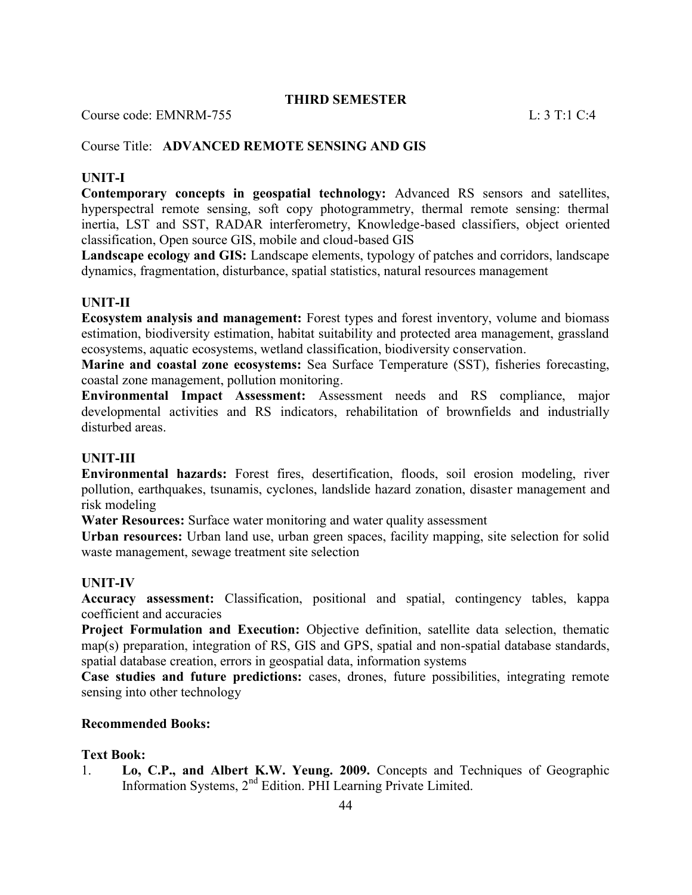## THIRD SEMESTER

Course code: EMNRM-755 L: 3 T:1 C:4

Course Title: **ADVANCED REMOTE SENSING AND GIS**

### UNIT-I

**Contemporary concepts in geospatial technology:** Advanced RS sensors and satellites, hyperspectral remote sensing, soft copy photogrammetry, thermal remote sensing: thermal inertia, LST and SST, RADAR interferometry, Knowledge-based classifiers, object oriented classification, Open source GIS, mobile and cloud-based GIS

**Landscape ecology and GIS:** Landscape elements, typology of patches and corridors, landscape dynamics, fragmentation, disturbance, spatial statistics, natural resources management

### UNIT-II

**Ecosystem analysis and management:** Forest types and forest inventory, volume and biomass estimation, biodiversity estimation, habitat suitability and protected area management, grassland ecosystems, aquatic ecosystems, wetland classification, biodiversity conservation.

**Marine and coastal zone ecosystems:** Sea Surface Temperature (SST), fisheries forecasting, coastal zone management, pollution monitoring.

**Environmental Impact Assessment:** Assessment needs and RS compliance, major developmental activities and RS indicators, rehabilitation of brownfields and industrially disturbed areas.

### UNIT-III

**Environmental hazards:** Forest fires, desertification, floods, soil erosion modeling, river pollution, earthquakes, tsunamis, cyclones, landslide hazard zonation, disaster management and risk modeling

**Water Resources:** Surface water monitoring and water quality assessment

**Urban resources:** Urban land use, urban green spaces, facility mapping, site selection for solid waste management, sewage treatment site selection

### UNIT-IV

**Accuracy assessment:** Classification, positional and spatial, contingency tables, kappa coefficient and accuracies

**Project Formulation and Execution:** Objective definition, satellite data selection, thematic map(s) preparation, integration of RS, GIS and GPS, spatial and non-spatial database standards, spatial database creation, errors in geospatial data, information systems

**Case studies and future predictions:** cases, drones, future possibilities, integrating remote sensing into other technology

**Recommended Books:**

**Text Book:**

1. **Lo, C.P., and Albert K.W. Yeung. 2009.** Concepts and Techniques of Geographic Information Systems, 2nd Edition. PHI Learning Private Limited.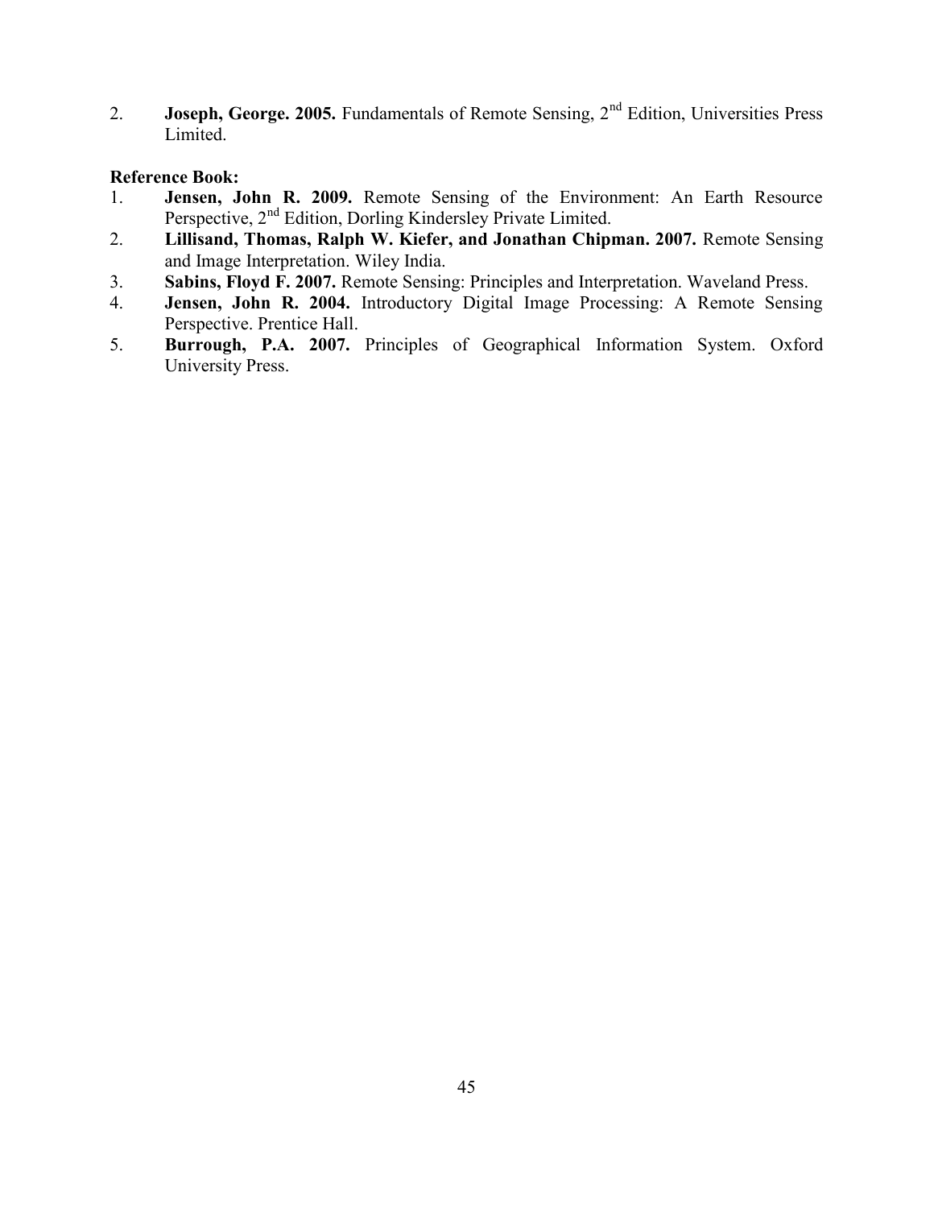2. **Joseph, George. 2005.** Fundamentals of Remote Sensing, 2nd Edition, Universities Press Limited.

**Reference Book:**

1. **Jensen, John R. 2009.** Remote Sensing of the Environment: An Earth Resource Perspective, 2nd Edition, Dorling Kindersley Private Limited.
2. **Lillisand, Thomas, Ralph W. Kiefer, and Jonathan Chipman. 2007.** Remote Sensing and Image Interpretation. Wiley India.
3. **Sabins, Floyd F. 2007.** Remote Sensing: Principles and Interpretation. Waveland Press.
4. **Jensen, John R. 2004.** Introductory Digital Image Processing: A Remote Sensing Perspective. Prentice Hall.
5. **Burrough, P.A. 2007.** Principles of Geographical Information System. Oxford University Press.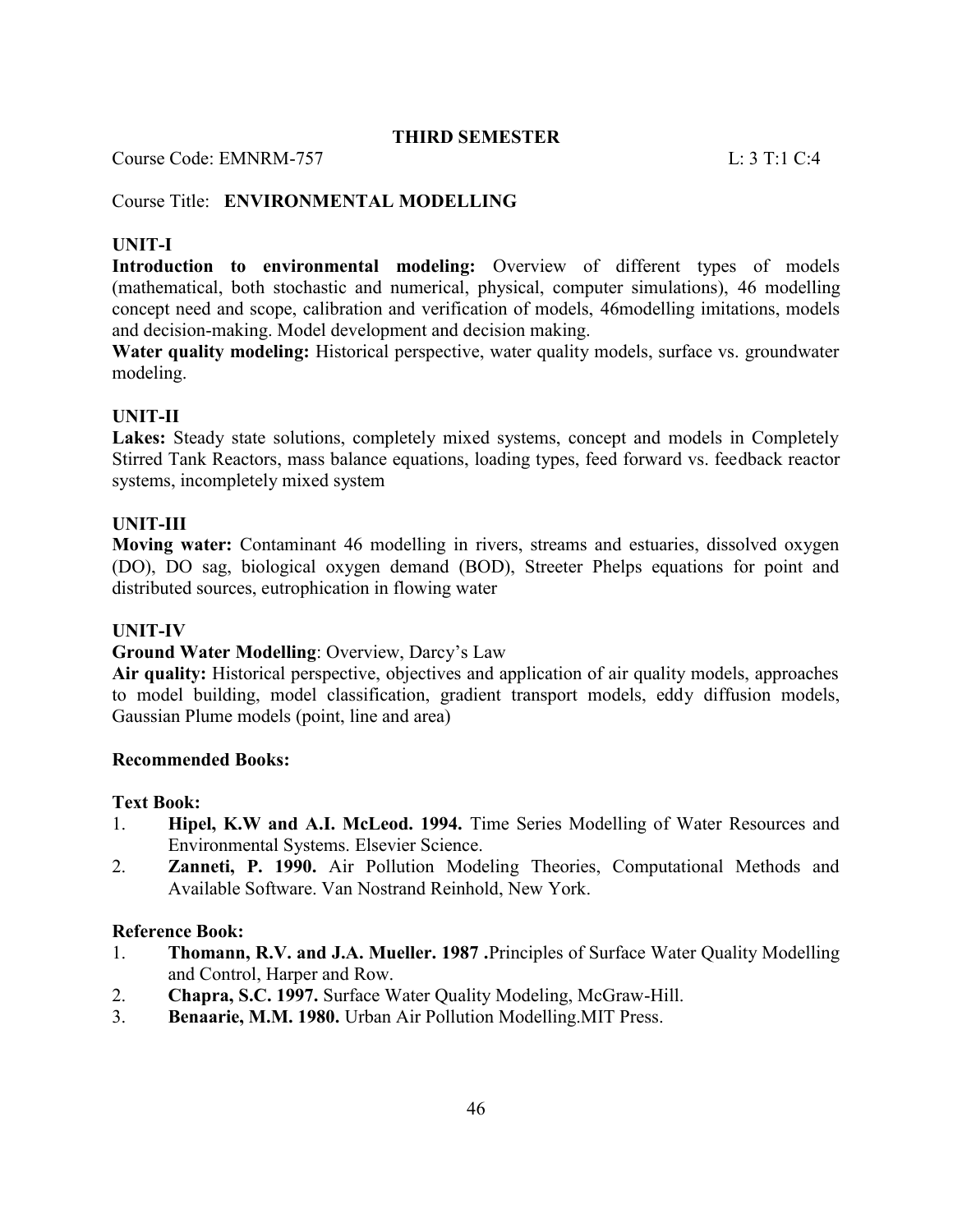**THIRD SEMESTER**

Course Code: EMNRM-757 L: 3 T:1 C:4

Course Title: **ENVIRONMENTAL MODELLING**

**UNIT-I**

**Introduction to environmental modeling:** Overview of different types of models (mathematical, both stochastic and numerical, physical, computer simulations), 46 modelling concept need and scope, calibration and verification of models, 46modelling imitations, models and decision-making. Model development and decision making.

**Water quality modeling:** Historical perspective, water quality models, surface vs. groundwater modeling.

**UNIT-II**

**Lakes:** Steady state solutions, completely mixed systems, concept and models in Completely Stirred Tank Reactors, mass balance equations, loading types, feed forward vs. feedback reactor systems, incompletely mixed system

**UNIT-III**

**Moving water:** Contaminant 46 modelling in rivers, streams and estuaries, dissolved oxygen (DO), DO sag, biological oxygen demand (BOD), Streeter Phelps equations for point and distributed sources, eutrophication in flowing water

**UNIT-IV**

**Ground Water Modelling**: Overview, Darcy's Law

**Air quality:** Historical perspective, objectives and application of air quality models, approaches to model building, model classification, gradient transport models, eddy diffusion models, Gaussian Plume models (point, line and area)

**Recommended Books:**

**Text Book:**

1. **Hipel, K.W and A.I. McLeod. 1994.** Time Series Modelling of Water Resources and Environmental Systems. Elsevier Science.
2. **Zanneti, P. 1990.** Air Pollution Modeling Theories, Computational Methods and Available Software. Van Nostrand Reinhold, New York.

**Reference Book:**

1. **Thomann, R.V. and J.A. Mueller. 1987 .**Principles of Surface Water Quality Modelling and Control, Harper and Row.
2. **Chapra, S.C. 1997.** Surface Water Quality Modeling, McGraw-Hill.
3. **Benaarie, M.M. 1980.** Urban Air Pollution Modelling.MIT Press.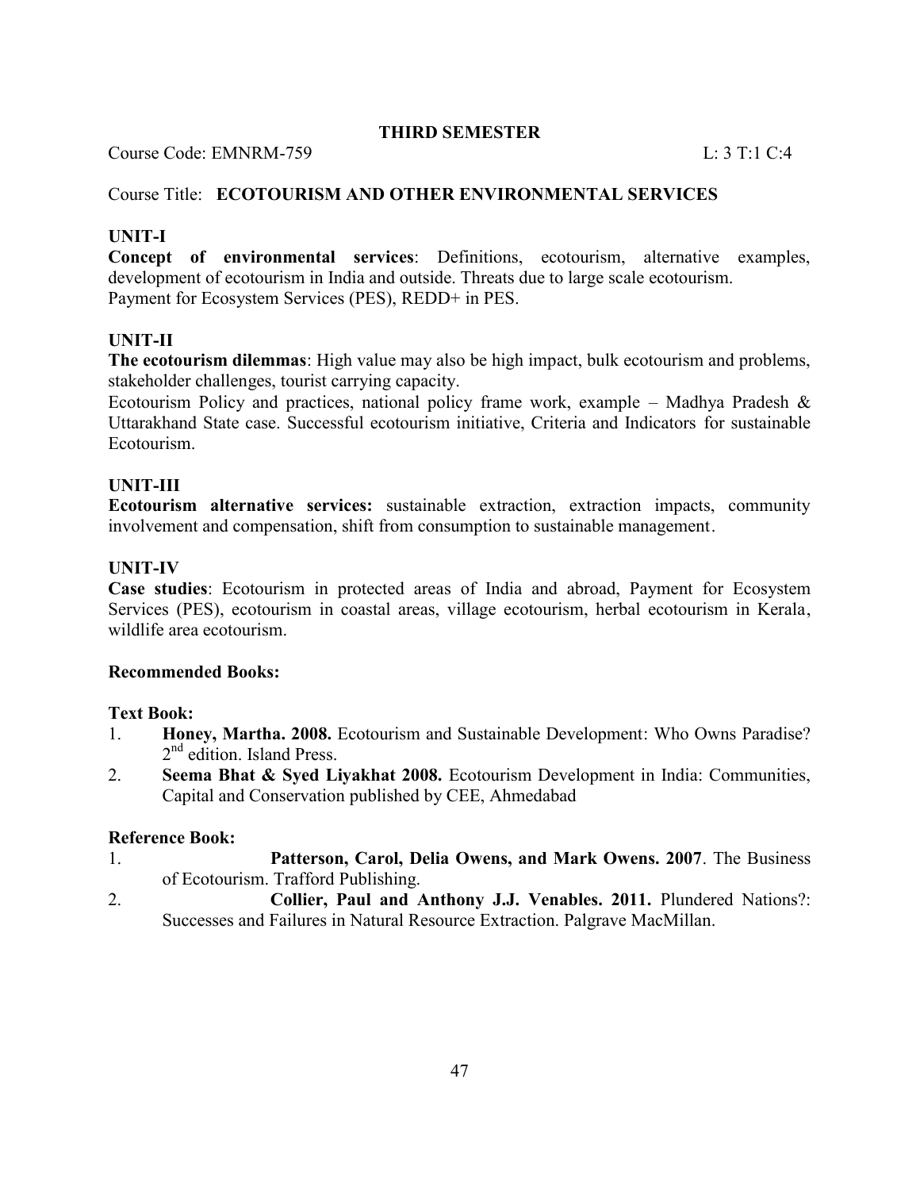## THIRD SEMESTER

Course Code: EMNRM-759 L: 3 T:1 C:4

Course Title: **ECOTOURISM AND OTHER ENVIRONMENTAL SERVICES**

### UNIT-I

**Concept of environmental services**: Definitions, ecotourism, alternative examples, development of ecotourism in India and outside. Threats due to large scale ecotourism. Payment for Ecosystem Services (PES), REDD+ in PES.

### UNIT-II

**The ecotourism dilemmas**: High value may also be high impact, bulk ecotourism and problems, stakeholder challenges, tourist carrying capacity.

Ecotourism Policy and practices, national policy frame work, example – Madhya Pradesh & Uttarakhand State case. Successful ecotourism initiative, Criteria and Indicators for sustainable Ecotourism.

### UNIT-III

**Ecotourism alternative services:** sustainable extraction, extraction impacts, community involvement and compensation, shift from consumption to sustainable management.

### UNIT-IV

**Case studies**: Ecotourism in protected areas of India and abroad, Payment for Ecosystem Services (PES), ecotourism in coastal areas, village ecotourism, herbal ecotourism in Kerala, wildlife area ecotourism.

### Recommended Books:

**Text Book:**

1. **Honey, Martha. 2008.** Ecotourism and Sustainable Development: Who Owns Paradise? 2nd edition. Island Press.
2. **Seema Bhat & Syed Liyakhat 2008.** Ecotourism Development in India: Communities, Capital and Conservation published by CEE, Ahmedabad

**Reference Book:**

1. **Patterson, Carol, Delia Owens, and Mark Owens. 2007**. The Business of Ecotourism. Trafford Publishing.
2. **Collier, Paul and Anthony J.J. Venables. 2011.** Plundered Nations?: Successes and Failures in Natural Resource Extraction. Palgrave MacMillan.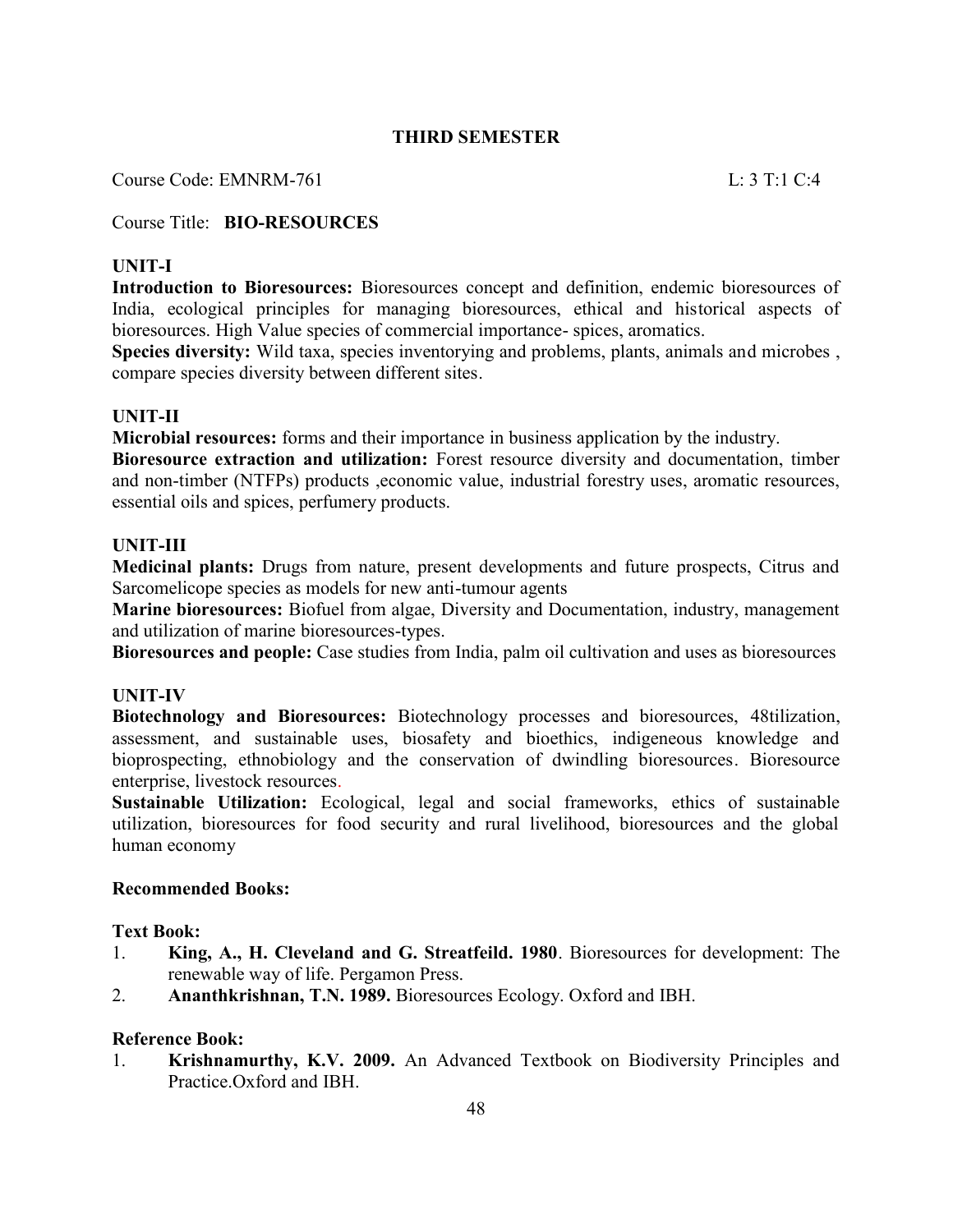## THIRD SEMESTER

Course Code: EMNRM-761 L: 3 T:1 C:4

Course Title: **BIO-RESOURCES**

### UNIT-I

**Introduction to Bioresources:** Bioresources concept and definition, endemic bioresources of India, ecological principles for managing bioresources, ethical and historical aspects of bioresources. High Value species of commercial importance- spices, aromatics.

**Species diversity:** Wild taxa, species inventorying and problems, plants, animals and microbes , compare species diversity between different sites.

### UNIT-II

**Microbial resources:** forms and their importance in business application by the industry.

**Bioresource extraction and utilization:** Forest resource diversity and documentation, timber and non-timber (NTFPs) products ,economic value, industrial forestry uses, aromatic resources, essential oils and spices, perfumery products.

### UNIT-III

**Medicinal plants:** Drugs from nature, present developments and future prospects, Citrus and Sarcomelicope species as models for new anti-tumour agents

**Marine bioresources:** Biofuel from algae, Diversity and Documentation, industry, management and utilization of marine bioresources-types.

**Bioresources and people:** Case studies from India, palm oil cultivation and uses as bioresources

### UNIT-IV

**Biotechnology and Bioresources:** Biotechnology processes and bioresources, 48tilization, assessment, and sustainable uses, biosafety and bioethics, indigeneous knowledge and bioprospecting, ethnobiology and the conservation of dwindling bioresources. Bioresource enterprise, livestock resources.

**Sustainable Utilization:** Ecological, legal and social frameworks, ethics of sustainable utilization, bioresources for food security and rural livelihood, bioresources and the global human economy

**Recommended Books:**

**Text Book:**

1. **King, A., H. Cleveland and G. Streatfeild. 1980**. Bioresources for development: The renewable way of life. Pergamon Press.
2. **Ananthkrishnan, T.N. 1989.** Bioresources Ecology. Oxford and IBH.

**Reference Book:**

1. **Krishnamurthy, K.V. 2009.** An Advanced Textbook on Biodiversity Principles and Practice.Oxford and IBH.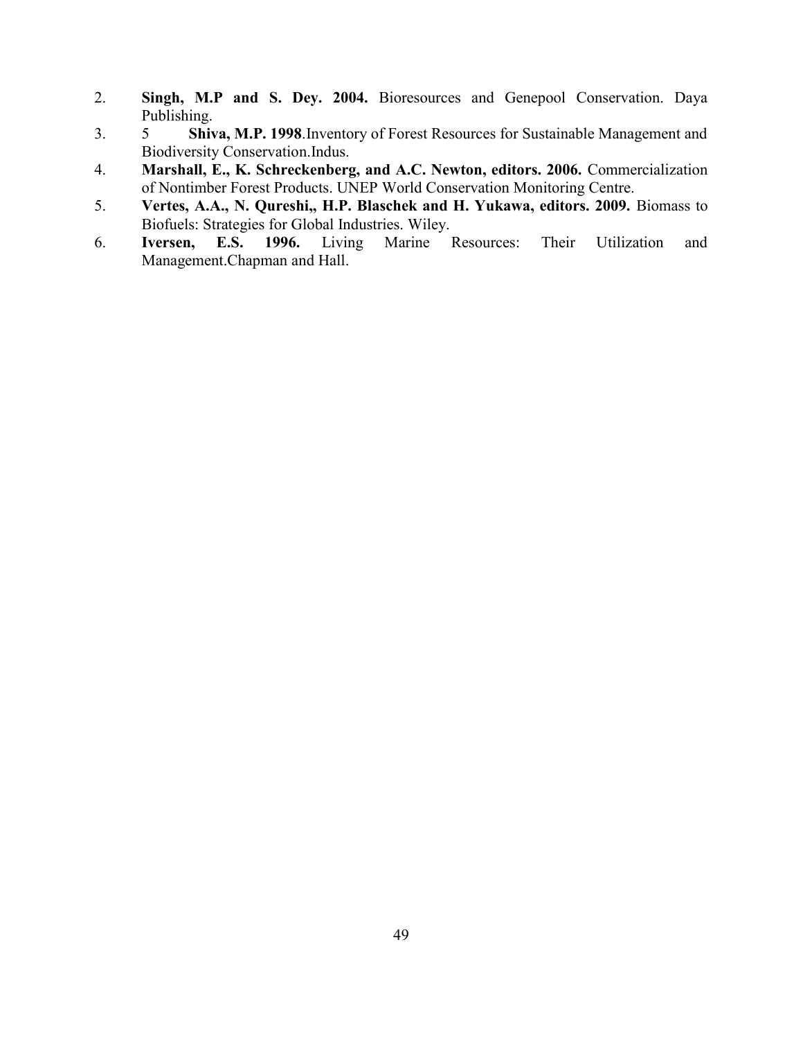2. **Singh, M.P and S. Dey. 2004.** Bioresources and Genepool Conservation. Daya Publishing.
3. 5 **Shiva, M.P. 1998**.Inventory of Forest Resources for Sustainable Management and Biodiversity Conservation.Indus.
4. **Marshall, E., K. Schreckenberg, and A.C. Newton, editors. 2006.** Commercialization of Nontimber Forest Products. UNEP World Conservation Monitoring Centre.
5. **Vertes, A.A., N. Qureshi,, H.P. Blaschek and H. Yukawa, editors. 2009.** Biomass to Biofuels: Strategies for Global Industries. Wiley.
6. **Iversen, E.S. 1996.** Living Marine Resources: Their Utilization and Management.Chapman and Hall.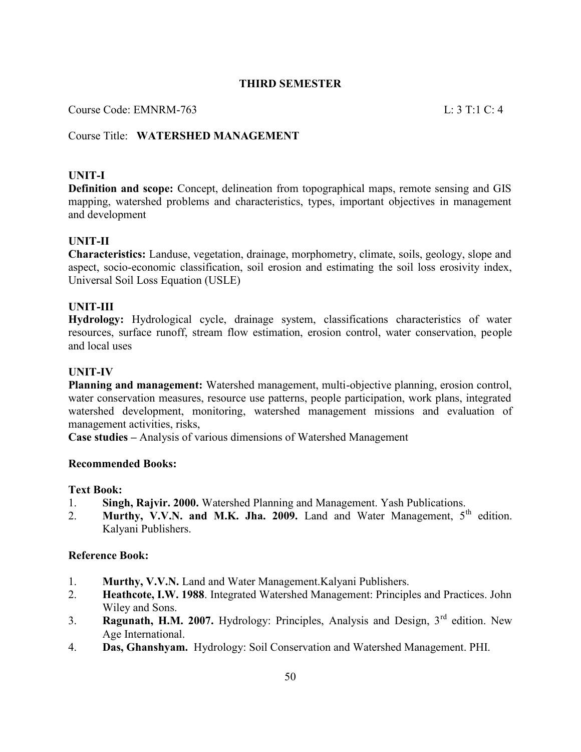## THIRD SEMESTER

Course Code: EMNRM-763 L: 3 T:1 C: 4

Course Title: **WATERSHED MANAGEMENT**

### UNIT-I

**Definition and scope:** Concept, delineation from topographical maps, remote sensing and GIS mapping, watershed problems and characteristics, types, important objectives in management and development

### UNIT-II

**Characteristics:** Landuse, vegetation, drainage, morphometry, climate, soils, geology, slope and aspect, socio-economic classification, soil erosion and estimating the soil loss erosivity index, Universal Soil Loss Equation (USLE)

### UNIT-III

**Hydrology:** Hydrological cycle, drainage system, classifications characteristics of water resources, surface runoff, stream flow estimation, erosion control, water conservation, people and local uses

### UNIT-IV

**Planning and management:** Watershed management, multi-objective planning, erosion control, water conservation measures, resource use patterns, people participation, work plans, integrated watershed development, monitoring, watershed management missions and evaluation of management activities, risks,

**Case studies –** Analysis of various dimensions of Watershed Management

### Recommended Books:

**Text Book:**

1. **Singh, Rajvir. 2000.** Watershed Planning and Management. Yash Publications.
2. **Murthy, V.V.N. and M.K. Jha. 2009.** Land and Water Management, 5th edition. Kalyani Publishers.

**Reference Book:**

1. **Murthy, V.V.N.** Land and Water Management.Kalyani Publishers.
2. **Heathcote, I.W. 1988**. Integrated Watershed Management: Principles and Practices. John Wiley and Sons.
3. **Ragunath, H.M. 2007.** Hydrology: Principles, Analysis and Design, 3rd edition. New Age International.
4. **Das, Ghanshyam.** Hydrology: Soil Conservation and Watershed Management. PHI.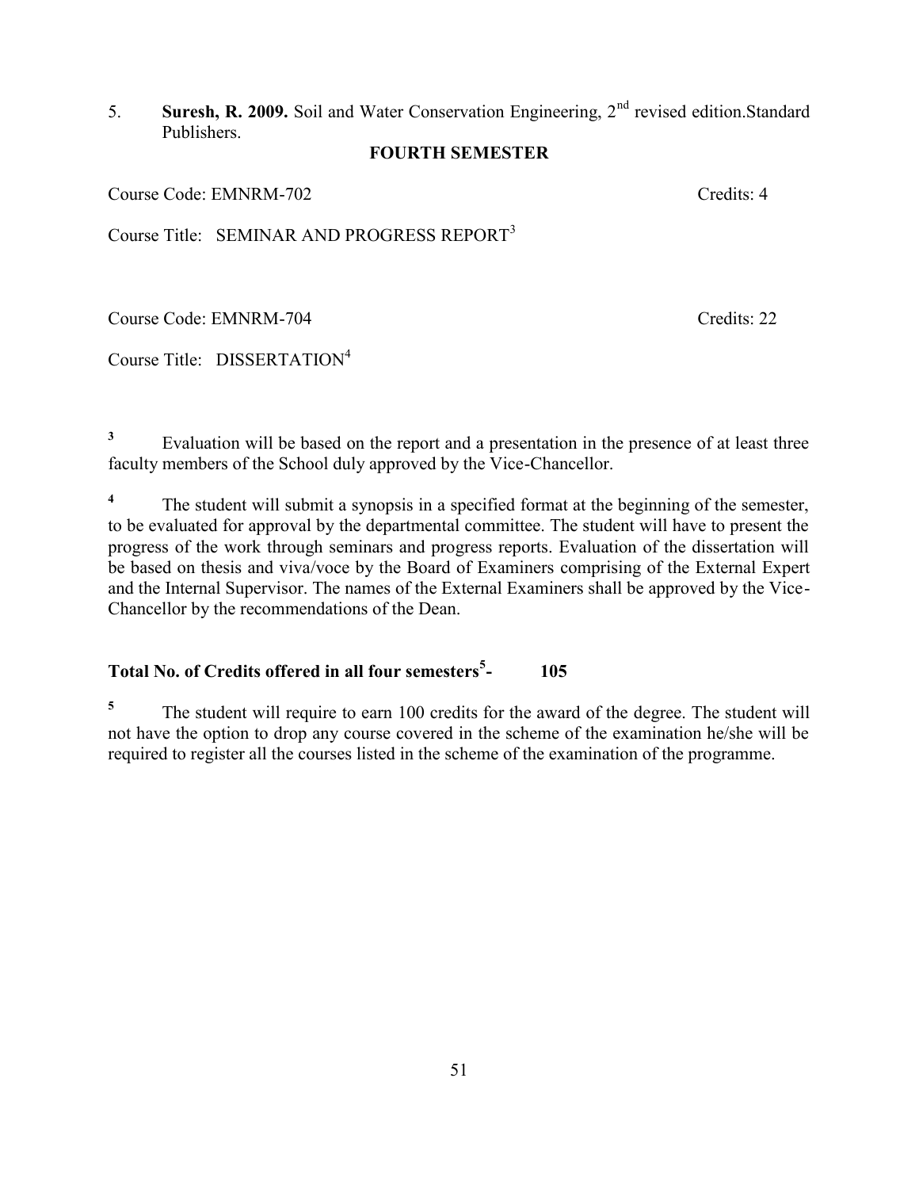5. **Suresh, R. 2009.** Soil and Water Conservation Engineering, 2nd revised edition.Standard Publishers.

## FOURTH SEMESTER

Course Code: EMNRM-702 Credits: 4

Course Title: SEMINAR AND PROGRESS REPORT[3]

Course Code: EMNRM-704 Credits: 22

Course Title: DISSERTATION[4]

[3] Evaluation will be based on the report and a presentation in the presence of at least three faculty members of the School duly approved by the Vice-Chancellor.

[4] The student will submit a synopsis in a specified format at the beginning of the semester, to be evaluated for approval by the departmental committee. The student will have to present the progress of the work through seminars and progress reports. Evaluation of the dissertation will be based on thesis and viva/voce by the Board of Examiners comprising of the External Expert and the Internal Supervisor. The names of the External Examiners shall be approved by the Vice-Chancellor by the recommendations of the Dean.

**Total No. of Credits offered in all four semesters[5]- 105**

[5] The student will require to earn 100 credits for the award of the degree. The student will not have the option to drop any course covered in the scheme of the examination he/she will be required to register all the courses listed in the scheme of the examination of the programme.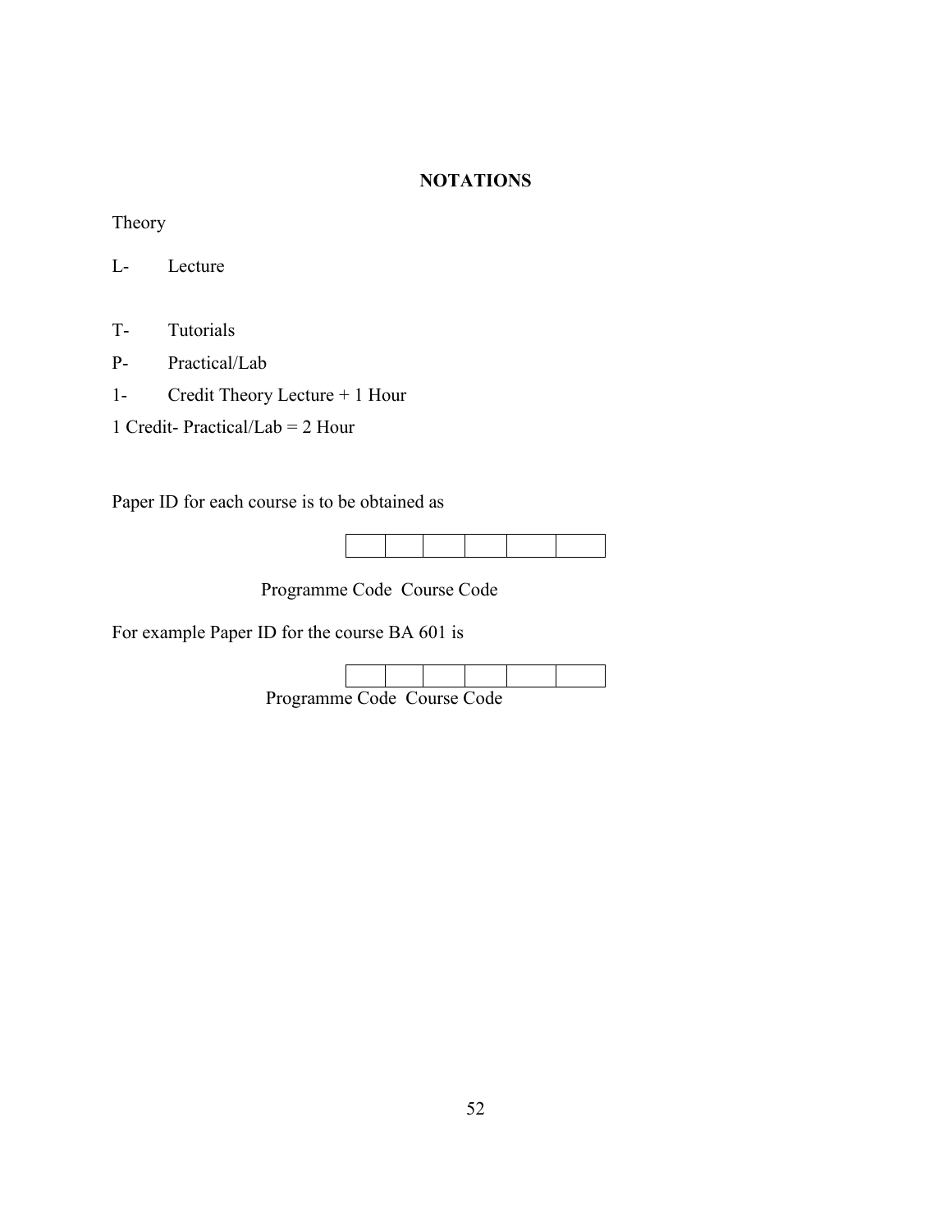## NOTATIONS

Theory

L- Lecture

T- Tutorials

P- Practical/Lab

1- Credit Theory Lecture + 1 Hour

1 Credit- Practical/Lab = 2 Hour

Paper ID for each course is to be obtained as

| | | | | | |
|---|---|---|---|---|---|
| | | | | | |

Programme Code Course Code

For example Paper ID for the course BA 601 is

| | | | | | |
|---|---|---|---|---|---|
| | | | | | |

Programme Code Course Code